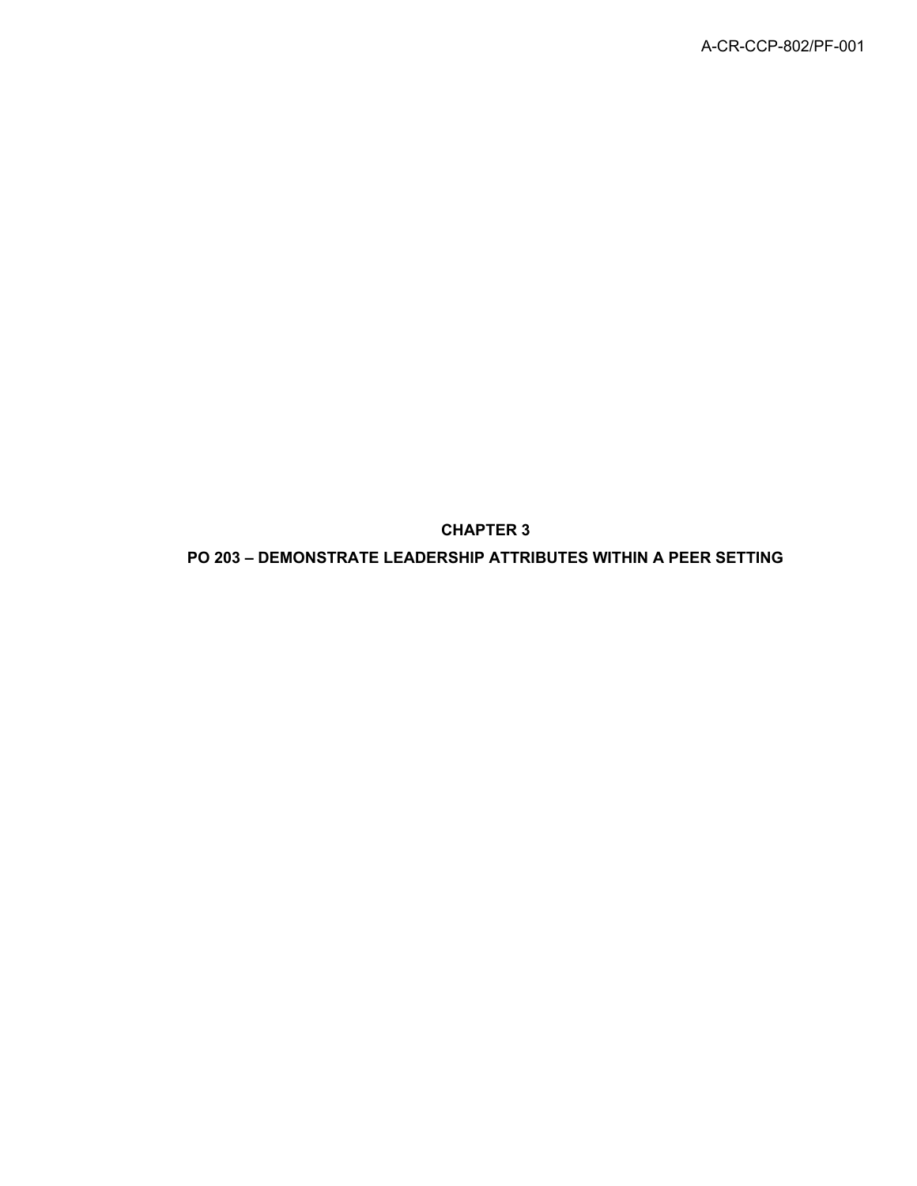# CHAPTER 3

## PO 203 – DEMONSTRATE LEADERSHIP ATTRIBUTES WITHIN A PEER SETTING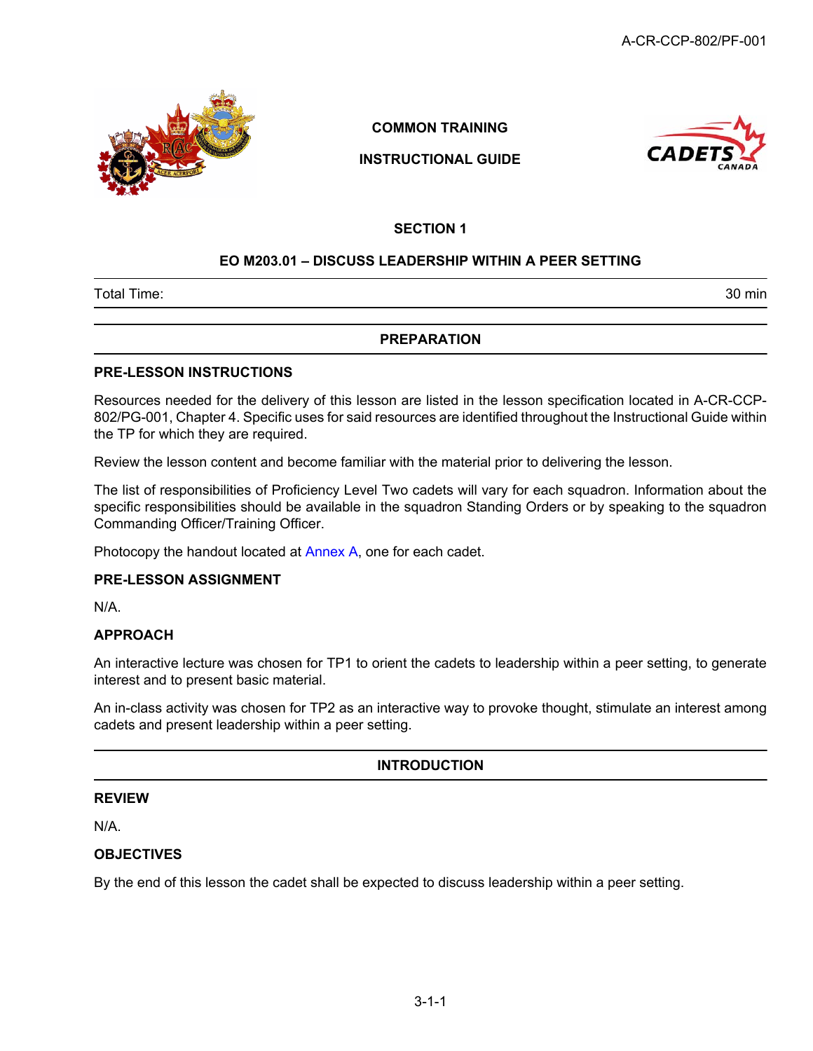COMMON TRAINING

INSTRUCTIONAL GUIDE

# SECTION 1

## EO M203.01 – DISCUSS LEADERSHIP WITHIN A PEER SETTING

| Total Time: | 30 min |
|---|---|

## PREPARATION

### PRE-LESSON INSTRUCTIONS

Resources needed for the delivery of this lesson are listed in the lesson specification located in A-CR-CCP-802/PG-001, Chapter 4. Specific uses for said resources are identified throughout the Instructional Guide within the TP for which they are required.

Review the lesson content and become familiar with the material prior to delivering the lesson.

The list of responsibilities of Proficiency Level Two cadets will vary for each squadron. Information about the specific responsibilities should be available in the squadron Standing Orders or by speaking to the squadron Commanding Officer/Training Officer.

Photocopy the handout located at Annex A, one for each cadet.

### PRE-LESSON ASSIGNMENT

N/A.

### APPROACH

An interactive lecture was chosen for TP1 to orient the cadets to leadership within a peer setting, to generate interest and to present basic material.

An in-class activity was chosen for TP2 as an interactive way to provoke thought, stimulate an interest among cadets and present leadership within a peer setting.

## INTRODUCTION

### REVIEW

N/A.

### OBJECTIVES

By the end of this lesson the cadet shall be expected to discuss leadership within a peer setting.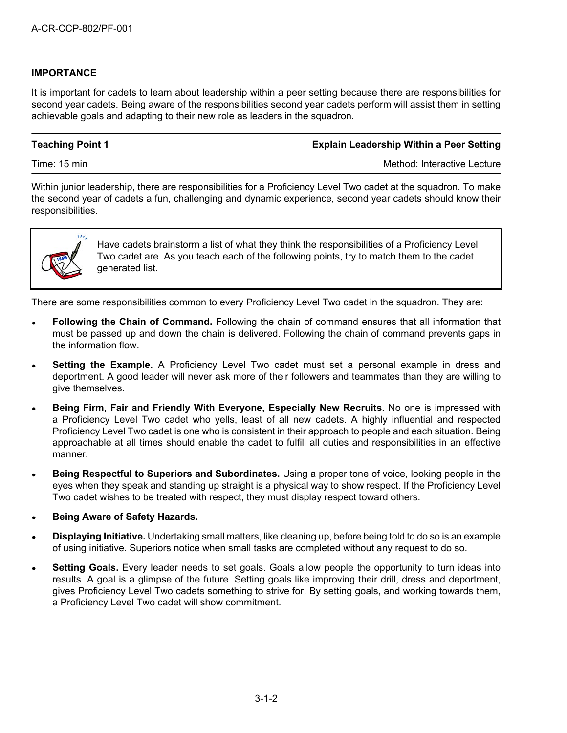## IMPORTANCE

It is important for cadets to learn about leadership within a peer setting because there are responsibilities for second year cadets. Being aware of the responsibilities second year cadets perform will assist them in setting achievable goals and adapting to their new role as leaders in the squadron.

---

**Teaching Point 1** — **Explain Leadership Within a Peer Setting**

Time: 15 min — Method: Interactive Lecture

---

Within junior leadership, there are responsibilities for a Proficiency Level Two cadet at the squadron. To make the second year of cadets a fun, challenging and dynamic experience, second year cadets should know their responsibilities.

> Have cadets brainstorm a list of what they think the responsibilities of a Proficiency Level Two cadet are. As you teach each of the following points, try to match them to the cadet generated list.

There are some responsibilities common to every Proficiency Level Two cadet in the squadron. They are:

- **Following the Chain of Command.** Following the chain of command ensures that all information that must be passed up and down the chain is delivered. Following the chain of command prevents gaps in the information flow.
- **Setting the Example.** A Proficiency Level Two cadet must set a personal example in dress and deportment. A good leader will never ask more of their followers and teammates than they are willing to give themselves.
- **Being Firm, Fair and Friendly With Everyone, Especially New Recruits.** No one is impressed with a Proficiency Level Two cadet who yells, least of all new cadets. A highly influential and respected Proficiency Level Two cadet is one who is consistent in their approach to people and each situation. Being approachable at all times should enable the cadet to fulfill all duties and responsibilities in an effective manner.
- **Being Respectful to Superiors and Subordinates.** Using a proper tone of voice, looking people in the eyes when they speak and standing up straight is a physical way to show respect. If the Proficiency Level Two cadet wishes to be treated with respect, they must display respect toward others.
- **Being Aware of Safety Hazards.**
- **Displaying Initiative.** Undertaking small matters, like cleaning up, before being told to do so is an example of using initiative. Superiors notice when small tasks are completed without any request to do so.
- **Setting Goals.** Every leader needs to set goals. Goals allow people the opportunity to turn ideas into results. A goal is a glimpse of the future. Setting goals like improving their drill, dress and deportment, gives Proficiency Level Two cadets something to strive for. By setting goals, and working towards them, a Proficiency Level Two cadet will show commitment.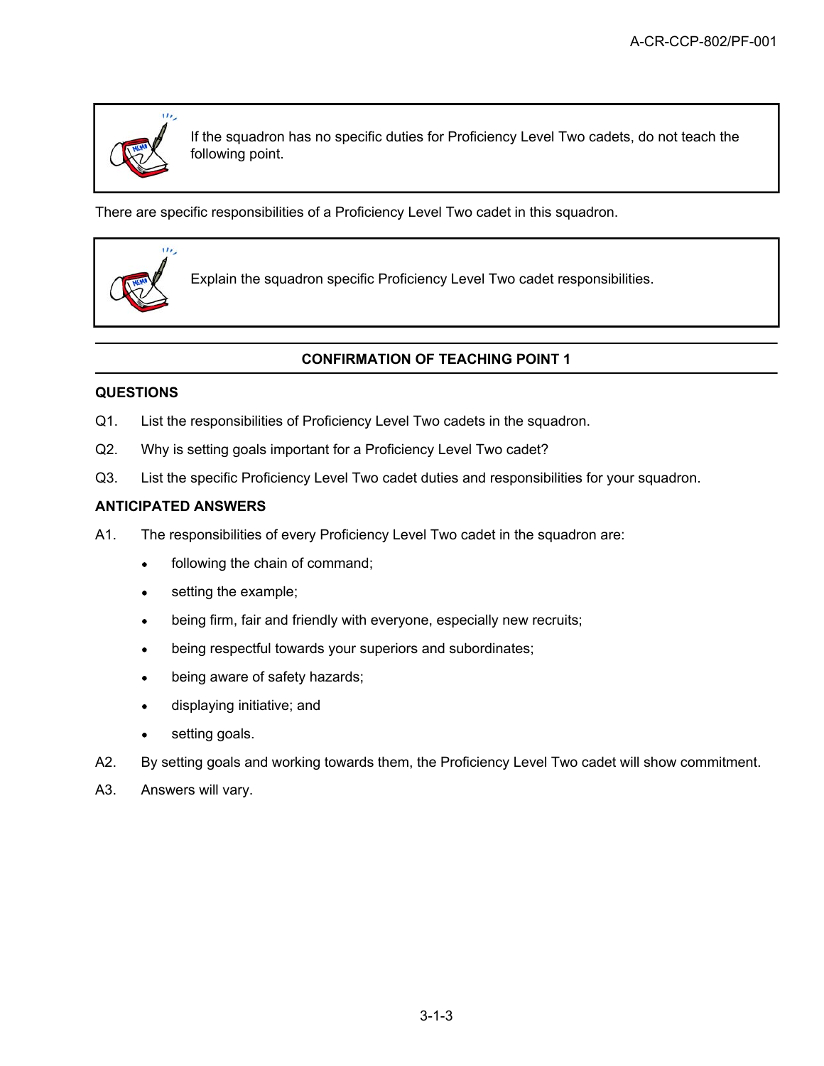If the squadron has no specific duties for Proficiency Level Two cadets, do not teach the following point.

There are specific responsibilities of a Proficiency Level Two cadet in this squadron.

Explain the squadron specific Proficiency Level Two cadet responsibilities.

## CONFIRMATION OF TEACHING POINT 1

**QUESTIONS**

Q1. List the responsibilities of Proficiency Level Two cadets in the squadron.

Q2. Why is setting goals important for a Proficiency Level Two cadet?

Q3. List the specific Proficiency Level Two cadet duties and responsibilities for your squadron.

**ANTICIPATED ANSWERS**

A1. The responsibilities of every Proficiency Level Two cadet in the squadron are:

- following the chain of command;
- setting the example;
- being firm, fair and friendly with everyone, especially new recruits;
- being respectful towards your superiors and subordinates;
- being aware of safety hazards;
- displaying initiative; and
- setting goals.

A2. By setting goals and working towards them, the Proficiency Level Two cadet will show commitment.

A3. Answers will vary.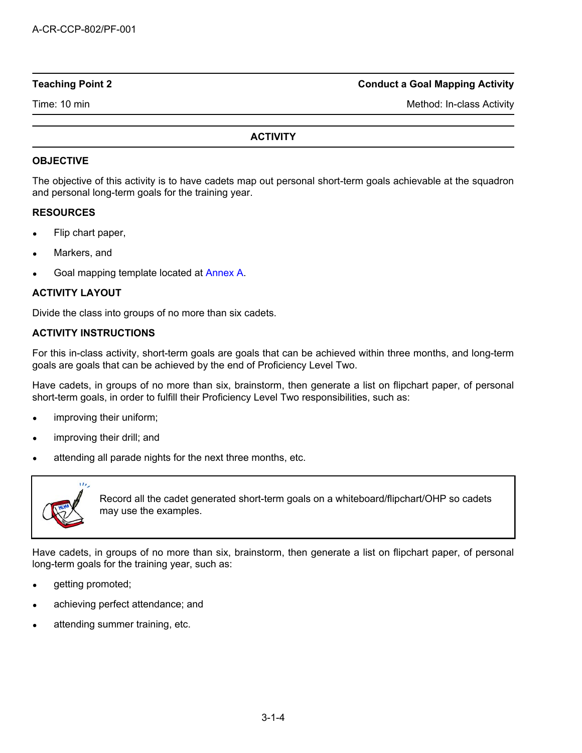| Teaching Point 2 | Conduct a Goal Mapping Activity |
| --- | --- |
| Time: 10 min | Method: In-class Activity |

## ACTIVITY

### OBJECTIVE

The objective of this activity is to have cadets map out personal short-term goals achievable at the squadron and personal long-term goals for the training year.

### RESOURCES

- Flip chart paper,
- Markers, and
- Goal mapping template located at Annex A.

### ACTIVITY LAYOUT

Divide the class into groups of no more than six cadets.

### ACTIVITY INSTRUCTIONS

For this in-class activity, short-term goals are goals that can be achieved within three months, and long-term goals are goals that can be achieved by the end of Proficiency Level Two.

Have cadets, in groups of no more than six, brainstorm, then generate a list on flipchart paper, of personal short-term goals, in order to fulfill their Proficiency Level Two responsibilities, such as:

- improving their uniform;
- improving their drill; and
- attending all parade nights for the next three months, etc.

> Record all the cadet generated short-term goals on a whiteboard/flipchart/OHP so cadets may use the examples.

Have cadets, in groups of no more than six, brainstorm, then generate a list on flipchart paper, of personal long-term goals for the training year, such as:

- getting promoted;
- achieving perfect attendance; and
- attending summer training, etc.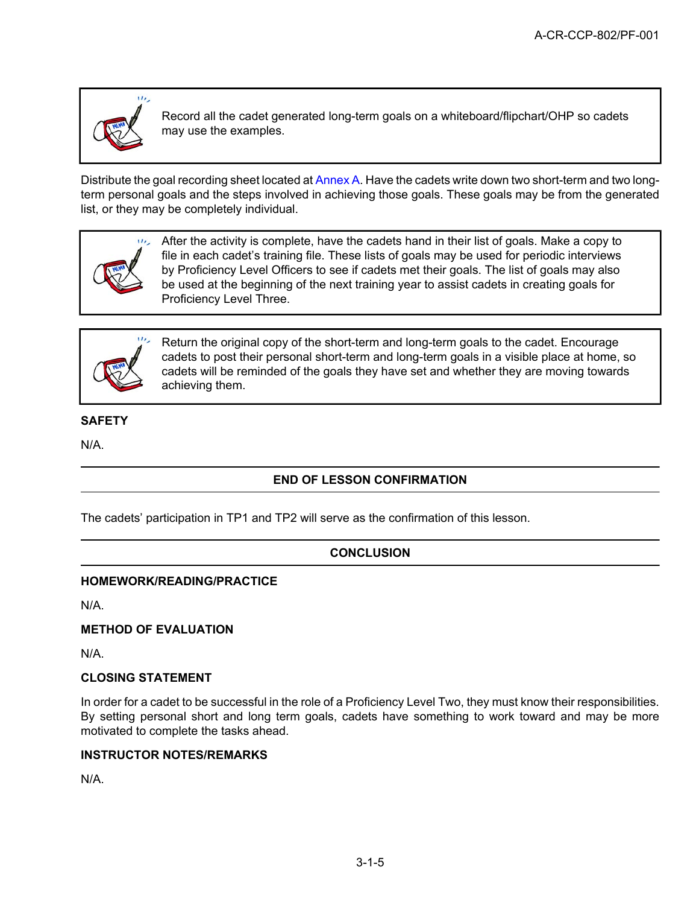> Record all the cadet generated long-term goals on a whiteboard/flipchart/OHP so cadets may use the examples.

Distribute the goal recording sheet located at Annex A. Have the cadets write down two short-term and two long-term personal goals and the steps involved in achieving those goals. These goals may be from the generated list, or they may be completely individual.

> After the activity is complete, have the cadets hand in their list of goals. Make a copy to file in each cadet's training file. These lists of goals may be used for periodic interviews by Proficiency Level Officers to see if cadets met their goals. The list of goals may also be used at the beginning of the next training year to assist cadets in creating goals for Proficiency Level Three.

> Return the original copy of the short-term and long-term goals to the cadet. Encourage cadets to post their personal short-term and long-term goals in a visible place at home, so cadets will be reminded of the goals they have set and whether they are moving towards achieving them.

**SAFETY**

N/A.

## END OF LESSON CONFIRMATION

The cadets' participation in TP1 and TP2 will serve as the confirmation of this lesson.

## CONCLUSION

**HOMEWORK/READING/PRACTICE**

N/A.

**METHOD OF EVALUATION**

N/A.

**CLOSING STATEMENT**

In order for a cadet to be successful in the role of a Proficiency Level Two, they must know their responsibilities. By setting personal short and long term goals, cadets have something to work toward and may be more motivated to complete the tasks ahead.

**INSTRUCTOR NOTES/REMARKS**

N/A.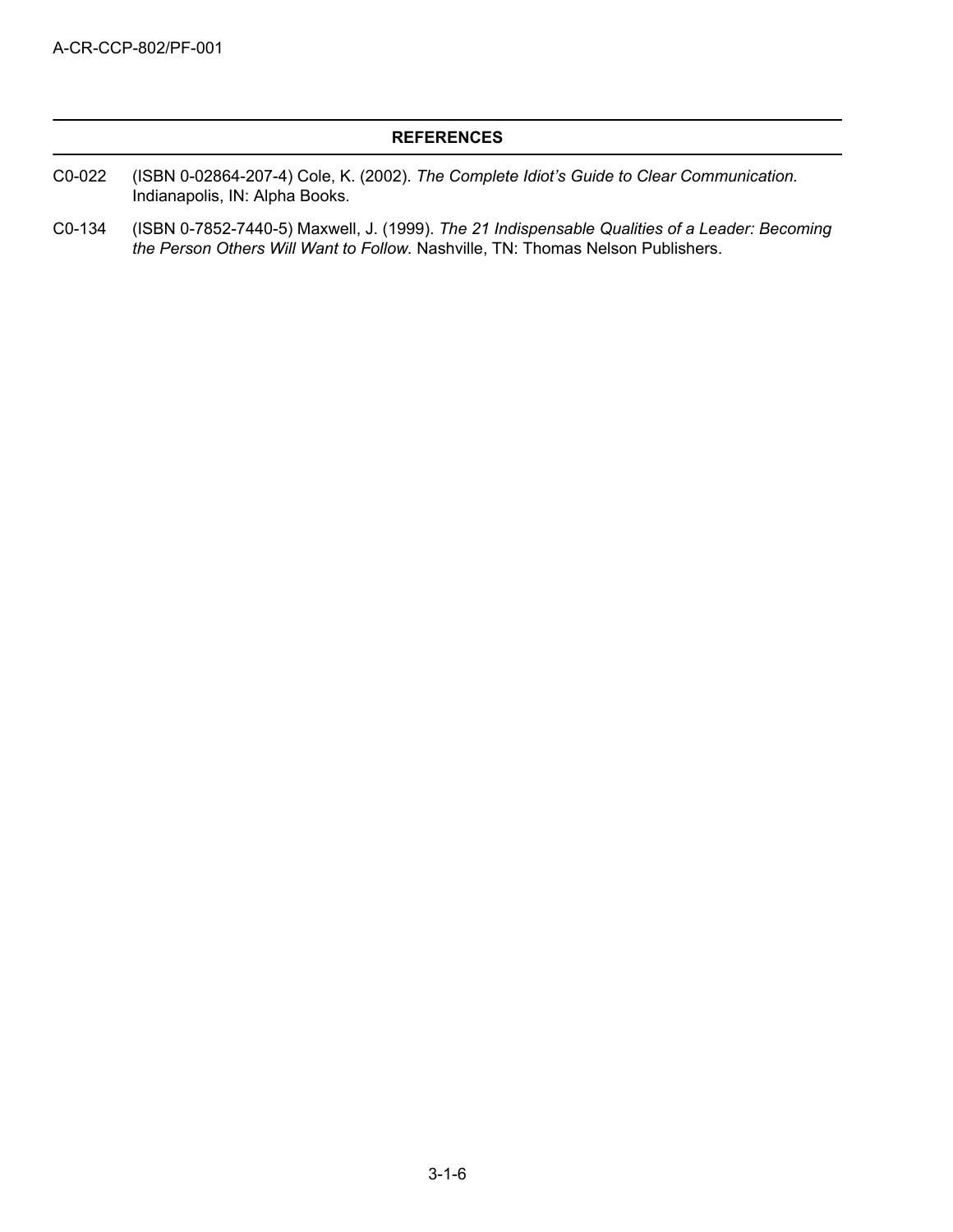## REFERENCES

C0-022 (ISBN 0-02864-207-4) Cole, K. (2002). *The Complete Idiot's Guide to Clear Communication.* Indianapolis, IN: Alpha Books.

C0-134 (ISBN 0-7852-7440-5) Maxwell, J. (1999). *The 21 Indispensable Qualities of a Leader: Becoming the Person Others Will Want to Follow.* Nashville, TN: Thomas Nelson Publishers.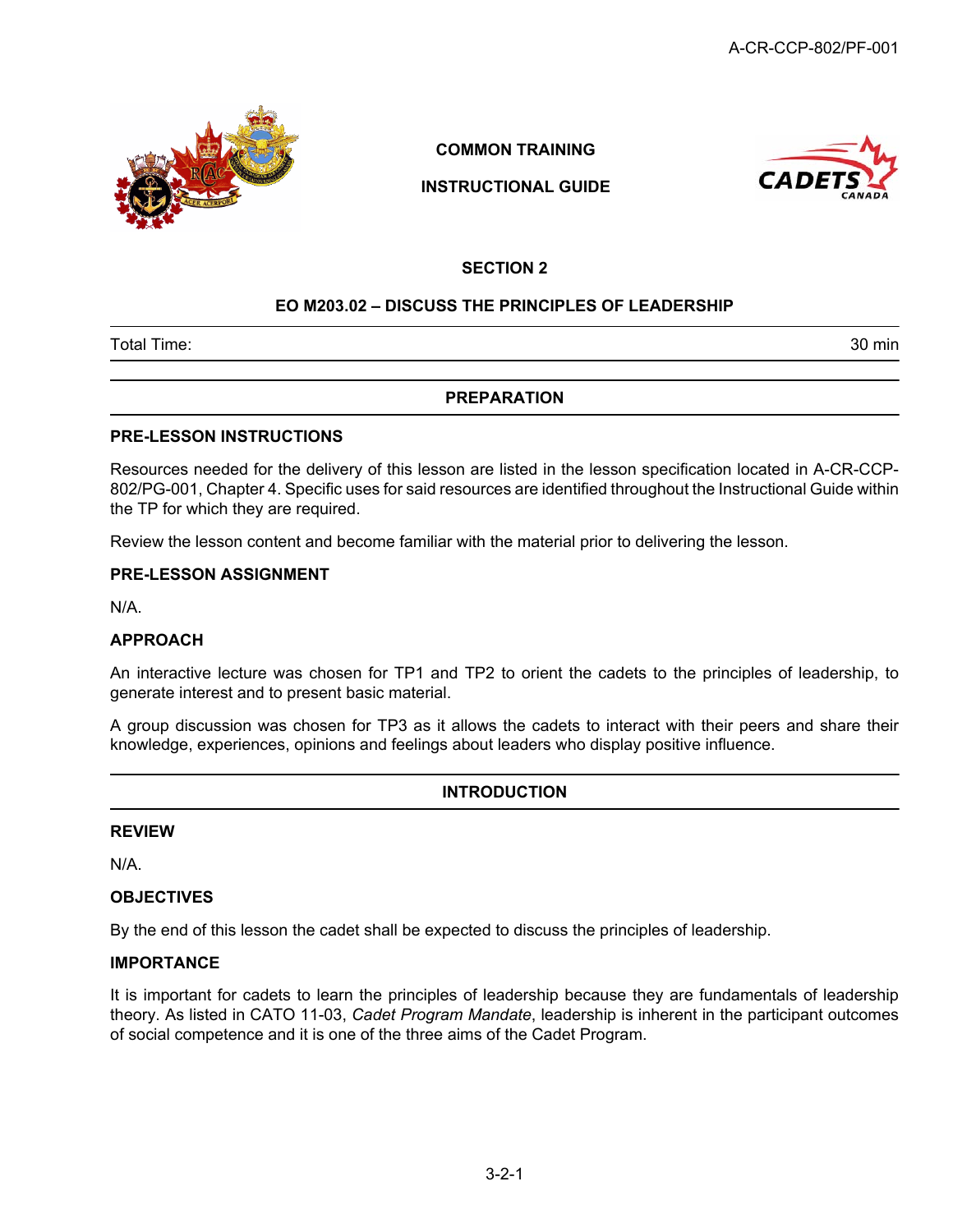COMMON TRAINING

INSTRUCTIONAL GUIDE

## SECTION 2

## EO M203.02 – DISCUSS THE PRINCIPLES OF LEADERSHIP

| Total Time: | 30 min |
|---|---|

## PREPARATION

### PRE-LESSON INSTRUCTIONS

Resources needed for the delivery of this lesson are listed in the lesson specification located in A-CR-CCP-802/PG-001, Chapter 4. Specific uses for said resources are identified throughout the Instructional Guide within the TP for which they are required.

Review the lesson content and become familiar with the material prior to delivering the lesson.

### PRE-LESSON ASSIGNMENT

N/A.

### APPROACH

An interactive lecture was chosen for TP1 and TP2 to orient the cadets to the principles of leadership, to generate interest and to present basic material.

A group discussion was chosen for TP3 as it allows the cadets to interact with their peers and share their knowledge, experiences, opinions and feelings about leaders who display positive influence.

## INTRODUCTION

### REVIEW

N/A.

### OBJECTIVES

By the end of this lesson the cadet shall be expected to discuss the principles of leadership.

### IMPORTANCE

It is important for cadets to learn the principles of leadership because they are fundamentals of leadership theory. As listed in CATO 11-03, *Cadet Program Mandate*, leadership is inherent in the participant outcomes of social competence and it is one of the three aims of the Cadet Program.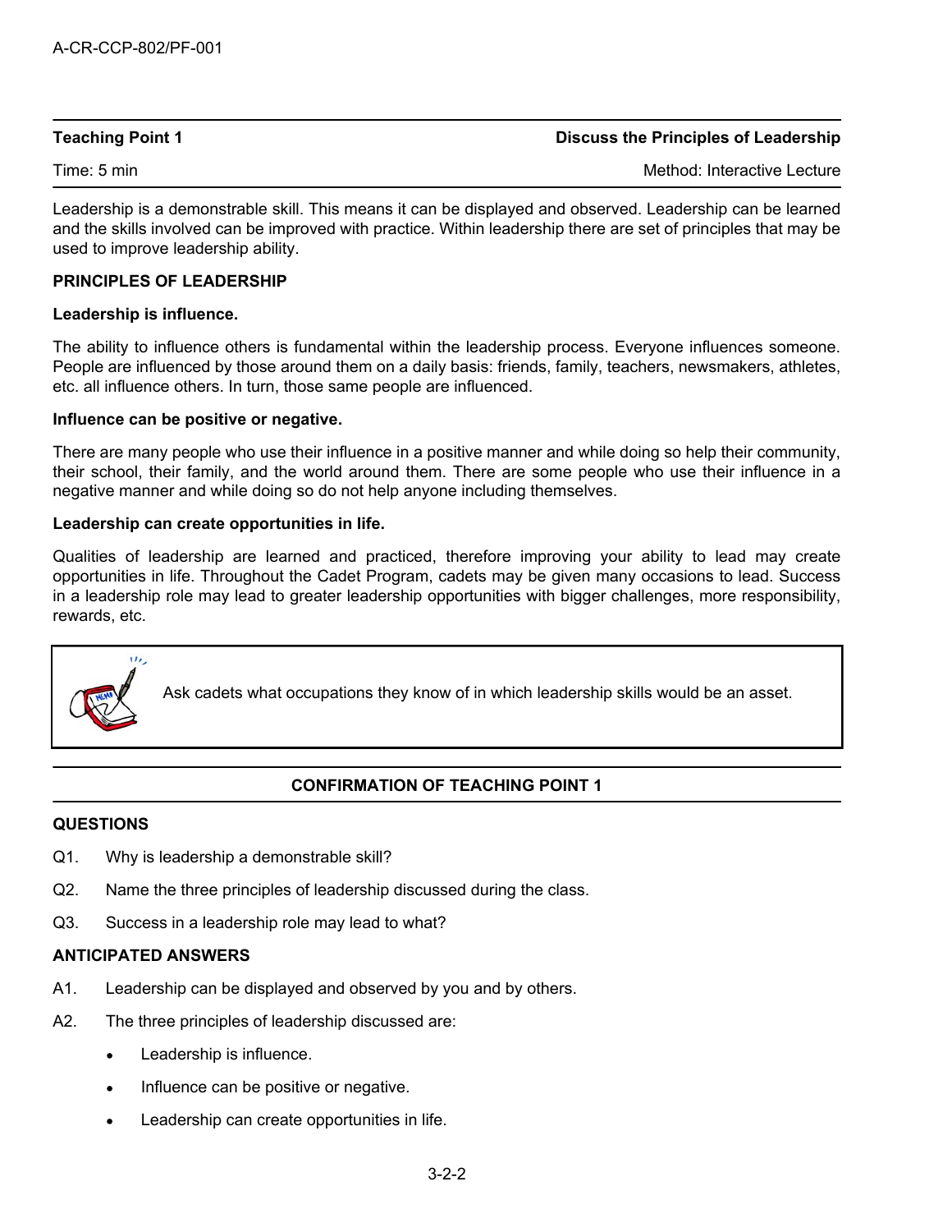| Teaching Point 1 | Discuss the Principles of Leadership |
| --- | --- |
| Time: 5 min | Method: Interactive Lecture |

Leadership is a demonstrable skill. This means it can be displayed and observed. Leadership can be learned and the skills involved can be improved with practice. Within leadership there are set of principles that may be used to improve leadership ability.

**PRINCIPLES OF LEADERSHIP**

**Leadership is influence.**

The ability to influence others is fundamental within the leadership process. Everyone influences someone. People are influenced by those around them on a daily basis: friends, family, teachers, newsmakers, athletes, etc. all influence others. In turn, those same people are influenced.

**Influence can be positive or negative.**

There are many people who use their influence in a positive manner and while doing so help their community, their school, their family, and the world around them. There are some people who use their influence in a negative manner and while doing so do not help anyone including themselves.

**Leadership can create opportunities in life.**

Qualities of leadership are learned and practiced, therefore improving your ability to lead may create opportunities in life. Throughout the Cadet Program, cadets may be given many occasions to lead. Success in a leadership role may lead to greater leadership opportunities with bigger challenges, more responsibility, rewards, etc.

> Ask cadets what occupations they know of in which leadership skills would be an asset.

**CONFIRMATION OF TEACHING POINT 1**

**QUESTIONS**

Q1. Why is leadership a demonstrable skill?

Q2. Name the three principles of leadership discussed during the class.

Q3. Success in a leadership role may lead to what?

**ANTICIPATED ANSWERS**

A1. Leadership can be displayed and observed by you and by others.

A2. The three principles of leadership discussed are:

- Leadership is influence.
- Influence can be positive or negative.
- Leadership can create opportunities in life.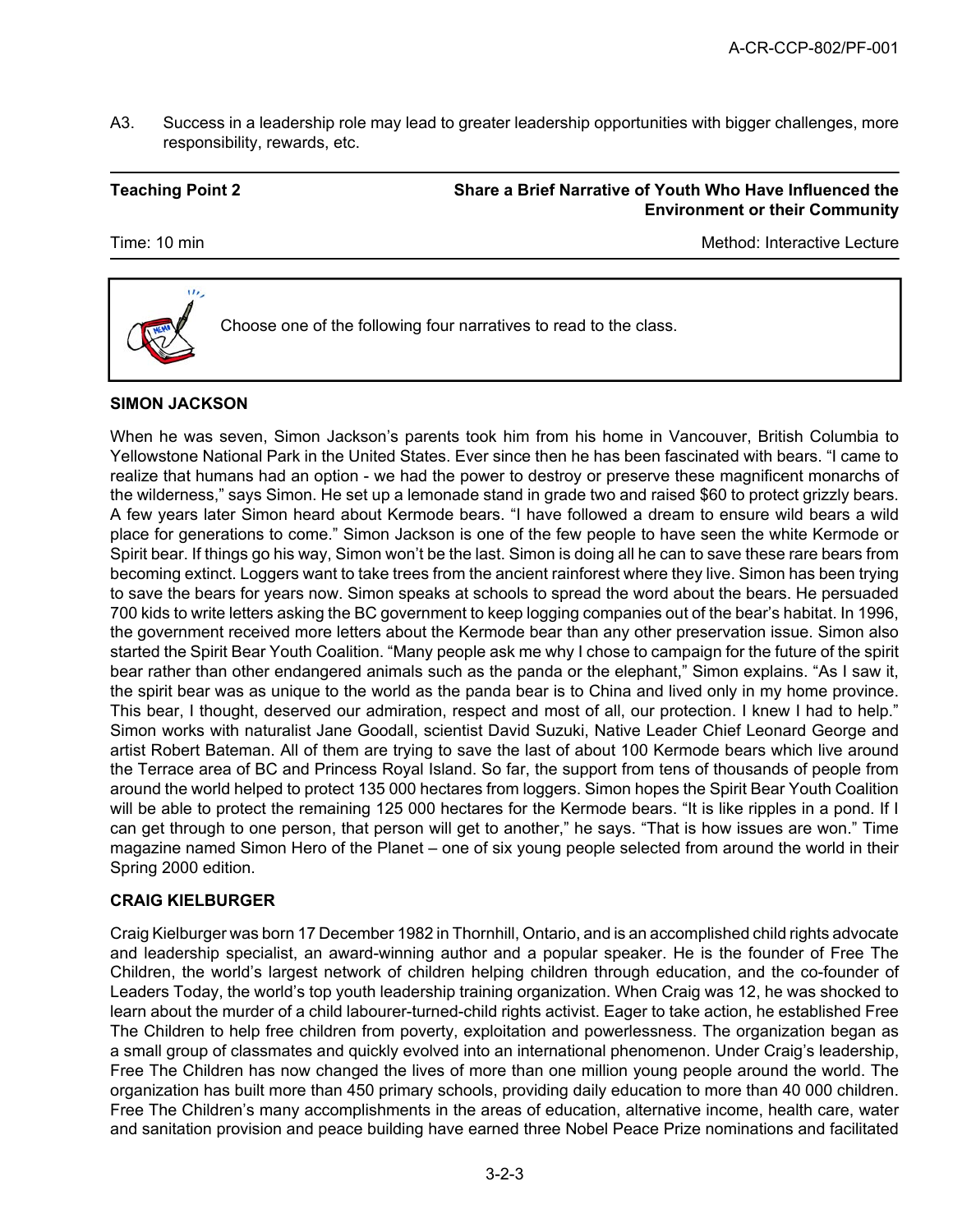A3. Success in a leadership role may lead to greater leadership opportunities with bigger challenges, more responsibility, rewards, etc.

| Teaching Point 2 | Share a Brief Narrative of Youth Who Have Influenced the Environment or their Community |
|---|---|
| Time: 10 min | Method: Interactive Lecture |

Choose one of the following four narratives to read to the class.

**SIMON JACKSON**

When he was seven, Simon Jackson's parents took him from his home in Vancouver, British Columbia to Yellowstone National Park in the United States. Ever since then he has been fascinated with bears. "I came to realize that humans had an option - we had the power to destroy or preserve these magnificent monarchs of the wilderness," says Simon. He set up a lemonade stand in grade two and raised $60 to protect grizzly bears. A few years later Simon heard about Kermode bears. "I have followed a dream to ensure wild bears a wild place for generations to come." Simon Jackson is one of the few people to have seen the white Kermode or Spirit bear. If things go his way, Simon won't be the last. Simon is doing all he can to save these rare bears from becoming extinct. Loggers want to take trees from the ancient rainforest where they live. Simon has been trying to save the bears for years now. Simon speaks at schools to spread the word about the bears. He persuaded 700 kids to write letters asking the BC government to keep logging companies out of the bear's habitat. In 1996, the government received more letters about the Kermode bear than any other preservation issue. Simon also started the Spirit Bear Youth Coalition. "Many people ask me why I chose to campaign for the future of the spirit bear rather than other endangered animals such as the panda or the elephant," Simon explains. "As I saw it, the spirit bear was as unique to the world as the panda bear is to China and lived only in my home province. This bear, I thought, deserved our admiration, respect and most of all, our protection. I knew I had to help." Simon works with naturalist Jane Goodall, scientist David Suzuki, Native Leader Chief Leonard George and artist Robert Bateman. All of them are trying to save the last of about 100 Kermode bears which live around the Terrace area of BC and Princess Royal Island. So far, the support from tens of thousands of people from around the world helped to protect 135 000 hectares from loggers. Simon hopes the Spirit Bear Youth Coalition will be able to protect the remaining 125 000 hectares for the Kermode bears. "It is like ripples in a pond. If I can get through to one person, that person will get to another," he says. "That is how issues are won." Time magazine named Simon Hero of the Planet – one of six young people selected from around the world in their Spring 2000 edition.

**CRAIG KIELBURGER**

Craig Kielburger was born 17 December 1982 in Thornhill, Ontario, and is an accomplished child rights advocate and leadership specialist, an award-winning author and a popular speaker. He is the founder of Free The Children, the world's largest network of children helping children through education, and the co-founder of Leaders Today, the world's top youth leadership training organization. When Craig was 12, he was shocked to learn about the murder of a child labourer-turned-child rights activist. Eager to take action, he established Free The Children to help free children from poverty, exploitation and powerlessness. The organization began as a small group of classmates and quickly evolved into an international phenomenon. Under Craig's leadership, Free The Children has now changed the lives of more than one million young people around the world. The organization has built more than 450 primary schools, providing daily education to more than 40 000 children. Free The Children's many accomplishments in the areas of education, alternative income, health care, water and sanitation provision and peace building have earned three Nobel Peace Prize nominations and facilitated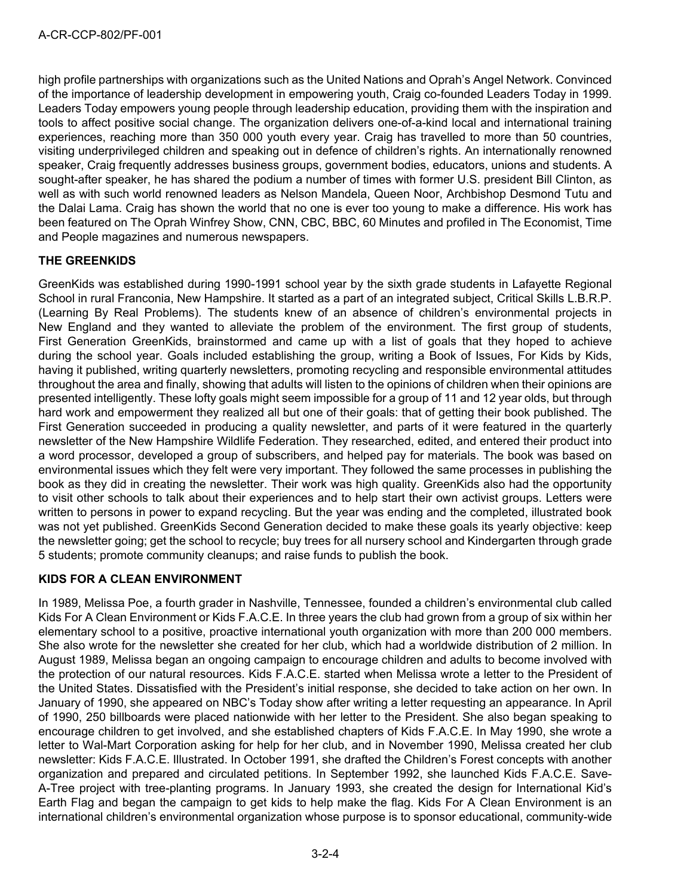high profile partnerships with organizations such as the United Nations and Oprah's Angel Network. Convinced of the importance of leadership development in empowering youth, Craig co-founded Leaders Today in 1999. Leaders Today empowers young people through leadership education, providing them with the inspiration and tools to affect positive social change. The organization delivers one-of-a-kind local and international training experiences, reaching more than 350 000 youth every year. Craig has travelled to more than 50 countries, visiting underprivileged children and speaking out in defence of children's rights. An internationally renowned speaker, Craig frequently addresses business groups, government bodies, educators, unions and students. A sought-after speaker, he has shared the podium a number of times with former U.S. president Bill Clinton, as well as with such world renowned leaders as Nelson Mandela, Queen Noor, Archbishop Desmond Tutu and the Dalai Lama. Craig has shown the world that no one is ever too young to make a difference. His work has been featured on The Oprah Winfrey Show, CNN, CBC, BBC, 60 Minutes and profiled in The Economist, Time and People magazines and numerous newspapers.

**THE GREENKIDS**

GreenKids was established during 1990-1991 school year by the sixth grade students in Lafayette Regional School in rural Franconia, New Hampshire. It started as a part of an integrated subject, Critical Skills L.B.R.P. (Learning By Real Problems). The students knew of an absence of children's environmental projects in New England and they wanted to alleviate the problem of the environment. The first group of students, First Generation GreenKids, brainstormed and came up with a list of goals that they hoped to achieve during the school year. Goals included establishing the group, writing a Book of Issues, For Kids by Kids, having it published, writing quarterly newsletters, promoting recycling and responsible environmental attitudes throughout the area and finally, showing that adults will listen to the opinions of children when their opinions are presented intelligently. These lofty goals might seem impossible for a group of 11 and 12 year olds, but through hard work and empowerment they realized all but one of their goals: that of getting their book published. The First Generation succeeded in producing a quality newsletter, and parts of it were featured in the quarterly newsletter of the New Hampshire Wildlife Federation. They researched, edited, and entered their product into a word processor, developed a group of subscribers, and helped pay for materials. The book was based on environmental issues which they felt were very important. They followed the same processes in publishing the book as they did in creating the newsletter. Their work was high quality. GreenKids also had the opportunity to visit other schools to talk about their experiences and to help start their own activist groups. Letters were written to persons in power to expand recycling. But the year was ending and the completed, illustrated book was not yet published. GreenKids Second Generation decided to make these goals its yearly objective: keep the newsletter going; get the school to recycle; buy trees for all nursery school and Kindergarten through grade 5 students; promote community cleanups; and raise funds to publish the book.

**KIDS FOR A CLEAN ENVIRONMENT**

In 1989, Melissa Poe, a fourth grader in Nashville, Tennessee, founded a children's environmental club called Kids For A Clean Environment or Kids F.A.C.E. In three years the club had grown from a group of six within her elementary school to a positive, proactive international youth organization with more than 200 000 members. She also wrote for the newsletter she created for her club, which had a worldwide distribution of 2 million. In August 1989, Melissa began an ongoing campaign to encourage children and adults to become involved with the protection of our natural resources. Kids F.A.C.E. started when Melissa wrote a letter to the President of the United States. Dissatisfied with the President's initial response, she decided to take action on her own. In January of 1990, she appeared on NBC's Today show after writing a letter requesting an appearance. In April of 1990, 250 billboards were placed nationwide with her letter to the President. She also began speaking to encourage children to get involved, and she established chapters of Kids F.A.C.E. In May 1990, she wrote a letter to Wal-Mart Corporation asking for help for her club, and in November 1990, Melissa created her club newsletter: Kids F.A.C.E. Illustrated. In October 1991, she drafted the Children's Forest concepts with another organization and prepared and circulated petitions. In September 1992, she launched Kids F.A.C.E. Save-A-Tree project with tree-planting programs. In January 1993, she created the design for International Kid's Earth Flag and began the campaign to get kids to help make the flag. Kids For A Clean Environment is an international children's environmental organization whose purpose is to sponsor educational, community-wide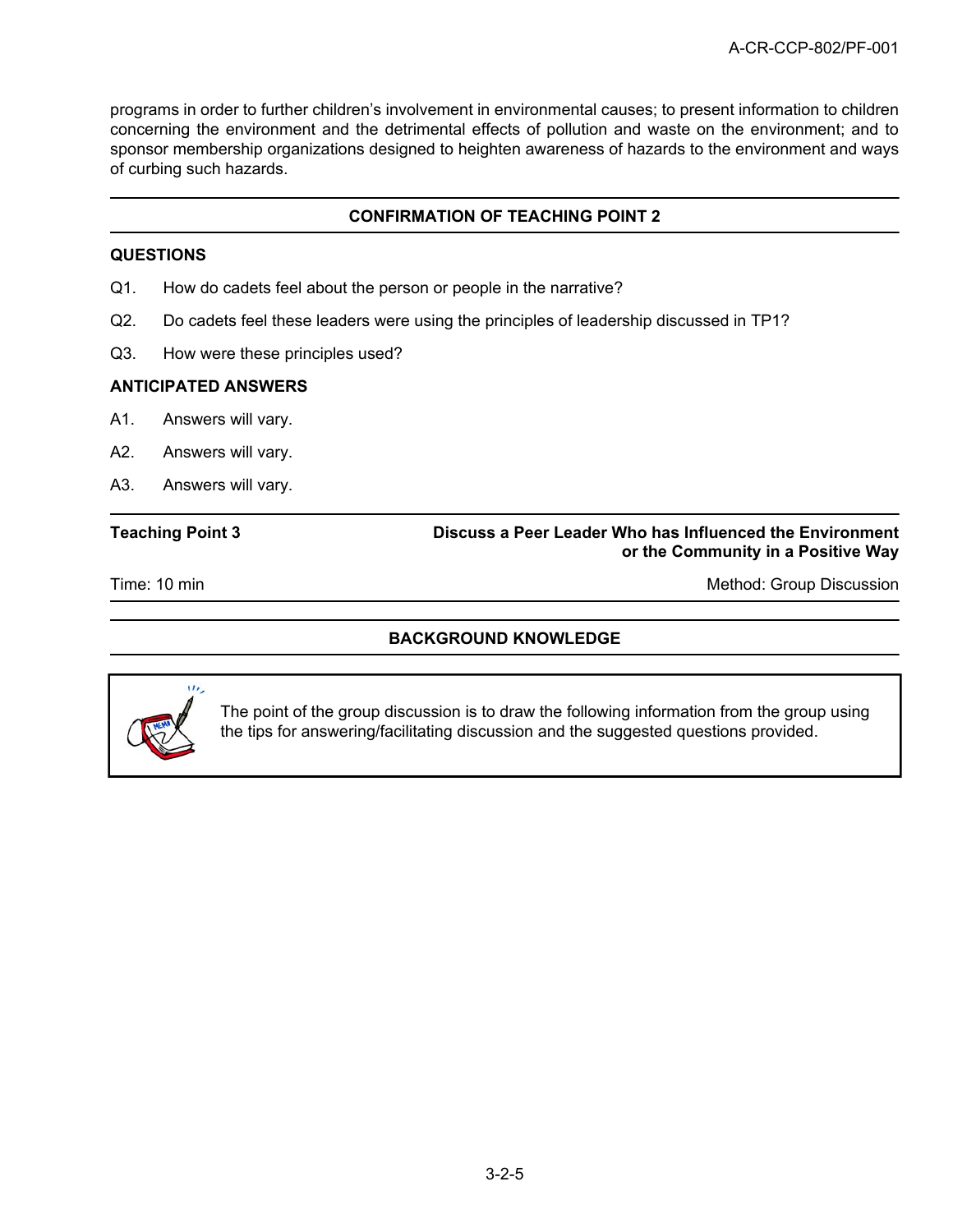programs in order to further children's involvement in environmental causes; to present information to children concerning the environment and the detrimental effects of pollution and waste on the environment; and to sponsor membership organizations designed to heighten awareness of hazards to the environment and ways of curbing such hazards.

## CONFIRMATION OF TEACHING POINT 2

**QUESTIONS**

Q1. How do cadets feel about the person or people in the narrative?

Q2. Do cadets feel these leaders were using the principles of leadership discussed in TP1?

Q3. How were these principles used?

**ANTICIPATED ANSWERS**

A1. Answers will vary.

A2. Answers will vary.

A3. Answers will vary.

---

**Teaching Point 3** — **Discuss a Peer Leader Who has Influenced the Environment or the Community in a Positive Way**

Time: 10 min — Method: Group Discussion

## BACKGROUND KNOWLEDGE

The point of the group discussion is to draw the following information from the group using the tips for answering/facilitating discussion and the suggested questions provided.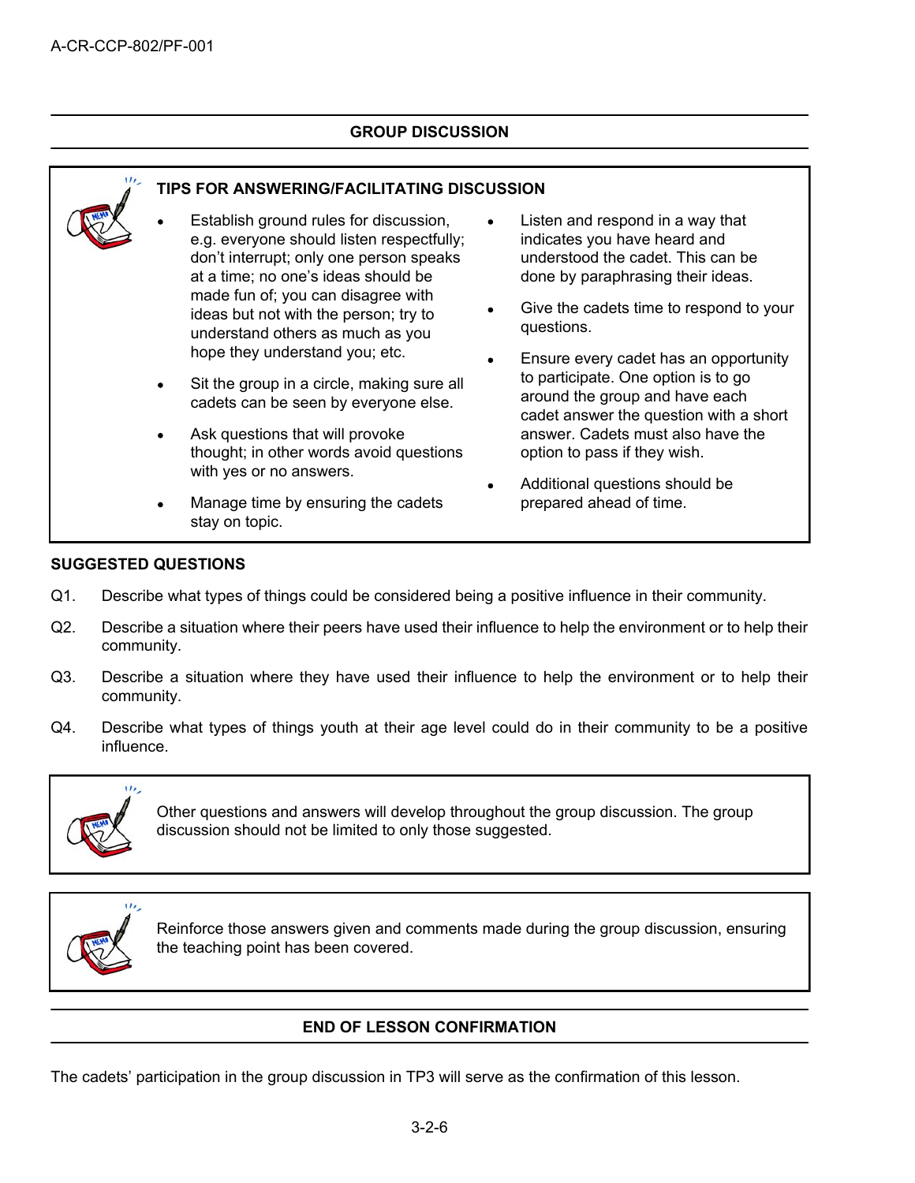## GROUP DISCUSSION

**TIPS FOR ANSWERING/FACILITATING DISCUSSION**

- Establish ground rules for discussion, e.g. everyone should listen respectfully; don't interrupt; only one person speaks at a time; no one's ideas should be made fun of; you can disagree with ideas but not with the person; try to understand others as much as you hope they understand you; etc.
- Sit the group in a circle, making sure all cadets can be seen by everyone else.
- Ask questions that will provoke thought; in other words avoid questions with yes or no answers.
- Manage time by ensuring the cadets stay on topic.
- Listen and respond in a way that indicates you have heard and understood the cadet. This can be done by paraphrasing their ideas.
- Give the cadets time to respond to your questions.
- Ensure every cadet has an opportunity to participate. One option is to go around the group and have each cadet answer the question with a short answer. Cadets must also have the option to pass if they wish.
- Additional questions should be prepared ahead of time.

**SUGGESTED QUESTIONS**

Q1. Describe what types of things could be considered being a positive influence in their community.

Q2. Describe a situation where their peers have used their influence to help the environment or to help their community.

Q3. Describe a situation where they have used their influence to help the environment or to help their community.

Q4. Describe what types of things youth at their age level could do in their community to be a positive influence.

Other questions and answers will develop throughout the group discussion. The group discussion should not be limited to only those suggested.

Reinforce those answers given and comments made during the group discussion, ensuring the teaching point has been covered.

## END OF LESSON CONFIRMATION

The cadets' participation in the group discussion in TP3 will serve as the confirmation of this lesson.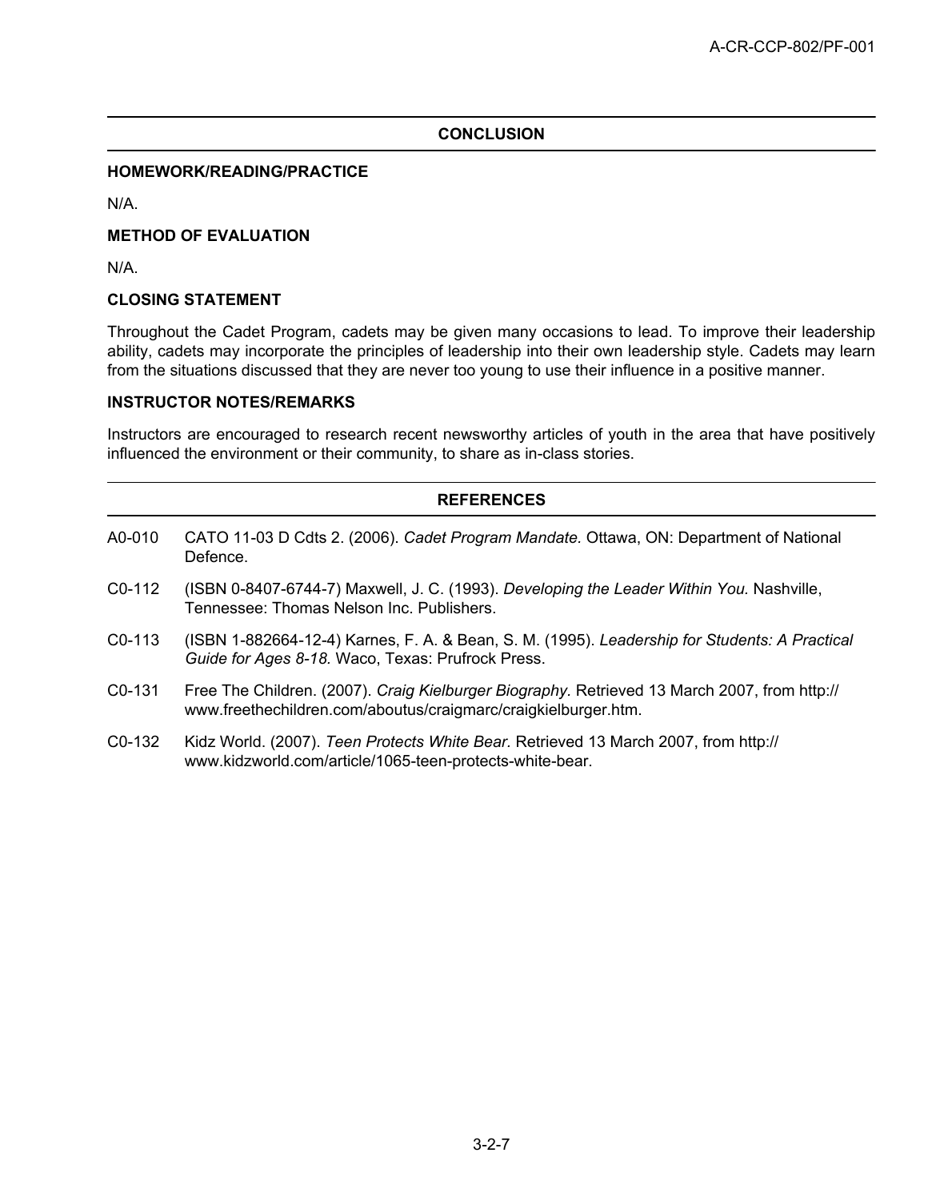## CONCLUSION

### HOMEWORK/READING/PRACTICE

N/A.

### METHOD OF EVALUATION

N/A.

### CLOSING STATEMENT

Throughout the Cadet Program, cadets may be given many occasions to lead. To improve their leadership ability, cadets may incorporate the principles of leadership into their own leadership style. Cadets may learn from the situations discussed that they are never too young to use their influence in a positive manner.

### INSTRUCTOR NOTES/REMARKS

Instructors are encouraged to research recent newsworthy articles of youth in the area that have positively influenced the environment or their community, to share as in-class stories.

## REFERENCES

A0-010 CATO 11-03 D Cdts 2. (2006). *Cadet Program Mandate.* Ottawa, ON: Department of National Defence.

C0-112 (ISBN 0-8407-6744-7) Maxwell, J. C. (1993). *Developing the Leader Within You.* Nashville, Tennessee: Thomas Nelson Inc. Publishers.

C0-113 (ISBN 1-882664-12-4) Karnes, F. A. & Bean, S. M. (1995). *Leadership for Students: A Practical Guide for Ages 8-18.* Waco, Texas: Prufrock Press.

C0-131 Free The Children. (2007). *Craig Kielburger Biography.* Retrieved 13 March 2007, from http://www.freethechildren.com/aboutus/craigmarc/craigkielburger.htm.

C0-132 Kidz World. (2007). *Teen Protects White Bear.* Retrieved 13 March 2007, from http://www.kidzworld.com/article/1065-teen-protects-white-bear.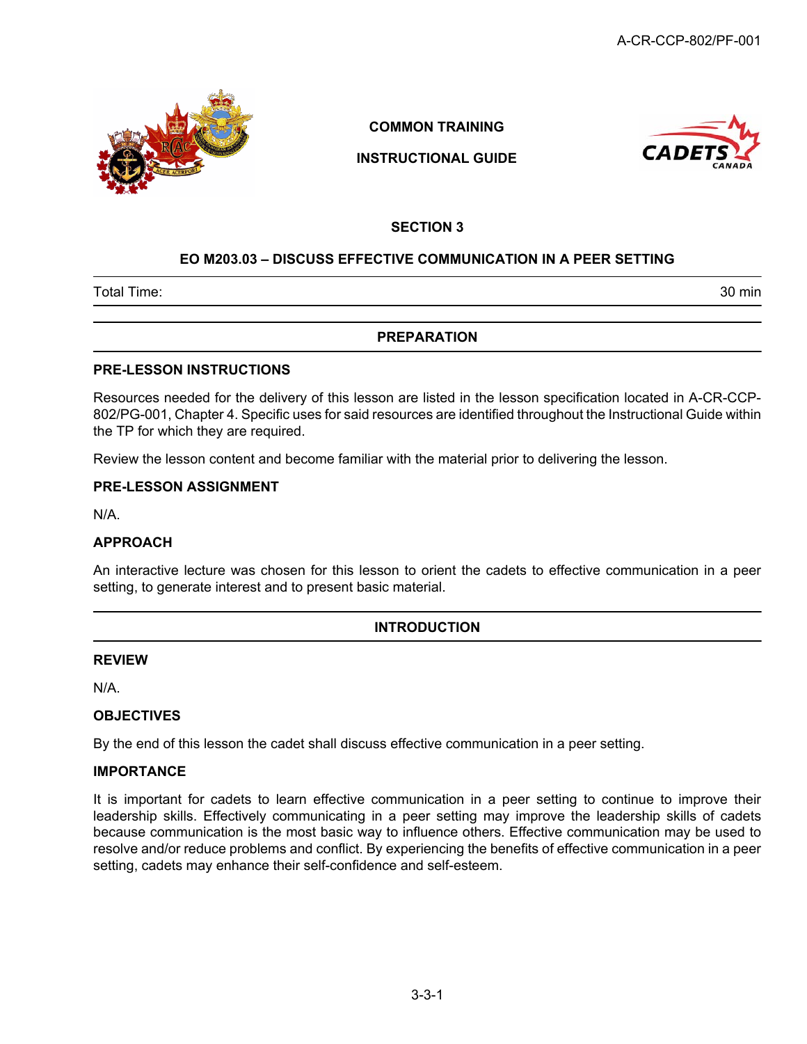COMMON TRAINING

INSTRUCTIONAL GUIDE

## SECTION 3

## EO M203.03 – DISCUSS EFFECTIVE COMMUNICATION IN A PEER SETTING

| Total Time: | 30 min |
|---|---|

## PREPARATION

### PRE-LESSON INSTRUCTIONS

Resources needed for the delivery of this lesson are listed in the lesson specification located in A-CR-CCP-802/PG-001, Chapter 4. Specific uses for said resources are identified throughout the Instructional Guide within the TP for which they are required.

Review the lesson content and become familiar with the material prior to delivering the lesson.

### PRE-LESSON ASSIGNMENT

N/A.

### APPROACH

An interactive lecture was chosen for this lesson to orient the cadets to effective communication in a peer setting, to generate interest and to present basic material.

## INTRODUCTION

### REVIEW

N/A.

### OBJECTIVES

By the end of this lesson the cadet shall discuss effective communication in a peer setting.

### IMPORTANCE

It is important for cadets to learn effective communication in a peer setting to continue to improve their leadership skills. Effectively communicating in a peer setting may improve the leadership skills of cadets because communication is the most basic way to influence others. Effective communication may be used to resolve and/or reduce problems and conflict. By experiencing the benefits of effective communication in a peer setting, cadets may enhance their self-confidence and self-esteem.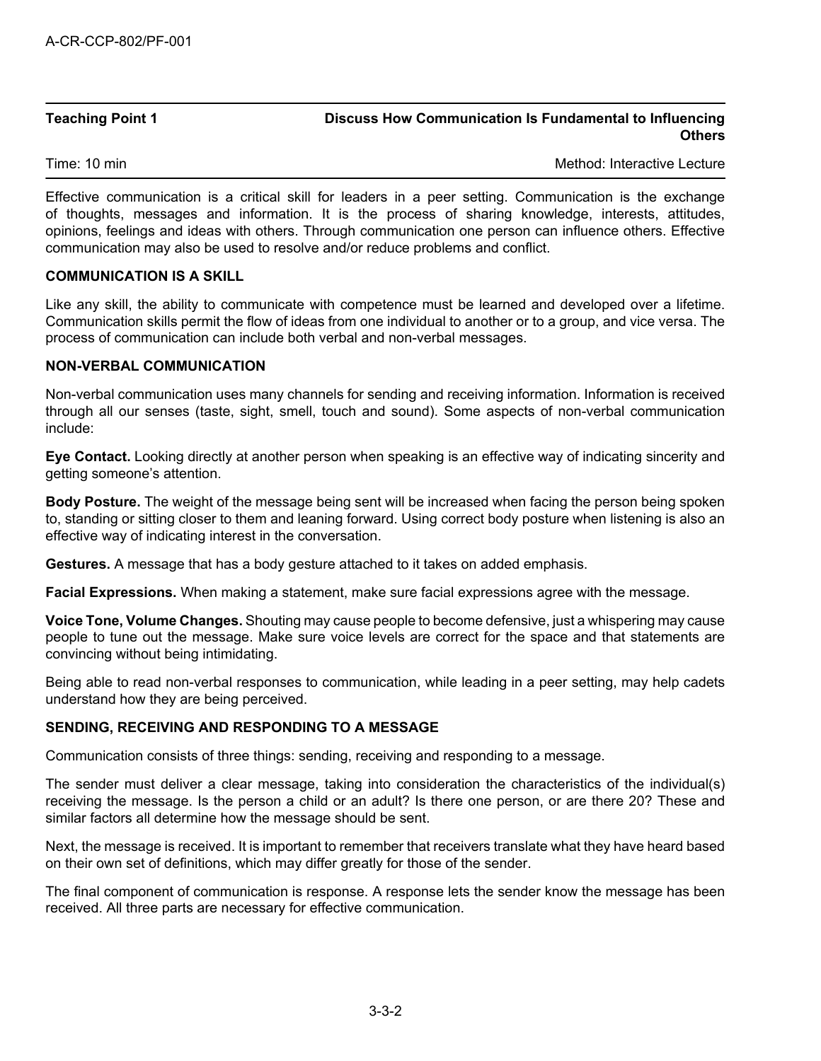| Teaching Point 1 | Discuss How Communication Is Fundamental to Influencing Others |
| --- | --- |
| Time: 10 min | Method: Interactive Lecture |

Effective communication is a critical skill for leaders in a peer setting. Communication is the exchange of thoughts, messages and information. It is the process of sharing knowledge, interests, attitudes, opinions, feelings and ideas with others. Through communication one person can influence others. Effective communication may also be used to resolve and/or reduce problems and conflict.

**COMMUNICATION IS A SKILL**

Like any skill, the ability to communicate with competence must be learned and developed over a lifetime. Communication skills permit the flow of ideas from one individual to another or to a group, and vice versa. The process of communication can include both verbal and non-verbal messages.

**NON-VERBAL COMMUNICATION**

Non-verbal communication uses many channels for sending and receiving information. Information is received through all our senses (taste, sight, smell, touch and sound). Some aspects of non-verbal communication include:

**Eye Contact.** Looking directly at another person when speaking is an effective way of indicating sincerity and getting someone's attention.

**Body Posture.** The weight of the message being sent will be increased when facing the person being spoken to, standing or sitting closer to them and leaning forward. Using correct body posture when listening is also an effective way of indicating interest in the conversation.

**Gestures.** A message that has a body gesture attached to it takes on added emphasis.

**Facial Expressions.** When making a statement, make sure facial expressions agree with the message.

**Voice Tone, Volume Changes.** Shouting may cause people to become defensive, just a whispering may cause people to tune out the message. Make sure voice levels are correct for the space and that statements are convincing without being intimidating.

Being able to read non-verbal responses to communication, while leading in a peer setting, may help cadets understand how they are being perceived.

**SENDING, RECEIVING AND RESPONDING TO A MESSAGE**

Communication consists of three things: sending, receiving and responding to a message.

The sender must deliver a clear message, taking into consideration the characteristics of the individual(s) receiving the message. Is the person a child or an adult? Is there one person, or are there 20? These and similar factors all determine how the message should be sent.

Next, the message is received. It is important to remember that receivers translate what they have heard based on their own set of definitions, which may differ greatly for those of the sender.

The final component of communication is response. A response lets the sender know the message has been received. All three parts are necessary for effective communication.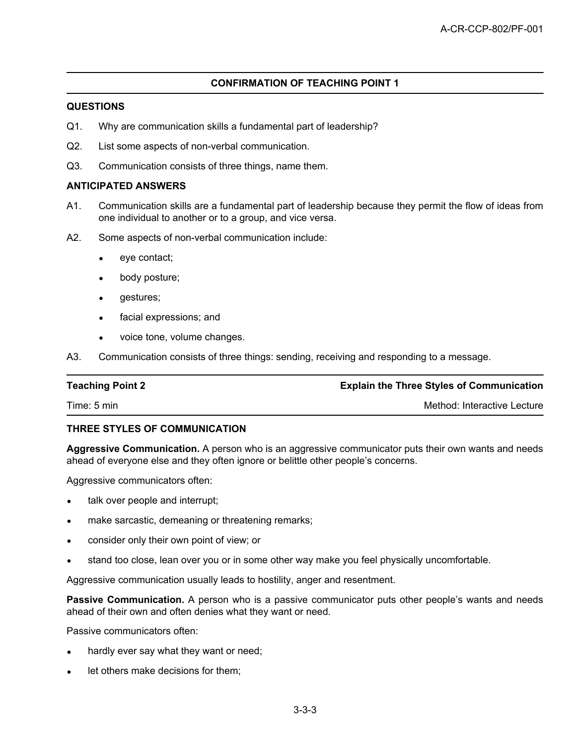## CONFIRMATION OF TEACHING POINT 1

**QUESTIONS**

Q1. Why are communication skills a fundamental part of leadership?

Q2. List some aspects of non-verbal communication.

Q3. Communication consists of three things, name them.

**ANTICIPATED ANSWERS**

A1. Communication skills are a fundamental part of leadership because they permit the flow of ideas from one individual to another or to a group, and vice versa.

A2. Some aspects of non-verbal communication include:

- eye contact;
- body posture;
- gestures;
- facial expressions; and
- voice tone, volume changes.

A3. Communication consists of three things: sending, receiving and responding to a message.

| **Teaching Point 2** | **Explain the Three Styles of Communication** |
|---|---|
| Time: 5 min | Method: Interactive Lecture |

**THREE STYLES OF COMMUNICATION**

**Aggressive Communication.** A person who is an aggressive communicator puts their own wants and needs ahead of everyone else and they often ignore or belittle other people's concerns.

Aggressive communicators often:

- talk over people and interrupt;
- make sarcastic, demeaning or threatening remarks;
- consider only their own point of view; or
- stand too close, lean over you or in some other way make you feel physically uncomfortable.

Aggressive communication usually leads to hostility, anger and resentment.

**Passive Communication.** A person who is a passive communicator puts other people's wants and needs ahead of their own and often denies what they want or need.

Passive communicators often:

- hardly ever say what they want or need;
- let others make decisions for them;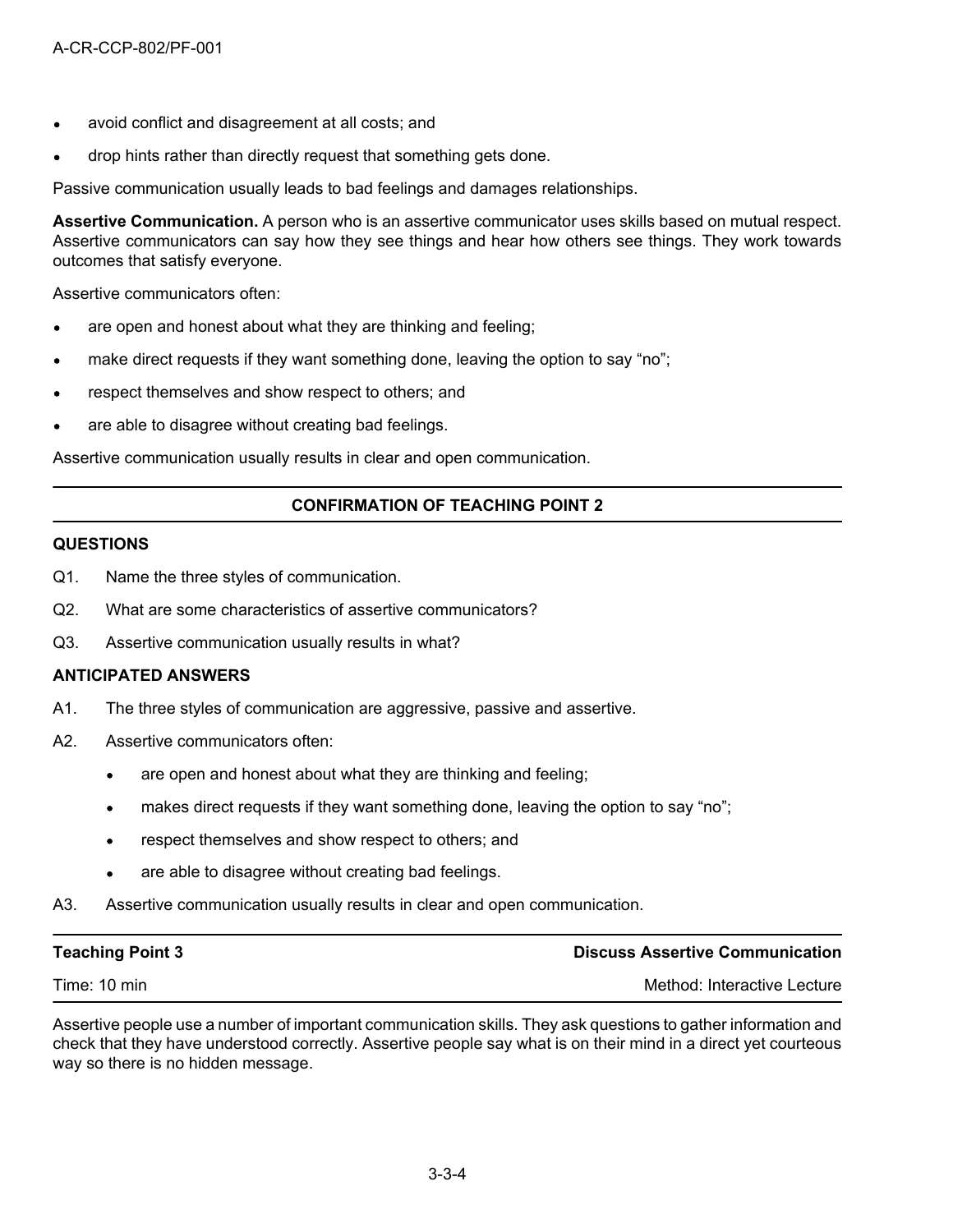- avoid conflict and disagreement at all costs; and
- drop hints rather than directly request that something gets done.

Passive communication usually leads to bad feelings and damages relationships.

**Assertive Communication.** A person who is an assertive communicator uses skills based on mutual respect. Assertive communicators can say how they see things and hear how others see things. They work towards outcomes that satisfy everyone.

Assertive communicators often:

- are open and honest about what they are thinking and feeling;
- make direct requests if they want something done, leaving the option to say "no";
- respect themselves and show respect to others; and
- are able to disagree without creating bad feelings.

Assertive communication usually results in clear and open communication.

---

**CONFIRMATION OF TEACHING POINT 2**

---

**QUESTIONS**

Q1. Name the three styles of communication.

Q2. What are some characteristics of assertive communicators?

Q3. Assertive communication usually results in what?

**ANTICIPATED ANSWERS**

A1. The three styles of communication are aggressive, passive and assertive.

A2. Assertive communicators often:

- are open and honest about what they are thinking and feeling;
- makes direct requests if they want something done, leaving the option to say "no";
- respect themselves and show respect to others; and
- are able to disagree without creating bad feelings.

A3. Assertive communication usually results in clear and open communication.

---

| **Teaching Point 3** | **Discuss Assertive Communication** |
|---|---|
| Time: 10 min | Method: Interactive Lecture |

---

Assertive people use a number of important communication skills. They ask questions to gather information and check that they have understood correctly. Assertive people say what is on their mind in a direct yet courteous way so there is no hidden message.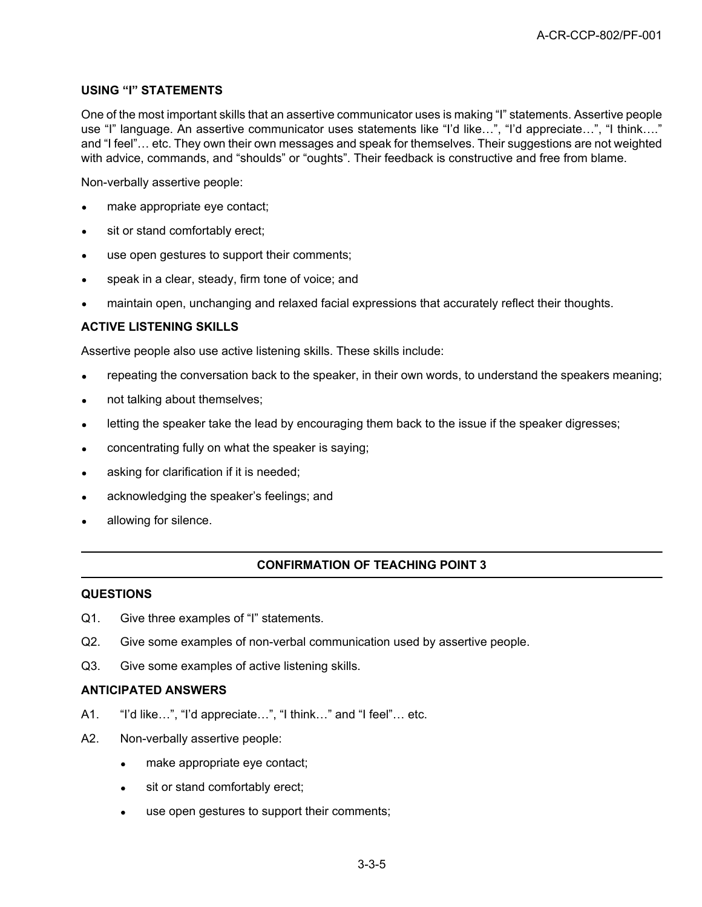### USING "I" STATEMENTS

One of the most important skills that an assertive communicator uses is making "I" statements. Assertive people use "I" language. An assertive communicator uses statements like "I'd like…", "I'd appreciate…", "I think…." and "I feel"… etc. They own their own messages and speak for themselves. Their suggestions are not weighted with advice, commands, and "shoulds" or "oughts". Their feedback is constructive and free from blame.

Non-verbally assertive people:

- make appropriate eye contact;
- sit or stand comfortably erect;
- use open gestures to support their comments;
- speak in a clear, steady, firm tone of voice; and
- maintain open, unchanging and relaxed facial expressions that accurately reflect their thoughts.

### ACTIVE LISTENING SKILLS

Assertive people also use active listening skills. These skills include:

- repeating the conversation back to the speaker, in their own words, to understand the speakers meaning;
- not talking about themselves;
- letting the speaker take the lead by encouraging them back to the issue if the speaker digresses;
- concentrating fully on what the speaker is saying;
- asking for clarification if it is needed;
- acknowledging the speaker's feelings; and
- allowing for silence.

---

**CONFIRMATION OF TEACHING POINT 3**

---

### QUESTIONS

Q1. Give three examples of "I" statements.

Q2. Give some examples of non-verbal communication used by assertive people.

Q3. Give some examples of active listening skills.

### ANTICIPATED ANSWERS

A1. "I'd like…", "I'd appreciate…", "I think…" and "I feel"… etc.

A2. Non-verbally assertive people:

- make appropriate eye contact;
- sit or stand comfortably erect;
- use open gestures to support their comments;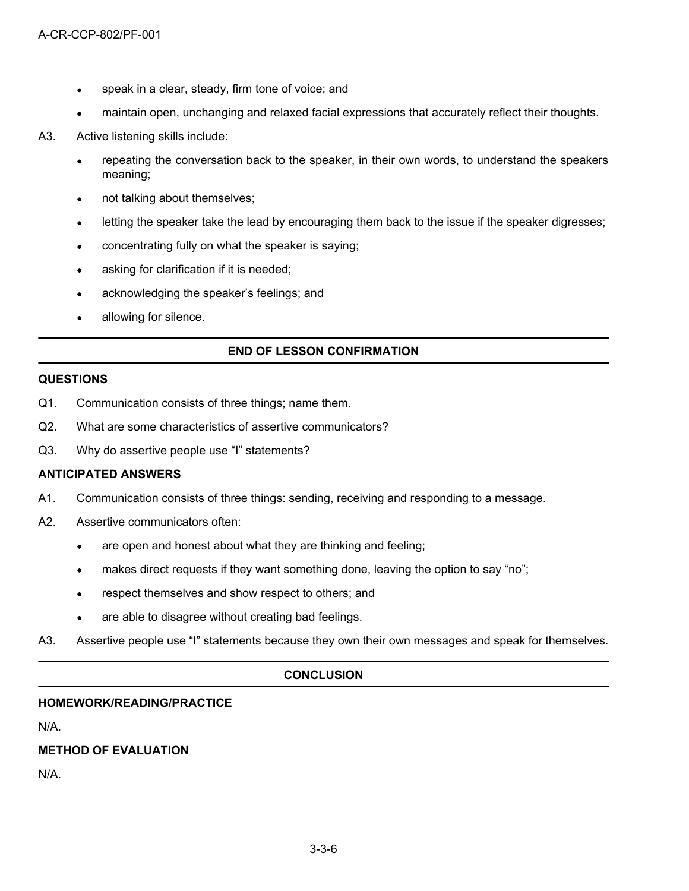- speak in a clear, steady, firm tone of voice; and
- maintain open, unchanging and relaxed facial expressions that accurately reflect their thoughts.

A3. Active listening skills include:

- repeating the conversation back to the speaker, in their own words, to understand the speakers meaning;
- not talking about themselves;
- letting the speaker take the lead by encouraging them back to the issue if the speaker digresses;
- concentrating fully on what the speaker is saying;
- asking for clarification if it is needed;
- acknowledging the speaker's feelings; and
- allowing for silence.

## END OF LESSON CONFIRMATION

### QUESTIONS

Q1. Communication consists of three things; name them.

Q2. What are some characteristics of assertive communicators?

Q3. Why do assertive people use "I" statements?

### ANTICIPATED ANSWERS

A1. Communication consists of three things: sending, receiving and responding to a message.

A2. Assertive communicators often:

- are open and honest about what they are thinking and feeling;
- makes direct requests if they want something done, leaving the option to say "no";
- respect themselves and show respect to others; and
- are able to disagree without creating bad feelings.

A3. Assertive people use "I" statements because they own their own messages and speak for themselves.

## CONCLUSION

### HOMEWORK/READING/PRACTICE

N/A.

### METHOD OF EVALUATION

N/A.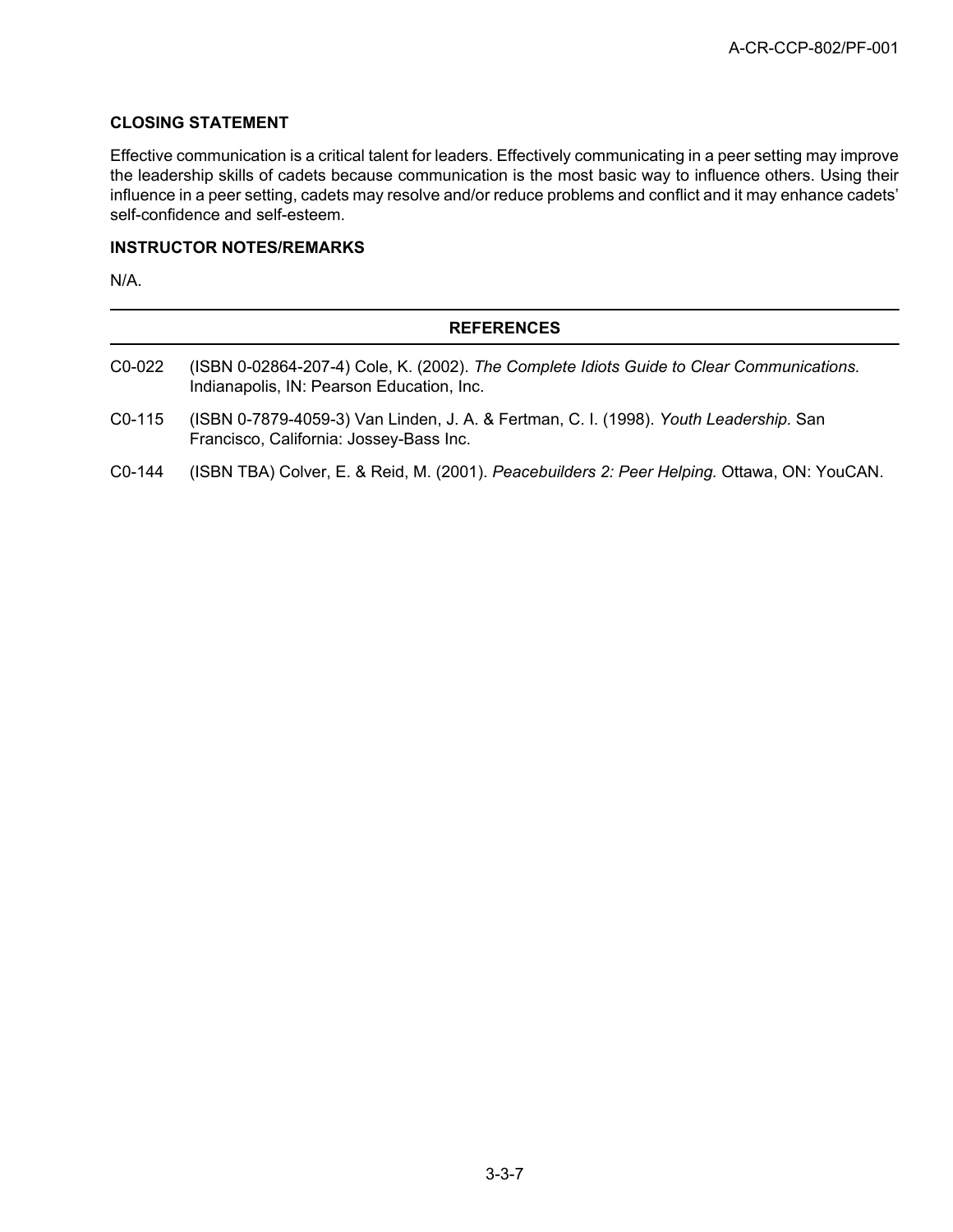**CLOSING STATEMENT**

Effective communication is a critical talent for leaders. Effectively communicating in a peer setting may improve the leadership skills of cadets because communication is the most basic way to influence others. Using their influence in a peer setting, cadets may resolve and/or reduce problems and conflict and it may enhance cadets' self-confidence and self-esteem.

**INSTRUCTOR NOTES/REMARKS**

N/A.

---

**REFERENCES**

---

C0-022 (ISBN 0-02864-207-4) Cole, K. (2002). *The Complete Idiots Guide to Clear Communications.* Indianapolis, IN: Pearson Education, Inc.

C0-115 (ISBN 0-7879-4059-3) Van Linden, J. A. & Fertman, C. I. (1998). *Youth Leadership.* San Francisco, California: Jossey-Bass Inc.

C0-144 (ISBN TBA) Colver, E. & Reid, M. (2001). *Peacebuilders 2: Peer Helping.* Ottawa, ON: YouCAN.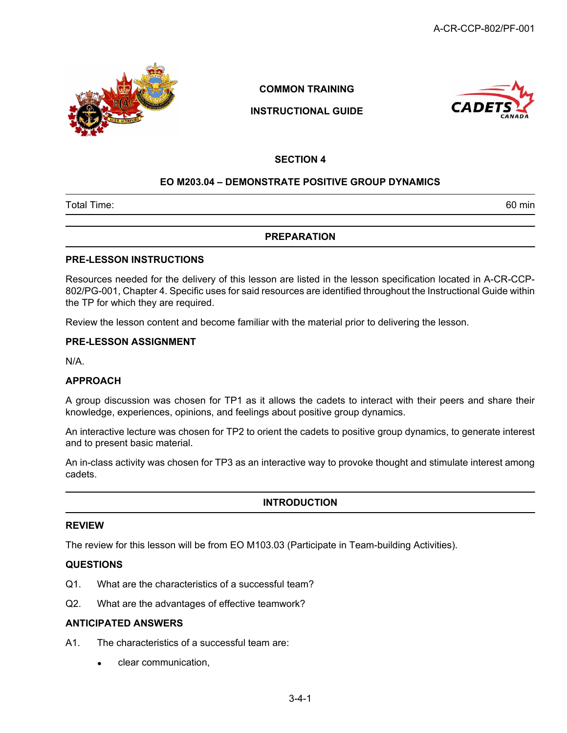COMMON TRAINING

INSTRUCTIONAL GUIDE

SECTION 4

## EO M203.04 – DEMONSTRATE POSITIVE GROUP DYNAMICS

Total Time: 60 min

## PREPARATION

### PRE-LESSON INSTRUCTIONS

Resources needed for the delivery of this lesson are listed in the lesson specification located in A-CR-CCP-802/PG-001, Chapter 4. Specific uses for said resources are identified throughout the Instructional Guide within the TP for which they are required.

Review the lesson content and become familiar with the material prior to delivering the lesson.

### PRE-LESSON ASSIGNMENT

N/A.

### APPROACH

A group discussion was chosen for TP1 as it allows the cadets to interact with their peers and share their knowledge, experiences, opinions, and feelings about positive group dynamics.

An interactive lecture was chosen for TP2 to orient the cadets to positive group dynamics, to generate interest and to present basic material.

An in-class activity was chosen for TP3 as an interactive way to provoke thought and stimulate interest among cadets.

## INTRODUCTION

### REVIEW

The review for this lesson will be from EO M103.03 (Participate in Team-building Activities).

### QUESTIONS

Q1. What are the characteristics of a successful team?

Q2. What are the advantages of effective teamwork?

### ANTICIPATED ANSWERS

A1. The characteristics of a successful team are:

- clear communication,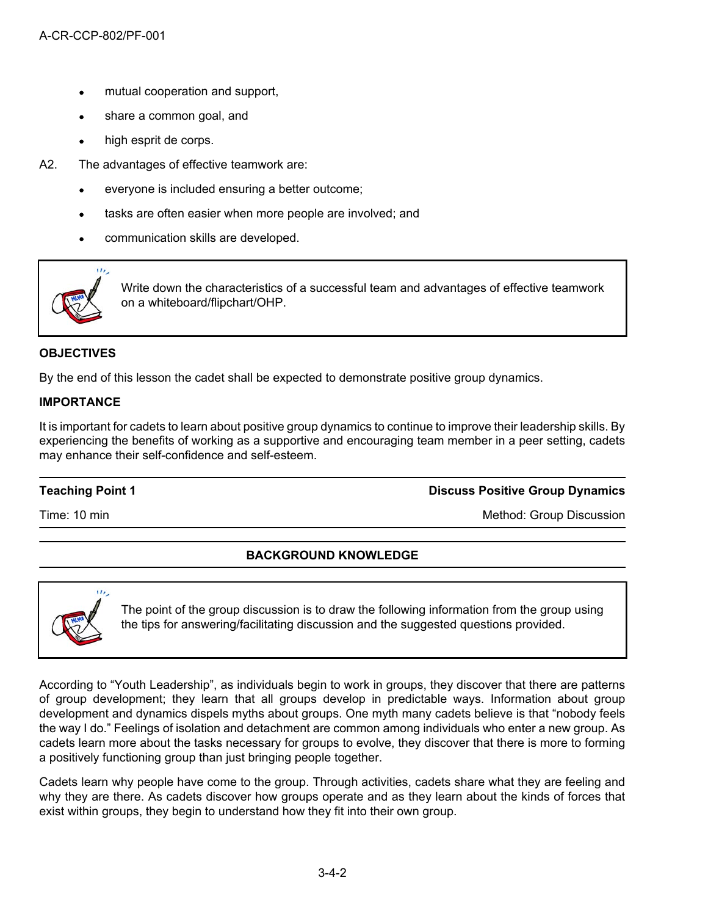- mutual cooperation and support,
- share a common goal, and
- high esprit de corps.

A2. The advantages of effective teamwork are:

- everyone is included ensuring a better outcome;
- tasks are often easier when more people are involved; and
- communication skills are developed.

> Write down the characteristics of a successful team and advantages of effective teamwork on a whiteboard/flipchart/OHP.

**OBJECTIVES**

By the end of this lesson the cadet shall be expected to demonstrate positive group dynamics.

**IMPORTANCE**

It is important for cadets to learn about positive group dynamics to continue to improve their leadership skills. By experiencing the benefits of working as a supportive and encouraging team member in a peer setting, cadets may enhance their self-confidence and self-esteem.

| **Teaching Point 1** | **Discuss Positive Group Dynamics** |
|---|---|
| Time: 10 min | Method: Group Discussion |

**BACKGROUND KNOWLEDGE**

> The point of the group discussion is to draw the following information from the group using the tips for answering/facilitating discussion and the suggested questions provided.

According to "Youth Leadership", as individuals begin to work in groups, they discover that there are patterns of group development; they learn that all groups develop in predictable ways. Information about group development and dynamics dispels myths about groups. One myth many cadets believe is that "nobody feels the way I do." Feelings of isolation and detachment are common among individuals who enter a new group. As cadets learn more about the tasks necessary for groups to evolve, they discover that there is more to forming a positively functioning group than just bringing people together.

Cadets learn why people have come to the group. Through activities, cadets share what they are feeling and why they are there. As cadets discover how groups operate and as they learn about the kinds of forces that exist within groups, they begin to understand how they fit into their own group.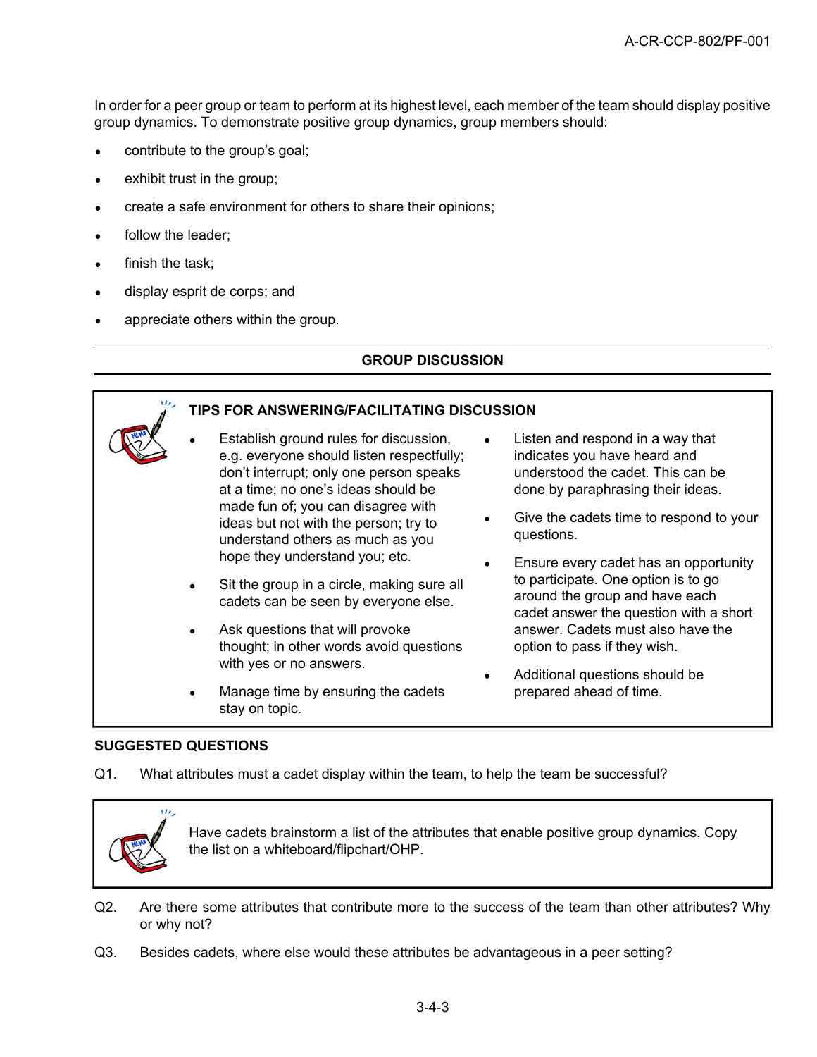In order for a peer group or team to perform at its highest level, each member of the team should display positive group dynamics. To demonstrate positive group dynamics, group members should:

- contribute to the group's goal;
- exhibit trust in the group;
- create a safe environment for others to share their opinions;
- follow the leader;
- finish the task;
- display esprit de corps; and
- appreciate others within the group.

---

**GROUP DISCUSSION**

---

**TIPS FOR ANSWERING/FACILITATING DISCUSSION**

- Establish ground rules for discussion, e.g. everyone should listen respectfully; don't interrupt; only one person speaks at a time; no one's ideas should be made fun of; you can disagree with ideas but not with the person; try to understand others as much as you hope they understand you; etc.
- Sit the group in a circle, making sure all cadets can be seen by everyone else.
- Ask questions that will provoke thought; in other words avoid questions with yes or no answers.
- Manage time by ensuring the cadets stay on topic.
- Listen and respond in a way that indicates you have heard and understood the cadet. This can be done by paraphrasing their ideas.
- Give the cadets time to respond to your questions.
- Ensure every cadet has an opportunity to participate. One option is to go around the group and have each cadet answer the question with a short answer. Cadets must also have the option to pass if they wish.
- Additional questions should be prepared ahead of time.

**SUGGESTED QUESTIONS**

Q1. What attributes must a cadet display within the team, to help the team be successful?

> Have cadets brainstorm a list of the attributes that enable positive group dynamics. Copy the list on a whiteboard/flipchart/OHP.

Q2. Are there some attributes that contribute more to the success of the team than other attributes? Why or why not?

Q3. Besides cadets, where else would these attributes be advantageous in a peer setting?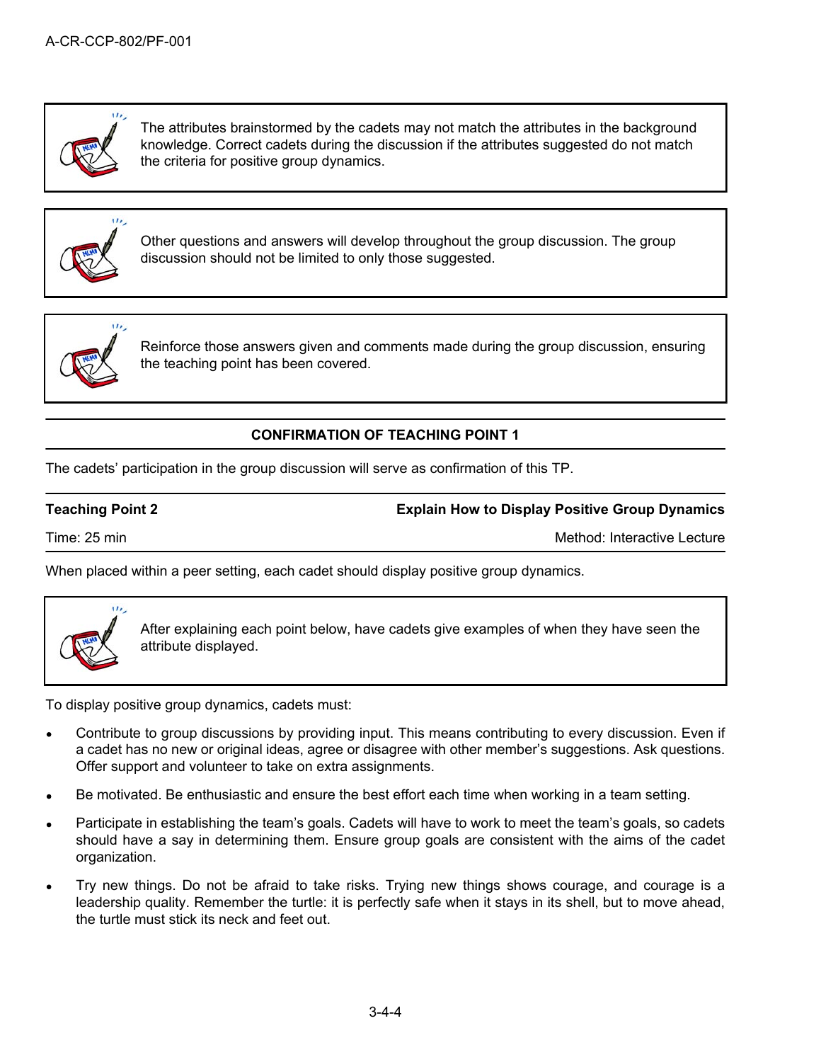> The attributes brainstormed by the cadets may not match the attributes in the background knowledge. Correct cadets during the discussion if the attributes suggested do not match the criteria for positive group dynamics.

> Other questions and answers will develop throughout the group discussion. The group discussion should not be limited to only those suggested.

> Reinforce those answers given and comments made during the group discussion, ensuring the teaching point has been covered.

**CONFIRMATION OF TEACHING POINT 1**

The cadets' participation in the group discussion will serve as confirmation of this TP.

| **Teaching Point 2** | **Explain How to Display Positive Group Dynamics** |
|---|---|
| Time: 25 min | Method: Interactive Lecture |

When placed within a peer setting, each cadet should display positive group dynamics.

> After explaining each point below, have cadets give examples of when they have seen the attribute displayed.

To display positive group dynamics, cadets must:

- Contribute to group discussions by providing input. This means contributing to every discussion. Even if a cadet has no new or original ideas, agree or disagree with other member's suggestions. Ask questions. Offer support and volunteer to take on extra assignments.
- Be motivated. Be enthusiastic and ensure the best effort each time when working in a team setting.
- Participate in establishing the team's goals. Cadets will have to work to meet the team's goals, so cadets should have a say in determining them. Ensure group goals are consistent with the aims of the cadet organization.
- Try new things. Do not be afraid to take risks. Trying new things shows courage, and courage is a leadership quality. Remember the turtle: it is perfectly safe when it stays in its shell, but to move ahead, the turtle must stick its neck and feet out.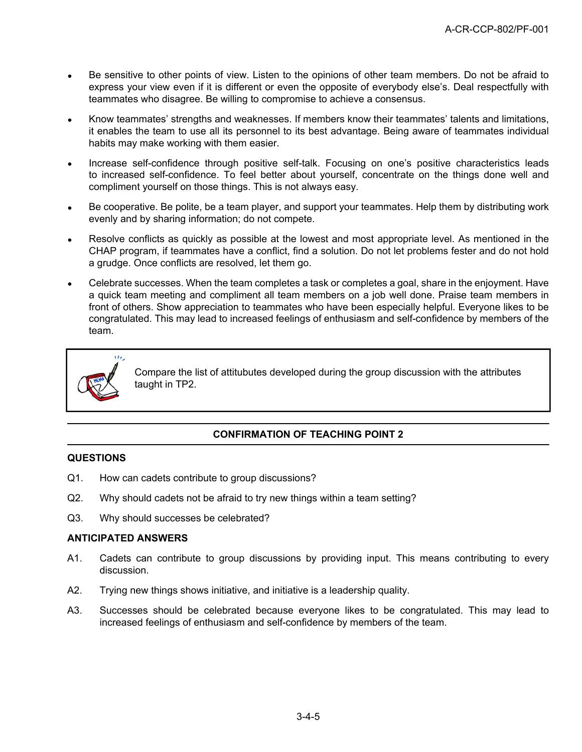- Be sensitive to other points of view. Listen to the opinions of other team members. Do not be afraid to express your view even if it is different or even the opposite of everybody else's. Deal respectfully with teammates who disagree. Be willing to compromise to achieve a consensus.
- Know teammates' strengths and weaknesses. If members know their teammates' talents and limitations, it enables the team to use all its personnel to its best advantage. Being aware of teammates individual habits may make working with them easier.
- Increase self-confidence through positive self-talk. Focusing on one's positive characteristics leads to increased self-confidence. To feel better about yourself, concentrate on the things done well and compliment yourself on those things. This is not always easy.
- Be cooperative. Be polite, be a team player, and support your teammates. Help them by distributing work evenly and by sharing information; do not compete.
- Resolve conflicts as quickly as possible at the lowest and most appropriate level. As mentioned in the CHAP program, if teammates have a conflict, find a solution. Do not let problems fester and do not hold a grudge. Once conflicts are resolved, let them go.
- Celebrate successes. When the team completes a task or completes a goal, share in the enjoyment. Have a quick team meeting and compliment all team members on a job well done. Praise team members in front of others. Show appreciation to teammates who have been especially helpful. Everyone likes to be congratulated. This may lead to increased feelings of enthusiasm and self-confidence by members of the team.

> Compare the list of attitubutes developed during the group discussion with the attributes taught in TP2.

## CONFIRMATION OF TEACHING POINT 2

**QUESTIONS**

Q1. How can cadets contribute to group discussions?

Q2. Why should cadets not be afraid to try new things within a team setting?

Q3. Why should successes be celebrated?

**ANTICIPATED ANSWERS**

A1. Cadets can contribute to group discussions by providing input. This means contributing to every discussion.

A2. Trying new things shows initiative, and initiative is a leadership quality.

A3. Successes should be celebrated because everyone likes to be congratulated. This may lead to increased feelings of enthusiasm and self-confidence by members of the team.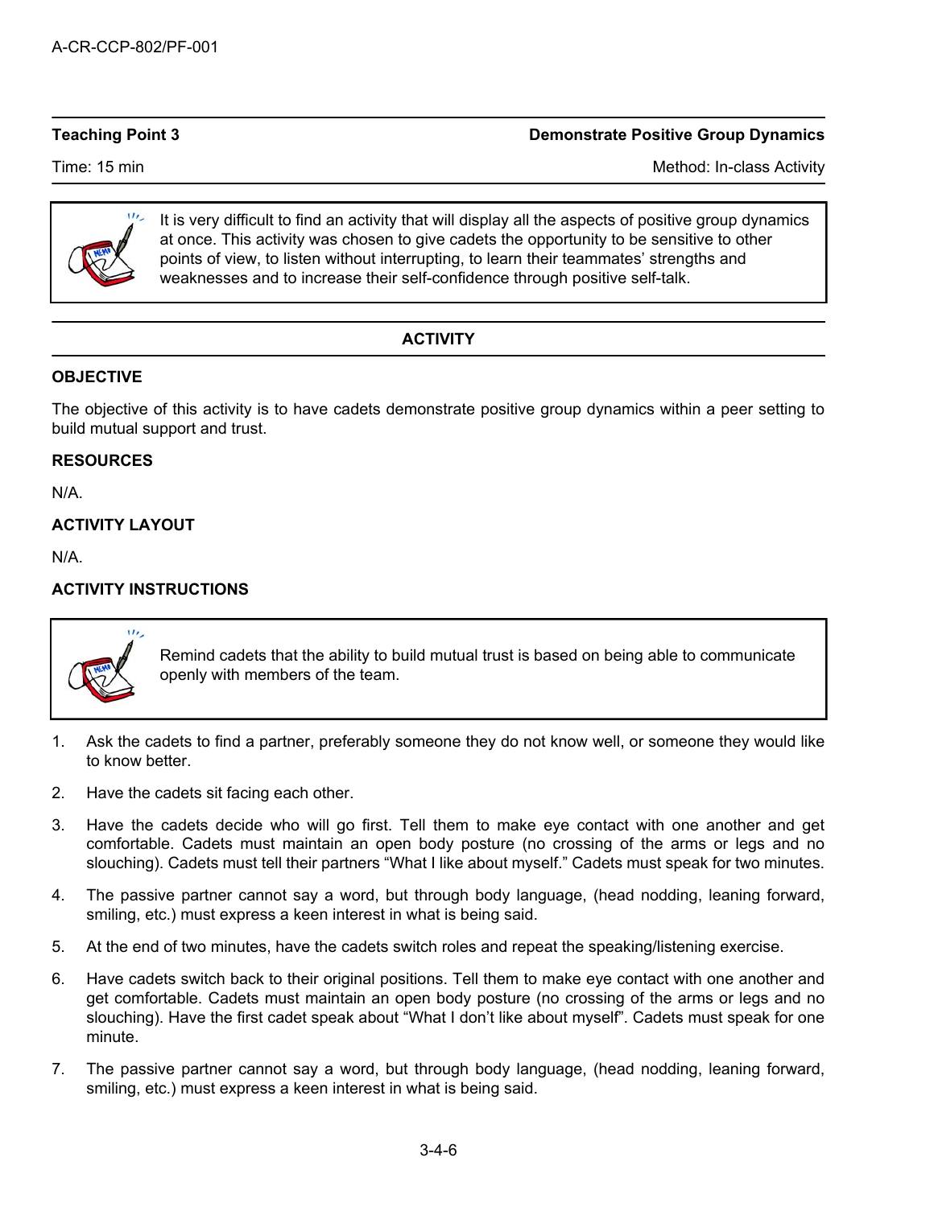**Teaching Point 3** **Demonstrate Positive Group Dynamics**

Time: 15 min Method: In-class Activity

> It is very difficult to find an activity that will display all the aspects of positive group dynamics at once. This activity was chosen to give cadets the opportunity to be sensitive to other points of view, to listen without interrupting, to learn their teammates' strengths and weaknesses and to increase their self-confidence through positive self-talk.

## ACTIVITY

### OBJECTIVE

The objective of this activity is to have cadets demonstrate positive group dynamics within a peer setting to build mutual support and trust.

### RESOURCES

N/A.

### ACTIVITY LAYOUT

N/A.

### ACTIVITY INSTRUCTIONS

> Remind cadets that the ability to build mutual trust is based on being able to communicate openly with members of the team.

1. Ask the cadets to find a partner, preferably someone they do not know well, or someone they would like to know better.
2. Have the cadets sit facing each other.
3. Have the cadets decide who will go first. Tell them to make eye contact with one another and get comfortable. Cadets must maintain an open body posture (no crossing of the arms or legs and no slouching). Cadets must tell their partners "What I like about myself." Cadets must speak for two minutes.
4. The passive partner cannot say a word, but through body language, (head nodding, leaning forward, smiling, etc.) must express a keen interest in what is being said.
5. At the end of two minutes, have the cadets switch roles and repeat the speaking/listening exercise.
6. Have cadets switch back to their original positions. Tell them to make eye contact with one another and get comfortable. Cadets must maintain an open body posture (no crossing of the arms or legs and no slouching). Have the first cadet speak about "What I don't like about myself". Cadets must speak for one minute.
7. The passive partner cannot say a word, but through body language, (head nodding, leaning forward, smiling, etc.) must express a keen interest in what is being said.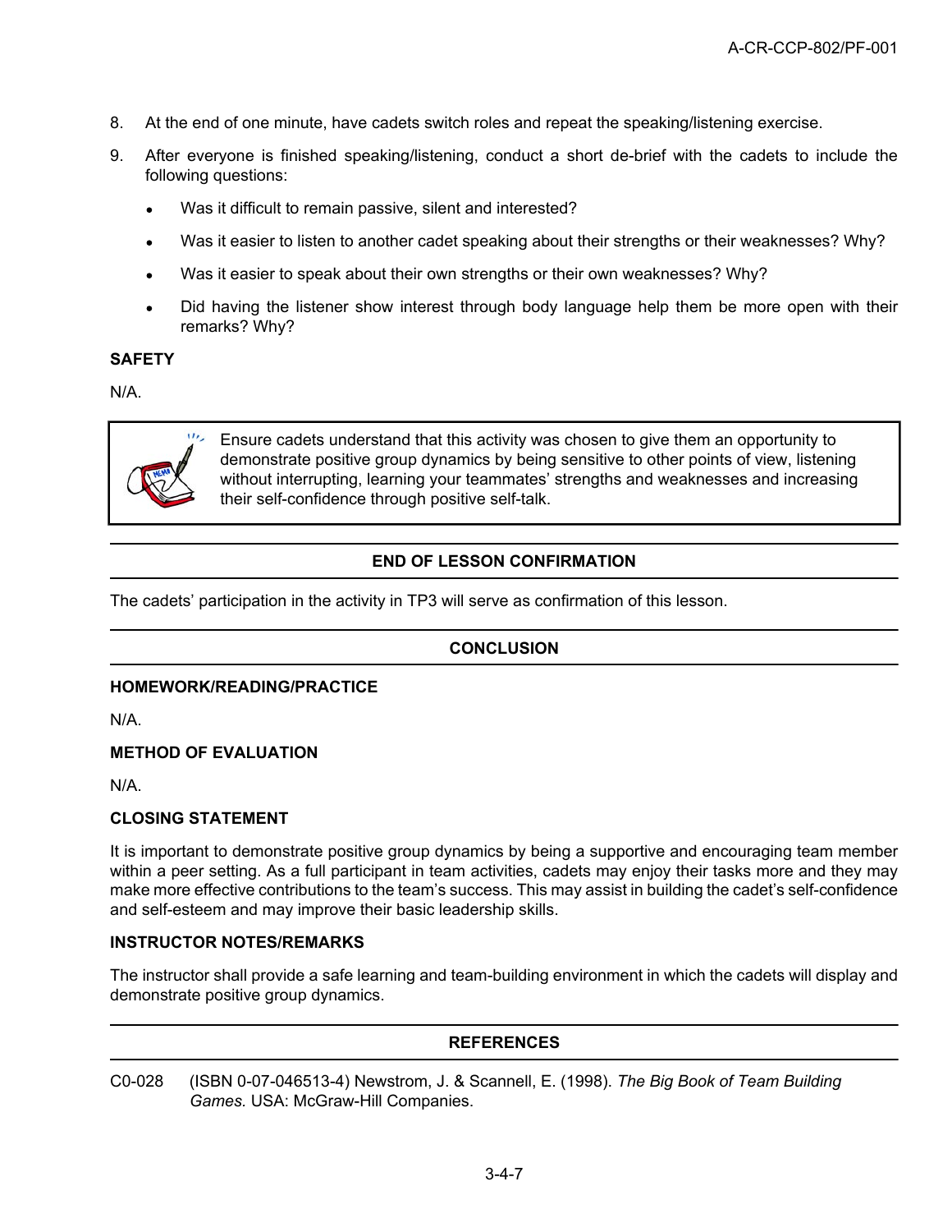8. At the end of one minute, have cadets switch roles and repeat the speaking/listening exercise.

9. After everyone is finished speaking/listening, conduct a short de-brief with the cadets to include the following questions:

   - Was it difficult to remain passive, silent and interested?
   - Was it easier to listen to another cadet speaking about their strengths or their weaknesses? Why?
   - Was it easier to speak about their own strengths or their own weaknesses? Why?
   - Did having the listener show interest through body language help them be more open with their remarks? Why?

**SAFETY**

N/A.

> Ensure cadets understand that this activity was chosen to give them an opportunity to demonstrate positive group dynamics by being sensitive to other points of view, listening without interrupting, learning your teammates' strengths and weaknesses and increasing their self-confidence through positive self-talk.

## END OF LESSON CONFIRMATION

The cadets' participation in the activity in TP3 will serve as confirmation of this lesson.

## CONCLUSION

**HOMEWORK/READING/PRACTICE**

N/A.

**METHOD OF EVALUATION**

N/A.

**CLOSING STATEMENT**

It is important to demonstrate positive group dynamics by being a supportive and encouraging team member within a peer setting. As a full participant in team activities, cadets may enjoy their tasks more and they may make more effective contributions to the team's success. This may assist in building the cadet's self-confidence and self-esteem and may improve their basic leadership skills.

**INSTRUCTOR NOTES/REMARKS**

The instructor shall provide a safe learning and team-building environment in which the cadets will display and demonstrate positive group dynamics.

## REFERENCES

C0-028 (ISBN 0-07-046513-4) Newstrom, J. & Scannell, E. (1998). *The Big Book of Team Building Games.* USA: McGraw-Hill Companies.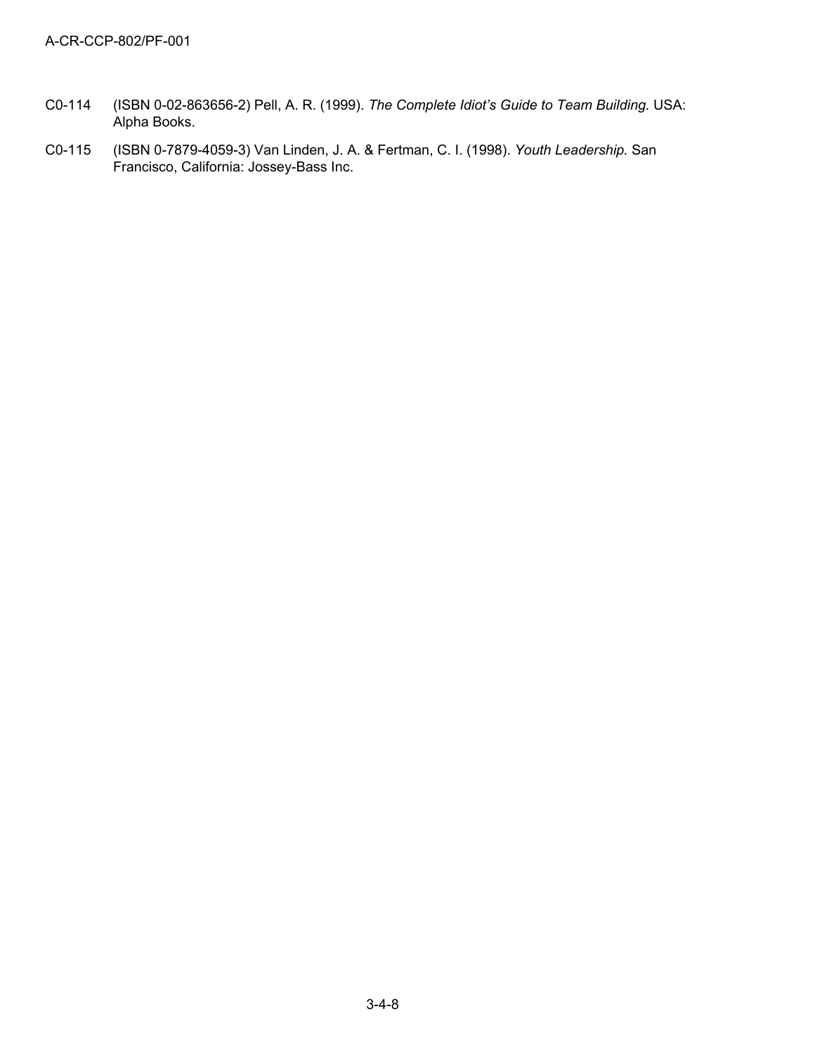C0-114 (ISBN 0-02-863656-2) Pell, A. R. (1999). *The Complete Idiot's Guide to Team Building.* USA: Alpha Books.

C0-115 (ISBN 0-7879-4059-3) Van Linden, J. A. & Fertman, C. I. (1998). *Youth Leadership.* San Francisco, California: Jossey-Bass Inc.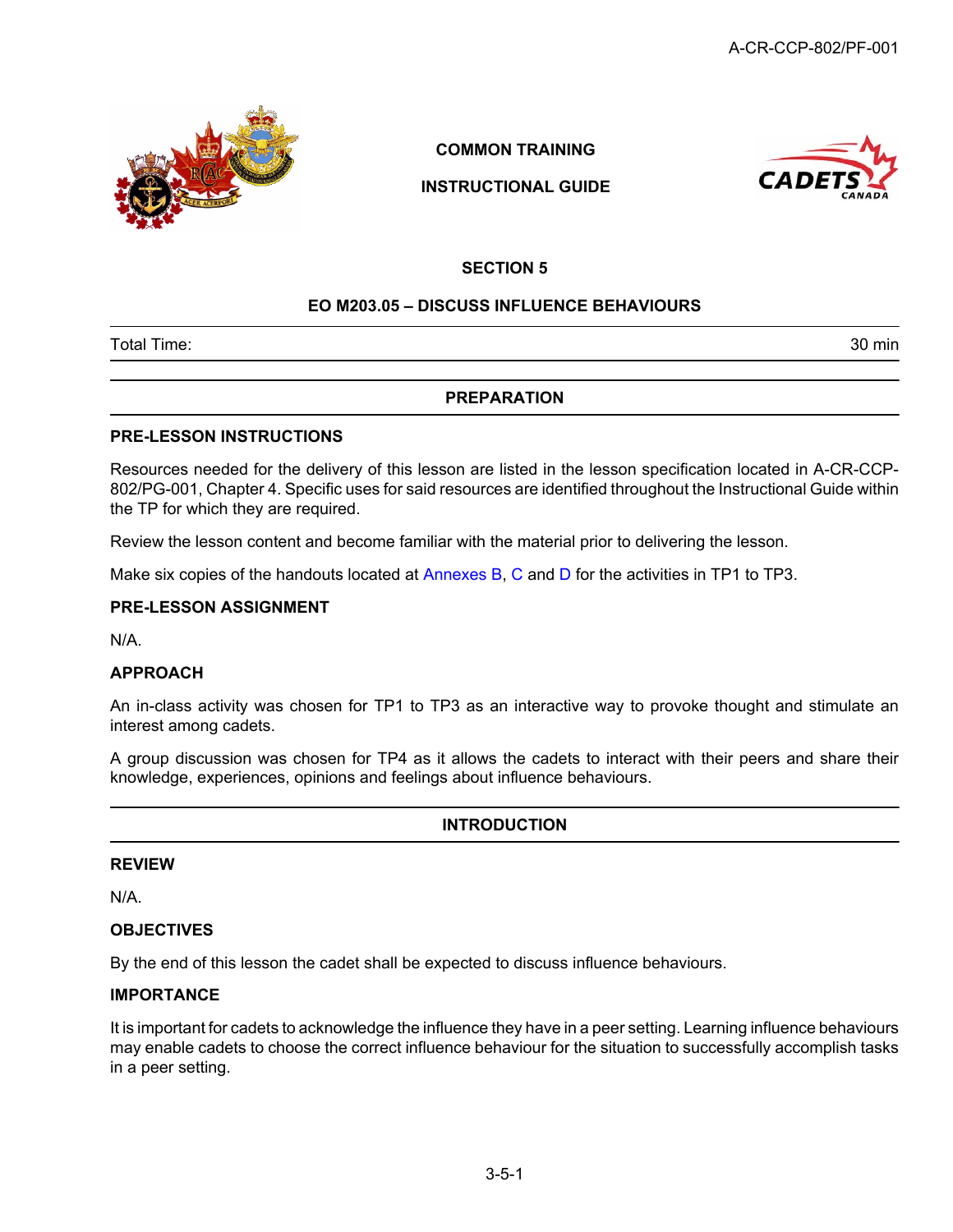COMMON TRAINING

INSTRUCTIONAL GUIDE

## SECTION 5

## EO M203.05 – DISCUSS INFLUENCE BEHAVIOURS

| Total Time: | 30 min |
|---|---|

## PREPARATION

### PRE-LESSON INSTRUCTIONS

Resources needed for the delivery of this lesson are listed in the lesson specification located in A-CR-CCP-802/PG-001, Chapter 4. Specific uses for said resources are identified throughout the Instructional Guide within the TP for which they are required.

Review the lesson content and become familiar with the material prior to delivering the lesson.

Make six copies of the handouts located at Annexes B, C and D for the activities in TP1 to TP3.

### PRE-LESSON ASSIGNMENT

N/A.

### APPROACH

An in-class activity was chosen for TP1 to TP3 as an interactive way to provoke thought and stimulate an interest among cadets.

A group discussion was chosen for TP4 as it allows the cadets to interact with their peers and share their knowledge, experiences, opinions and feelings about influence behaviours.

## INTRODUCTION

### REVIEW

N/A.

### OBJECTIVES

By the end of this lesson the cadet shall be expected to discuss influence behaviours.

### IMPORTANCE

It is important for cadets to acknowledge the influence they have in a peer setting. Learning influence behaviours may enable cadets to choose the correct influence behaviour for the situation to successfully accomplish tasks in a peer setting.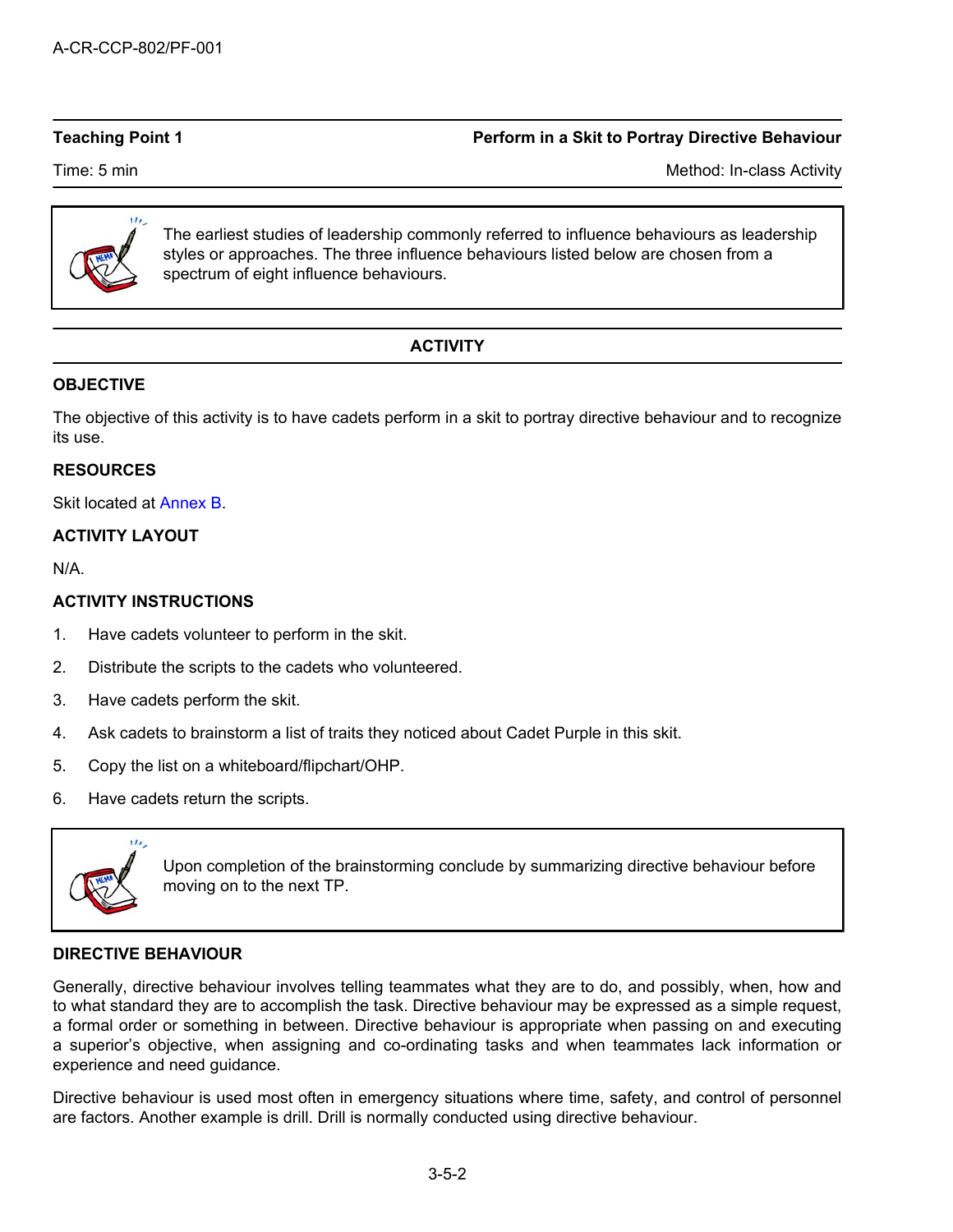**Teaching Point 1** **Perform in a Skit to Portray Directive Behaviour**

Time: 5 min Method: In-class Activity

> The earliest studies of leadership commonly referred to influence behaviours as leadership styles or approaches. The three influence behaviours listed below are chosen from a spectrum of eight influence behaviours.

## ACTIVITY

### OBJECTIVE

The objective of this activity is to have cadets perform in a skit to portray directive behaviour and to recognize its use.

### RESOURCES

Skit located at Annex B.

### ACTIVITY LAYOUT

N/A.

### ACTIVITY INSTRUCTIONS

1. Have cadets volunteer to perform in the skit.
2. Distribute the scripts to the cadets who volunteered.
3. Have cadets perform the skit.
4. Ask cadets to brainstorm a list of traits they noticed about Cadet Purple in this skit.
5. Copy the list on a whiteboard/flipchart/OHP.
6. Have cadets return the scripts.

> Upon completion of the brainstorming conclude by summarizing directive behaviour before moving on to the next TP.

### DIRECTIVE BEHAVIOUR

Generally, directive behaviour involves telling teammates what they are to do, and possibly, when, how and to what standard they are to accomplish the task. Directive behaviour may be expressed as a simple request, a formal order or something in between. Directive behaviour is appropriate when passing on and executing a superior's objective, when assigning and co-ordinating tasks and when teammates lack information or experience and need guidance.

Directive behaviour is used most often in emergency situations where time, safety, and control of personnel are factors. Another example is drill. Drill is normally conducted using directive behaviour.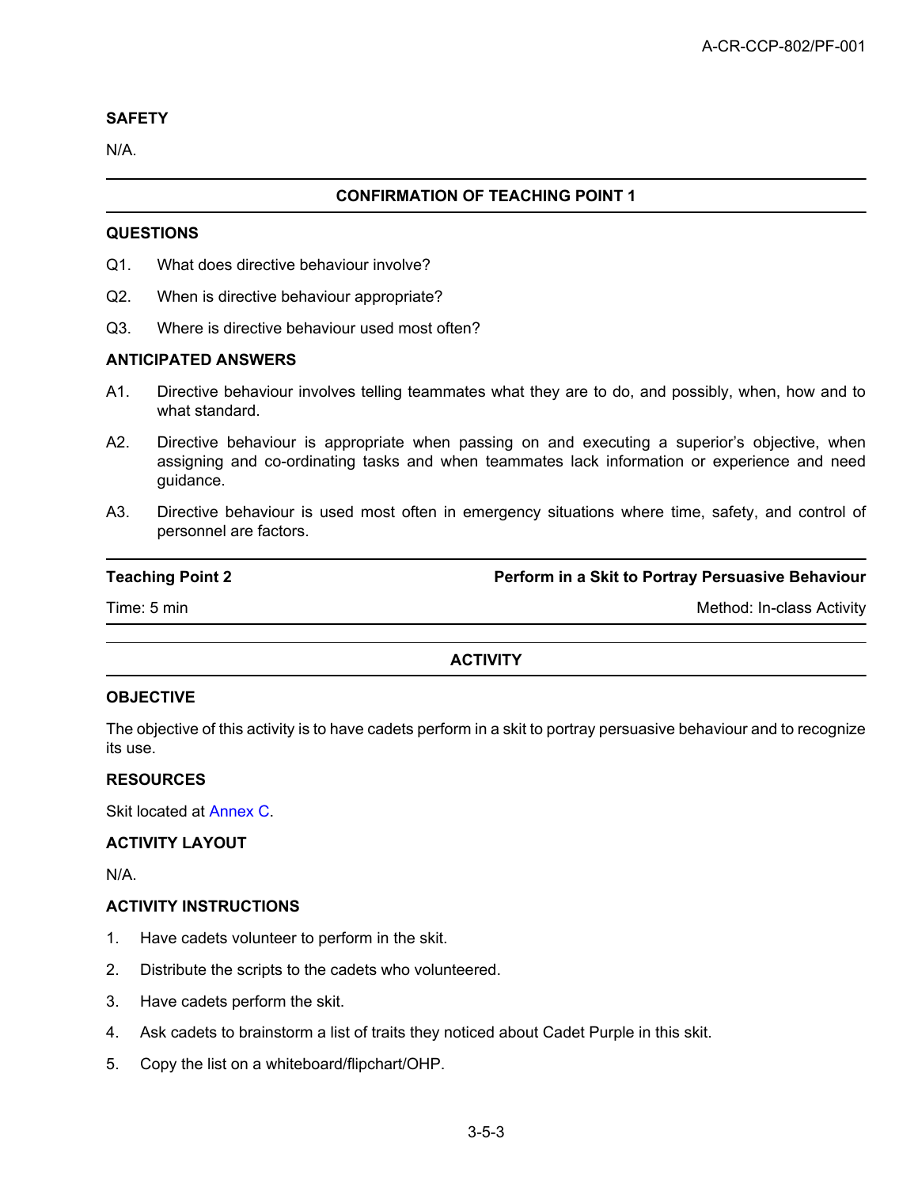**SAFETY**

N/A.

---

**CONFIRMATION OF TEACHING POINT 1**

---

**QUESTIONS**

Q1. What does directive behaviour involve?

Q2. When is directive behaviour appropriate?

Q3. Where is directive behaviour used most often?

**ANTICIPATED ANSWERS**

A1. Directive behaviour involves telling teammates what they are to do, and possibly, when, how and to what standard.

A2. Directive behaviour is appropriate when passing on and executing a superior's objective, when assigning and co-ordinating tasks and when teammates lack information or experience and need guidance.

A3. Directive behaviour is used most often in emergency situations where time, safety, and control of personnel are factors.

---

| **Teaching Point 2** | **Perform in a Skit to Portray Persuasive Behaviour** |
|---|---|
| Time: 5 min | Method: In-class Activity |

---

**ACTIVITY**

---

**OBJECTIVE**

The objective of this activity is to have cadets perform in a skit to portray persuasive behaviour and to recognize its use.

**RESOURCES**

Skit located at Annex C.

**ACTIVITY LAYOUT**

N/A.

**ACTIVITY INSTRUCTIONS**

1. Have cadets volunteer to perform in the skit.
2. Distribute the scripts to the cadets who volunteered.
3. Have cadets perform the skit.
4. Ask cadets to brainstorm a list of traits they noticed about Cadet Purple in this skit.
5. Copy the list on a whiteboard/flipchart/OHP.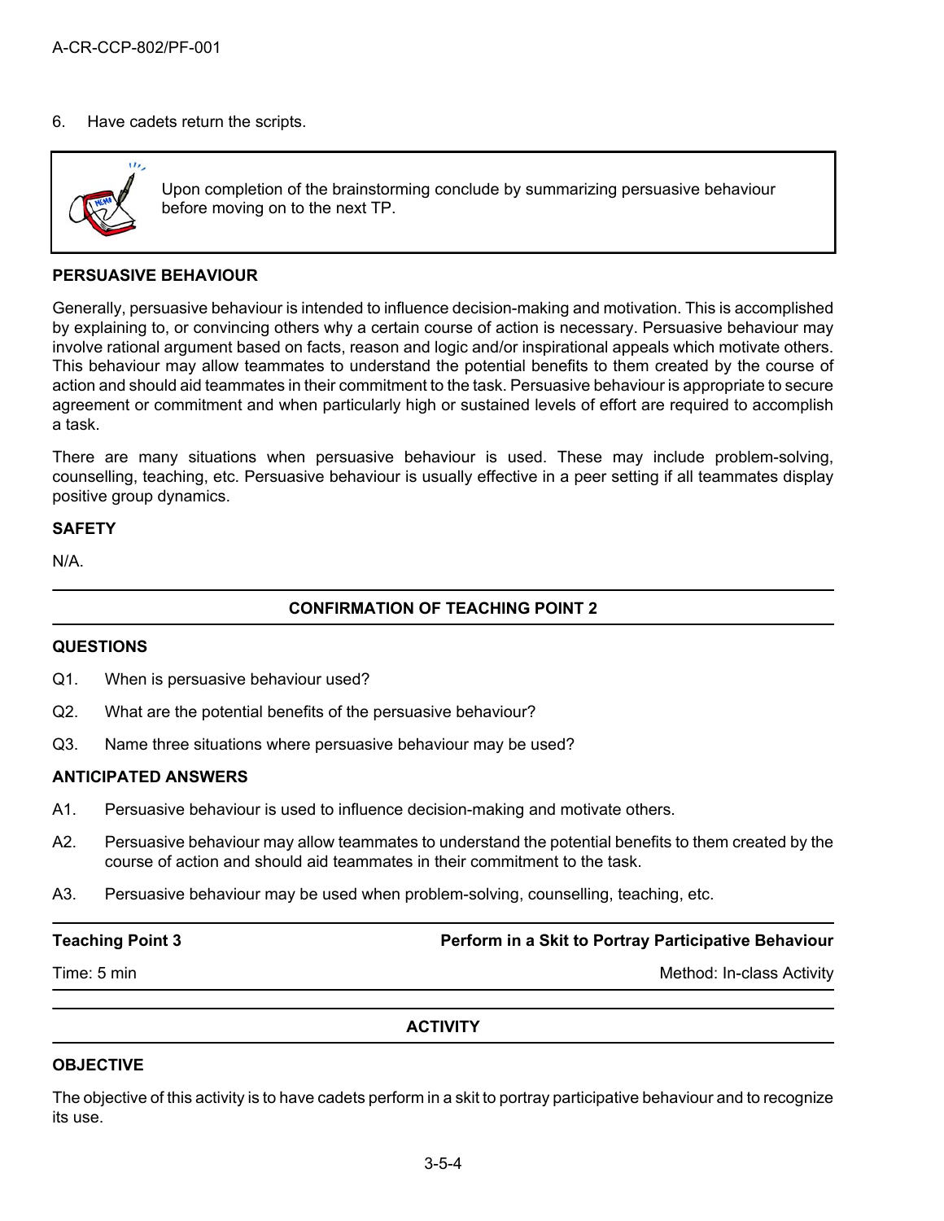6. Have cadets return the scripts.

> Upon completion of the brainstorming conclude by summarizing persuasive behaviour before moving on to the next TP.

**PERSUASIVE BEHAVIOUR**

Generally, persuasive behaviour is intended to influence decision-making and motivation. This is accomplished by explaining to, or convincing others why a certain course of action is necessary. Persuasive behaviour may involve rational argument based on facts, reason and logic and/or inspirational appeals which motivate others. This behaviour may allow teammates to understand the potential benefits to them created by the course of action and should aid teammates in their commitment to the task. Persuasive behaviour is appropriate to secure agreement or commitment and when particularly high or sustained levels of effort are required to accomplish a task.

There are many situations when persuasive behaviour is used. These may include problem-solving, counselling, teaching, etc. Persuasive behaviour is usually effective in a peer setting if all teammates display positive group dynamics.

**SAFETY**

N/A.

**CONFIRMATION OF TEACHING POINT 2**

**QUESTIONS**

Q1. When is persuasive behaviour used?

Q2. What are the potential benefits of the persuasive behaviour?

Q3. Name three situations where persuasive behaviour may be used?

**ANTICIPATED ANSWERS**

A1. Persuasive behaviour is used to influence decision-making and motivate others.

A2. Persuasive behaviour may allow teammates to understand the potential benefits to them created by the course of action and should aid teammates in their commitment to the task.

A3. Persuasive behaviour may be used when problem-solving, counselling, teaching, etc.

| **Teaching Point 3** | **Perform in a Skit to Portray Participative Behaviour** |
|---|---|
| Time: 5 min | Method: In-class Activity |

**ACTIVITY**

**OBJECTIVE**

The objective of this activity is to have cadets perform in a skit to portray participative behaviour and to recognize its use.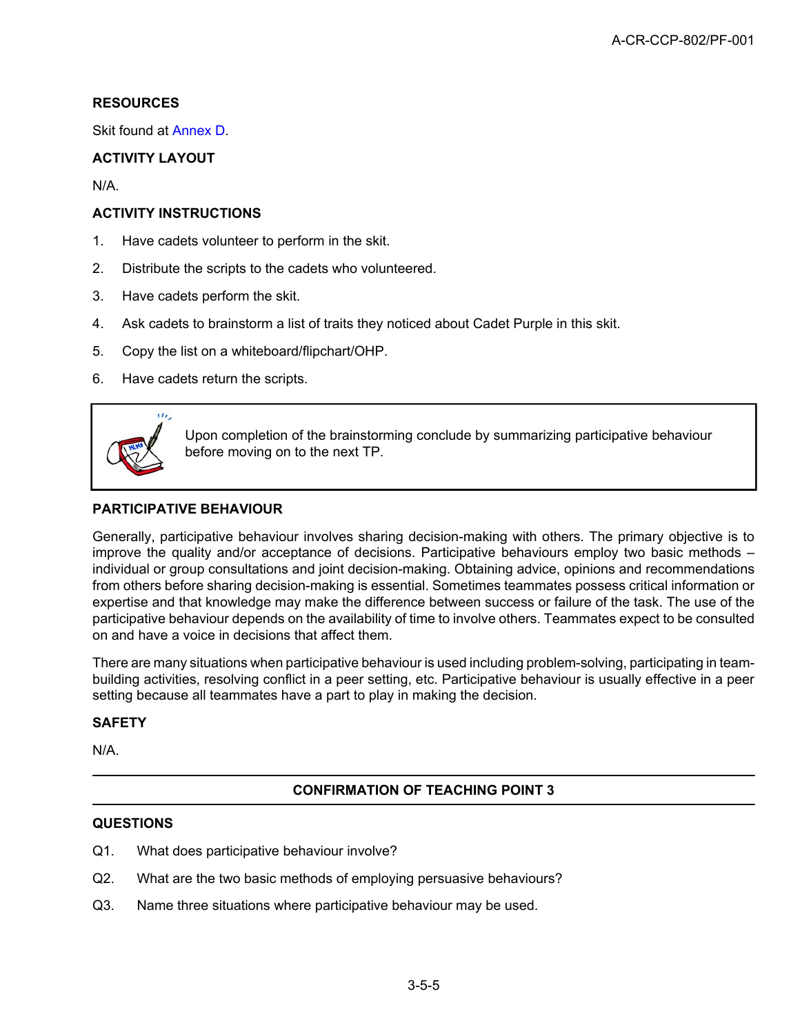### RESOURCES

Skit found at Annex D.

### ACTIVITY LAYOUT

N/A.

### ACTIVITY INSTRUCTIONS

1. Have cadets volunteer to perform in the skit.
2. Distribute the scripts to the cadets who volunteered.
3. Have cadets perform the skit.
4. Ask cadets to brainstorm a list of traits they noticed about Cadet Purple in this skit.
5. Copy the list on a whiteboard/flipchart/OHP.
6. Have cadets return the scripts.

> Upon completion of the brainstorming conclude by summarizing participative behaviour before moving on to the next TP.

### PARTICIPATIVE BEHAVIOUR

Generally, participative behaviour involves sharing decision-making with others. The primary objective is to improve the quality and/or acceptance of decisions. Participative behaviours employ two basic methods – individual or group consultations and joint decision-making. Obtaining advice, opinions and recommendations from others before sharing decision-making is essential. Sometimes teammates possess critical information or expertise and that knowledge may make the difference between success or failure of the task. The use of the participative behaviour depends on the availability of time to involve others. Teammates expect to be consulted on and have a voice in decisions that affect them.

There are many situations when participative behaviour is used including problem-solving, participating in team-building activities, resolving conflict in a peer setting, etc. Participative behaviour is usually effective in a peer setting because all teammates have a part to play in making the decision.

### SAFETY

N/A.

## CONFIRMATION OF TEACHING POINT 3

### QUESTIONS

Q1. What does participative behaviour involve?

Q2. What are the two basic methods of employing persuasive behaviours?

Q3. Name three situations where participative behaviour may be used.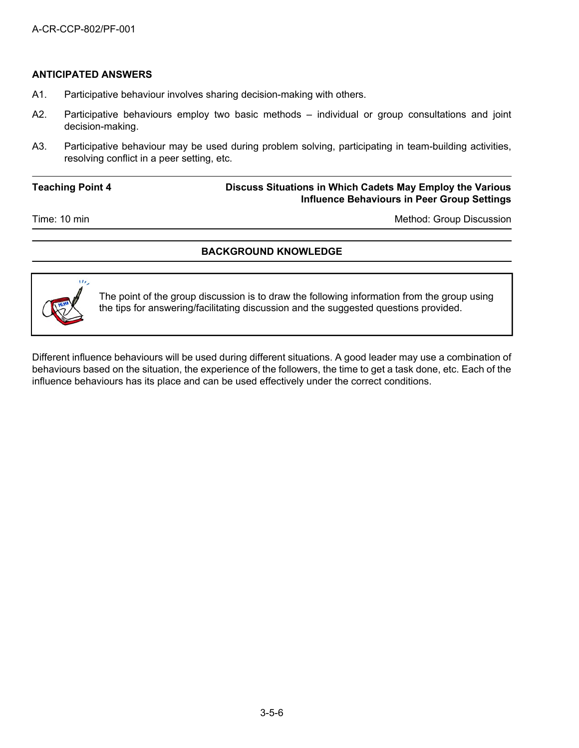**ANTICIPATED ANSWERS**

A1. Participative behaviour involves sharing decision-making with others.

A2. Participative behaviours employ two basic methods – individual or group consultations and joint decision-making.

A3. Participative behaviour may be used during problem solving, participating in team-building activities, resolving conflict in a peer setting, etc.

| Teaching Point 4 | Discuss Situations in Which Cadets May Employ the Various Influence Behaviours in Peer Group Settings |
|---|---|
| Time: 10 min | Method: Group Discussion |

**BACKGROUND KNOWLEDGE**

> The point of the group discussion is to draw the following information from the group using the tips for answering/facilitating discussion and the suggested questions provided.

Different influence behaviours will be used during different situations. A good leader may use a combination of behaviours based on the situation, the experience of the followers, the time to get a task done, etc. Each of the influence behaviours has its place and can be used effectively under the correct conditions.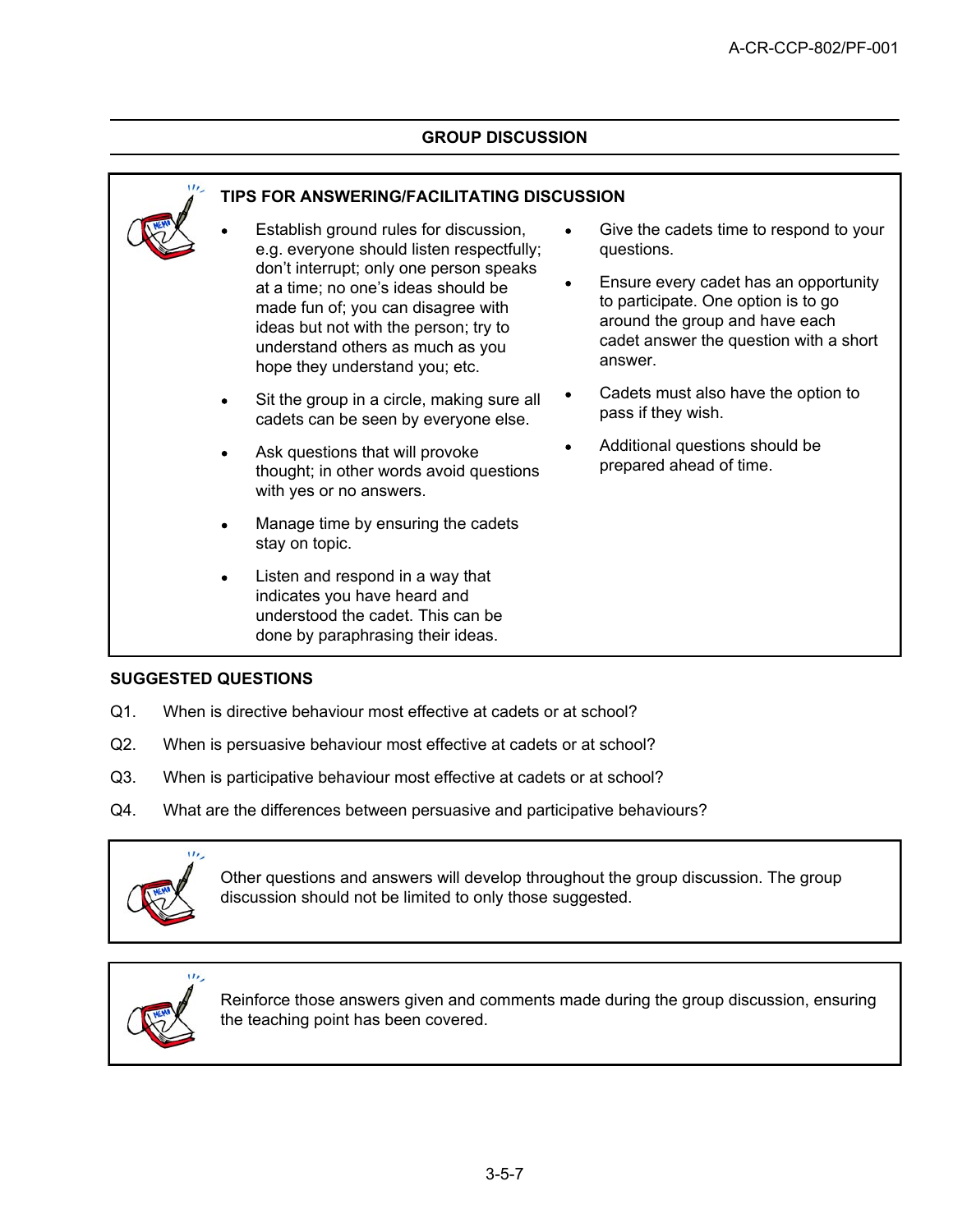## GROUP DISCUSSION

### TIPS FOR ANSWERING/FACILITATING DISCUSSION

- Establish ground rules for discussion, e.g. everyone should listen respectfully; don't interrupt; only one person speaks at a time; no one's ideas should be made fun of; you can disagree with ideas but not with the person; try to understand others as much as you hope they understand you; etc.
- Sit the group in a circle, making sure all cadets can be seen by everyone else.
- Ask questions that will provoke thought; in other words avoid questions with yes or no answers.
- Manage time by ensuring the cadets stay on topic.
- Listen and respond in a way that indicates you have heard and understood the cadet. This can be done by paraphrasing their ideas.
- Give the cadets time to respond to your questions.
- Ensure every cadet has an opportunity to participate. One option is to go around the group and have each cadet answer the question with a short answer.
- Cadets must also have the option to pass if they wish.
- Additional questions should be prepared ahead of time.

**SUGGESTED QUESTIONS**

Q1. When is directive behaviour most effective at cadets or at school?

Q2. When is persuasive behaviour most effective at cadets or at school?

Q3. When is participative behaviour most effective at cadets or at school?

Q4. What are the differences between persuasive and participative behaviours?

Other questions and answers will develop throughout the group discussion. The group discussion should not be limited to only those suggested.

Reinforce those answers given and comments made during the group discussion, ensuring the teaching point has been covered.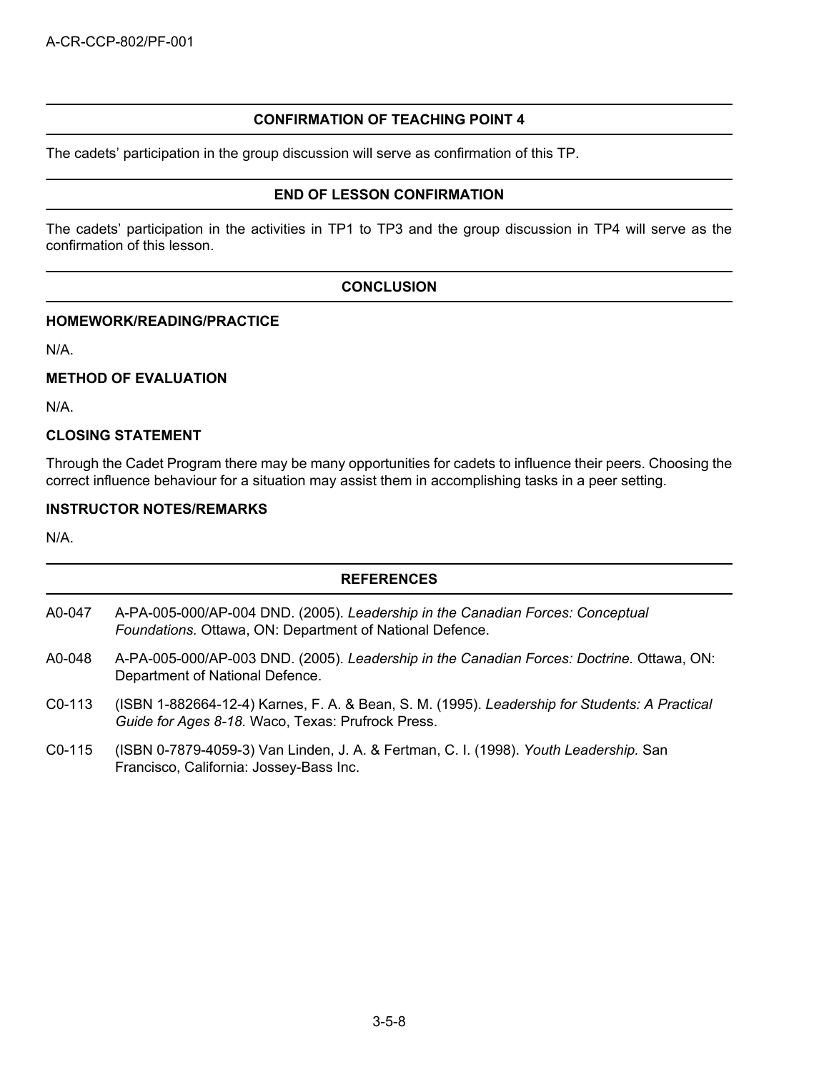## CONFIRMATION OF TEACHING POINT 4

The cadets' participation in the group discussion will serve as confirmation of this TP.

## END OF LESSON CONFIRMATION

The cadets' participation in the activities in TP1 to TP3 and the group discussion in TP4 will serve as the confirmation of this lesson.

## CONCLUSION

### HOMEWORK/READING/PRACTICE

N/A.

### METHOD OF EVALUATION

N/A.

### CLOSING STATEMENT

Through the Cadet Program there may be many opportunities for cadets to influence their peers. Choosing the correct influence behaviour for a situation may assist them in accomplishing tasks in a peer setting.

### INSTRUCTOR NOTES/REMARKS

N/A.

## REFERENCES

A0-047 A-PA-005-000/AP-004 DND. (2005). *Leadership in the Canadian Forces: Conceptual Foundations.* Ottawa, ON: Department of National Defence.

A0-048 A-PA-005-000/AP-003 DND. (2005). *Leadership in the Canadian Forces: Doctrine.* Ottawa, ON: Department of National Defence.

C0-113 (ISBN 1-882664-12-4) Karnes, F. A. & Bean, S. M. (1995). *Leadership for Students: A Practical Guide for Ages 8-18.* Waco, Texas: Prufrock Press.

C0-115 (ISBN 0-7879-4059-3) Van Linden, J. A. & Fertman, C. I. (1998). *Youth Leadership.* San Francisco, California: Jossey-Bass Inc.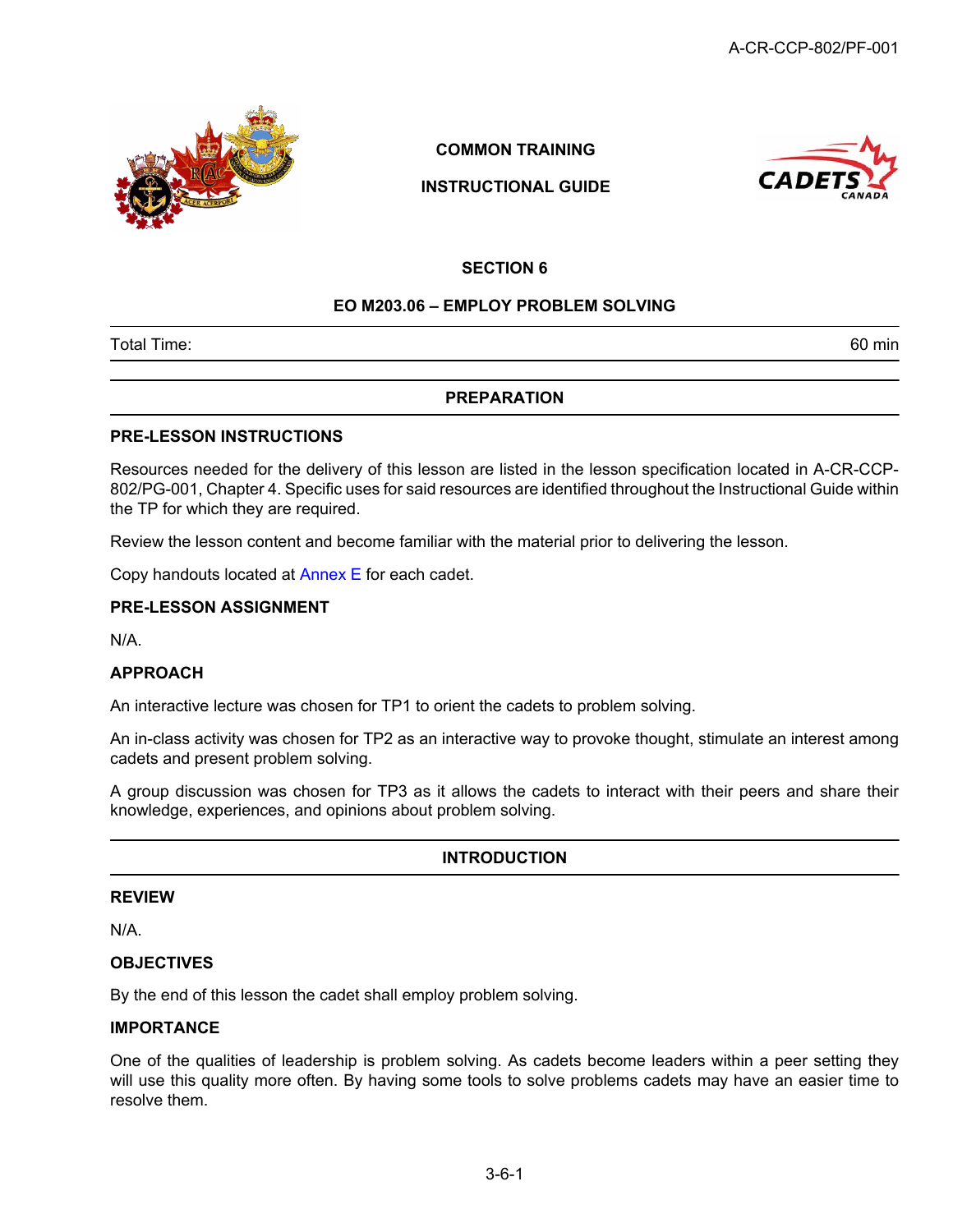**COMMON TRAINING**

**INSTRUCTIONAL GUIDE**

## SECTION 6

## EO M203.06 – EMPLOY PROBLEM SOLVING

| Total Time: | 60 min |
|---|---|

## PREPARATION

### PRE-LESSON INSTRUCTIONS

Resources needed for the delivery of this lesson are listed in the lesson specification located in A-CR-CCP-802/PG-001, Chapter 4. Specific uses for said resources are identified throughout the Instructional Guide within the TP for which they are required.

Review the lesson content and become familiar with the material prior to delivering the lesson.

Copy handouts located at Annex E for each cadet.

### PRE-LESSON ASSIGNMENT

N/A.

### APPROACH

An interactive lecture was chosen for TP1 to orient the cadets to problem solving.

An in-class activity was chosen for TP2 as an interactive way to provoke thought, stimulate an interest among cadets and present problem solving.

A group discussion was chosen for TP3 as it allows the cadets to interact with their peers and share their knowledge, experiences, and opinions about problem solving.

## INTRODUCTION

### REVIEW

N/A.

### OBJECTIVES

By the end of this lesson the cadet shall employ problem solving.

### IMPORTANCE

One of the qualities of leadership is problem solving. As cadets become leaders within a peer setting they will use this quality more often. By having some tools to solve problems cadets may have an easier time to resolve them.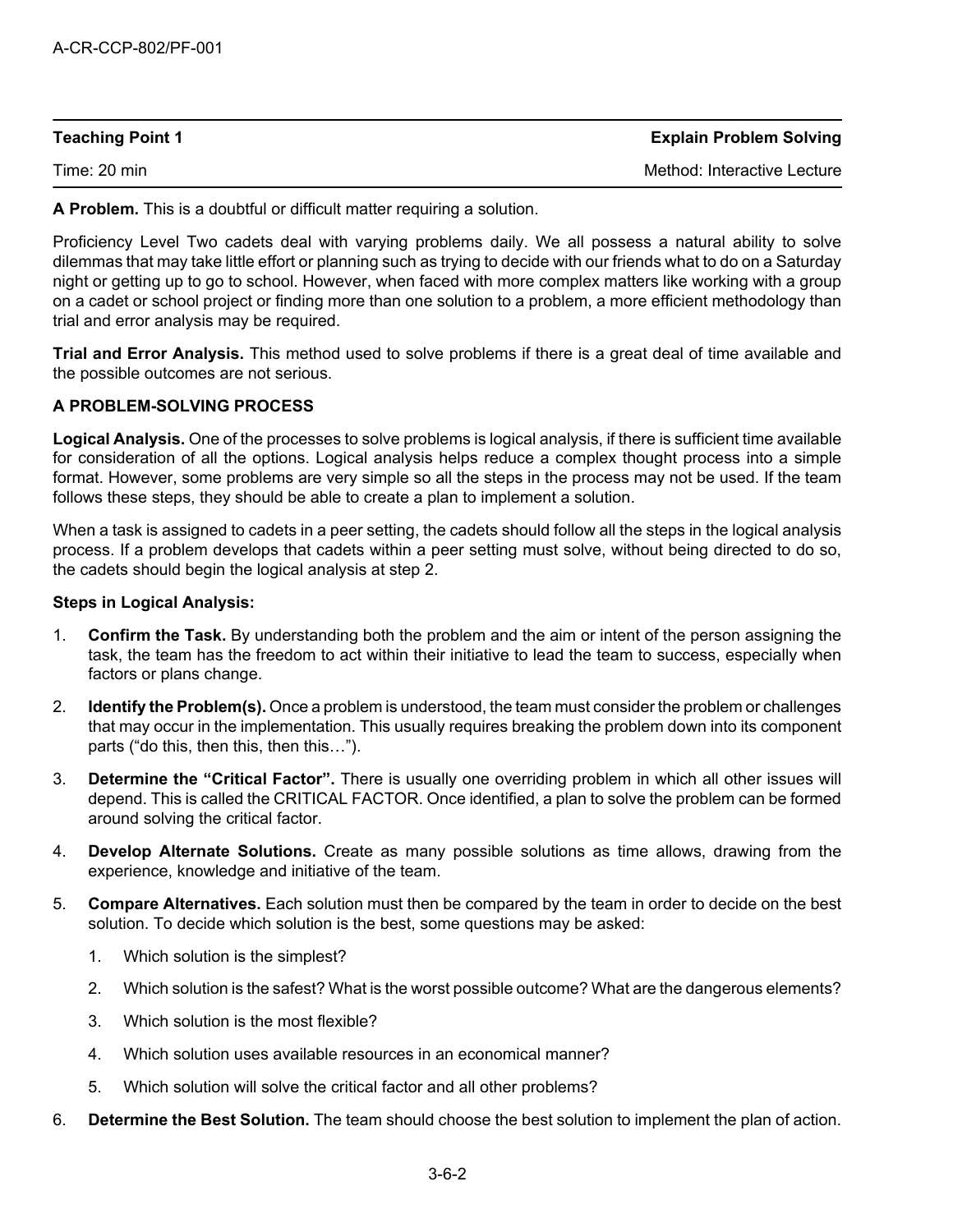| **Teaching Point 1** | **Explain Problem Solving** |
| --- | --- |
| Time: 20 min | Method: Interactive Lecture |

**A Problem.** This is a doubtful or difficult matter requiring a solution.

Proficiency Level Two cadets deal with varying problems daily. We all possess a natural ability to solve dilemmas that may take little effort or planning such as trying to decide with our friends what to do on a Saturday night or getting up to go to school. However, when faced with more complex matters like working with a group on a cadet or school project or finding more than one solution to a problem, a more efficient methodology than trial and error analysis may be required.

**Trial and Error Analysis.** This method used to solve problems if there is a great deal of time available and the possible outcomes are not serious.

**A PROBLEM-SOLVING PROCESS**

**Logical Analysis.** One of the processes to solve problems is logical analysis, if there is sufficient time available for consideration of all the options. Logical analysis helps reduce a complex thought process into a simple format. However, some problems are very simple so all the steps in the process may not be used. If the team follows these steps, they should be able to create a plan to implement a solution.

When a task is assigned to cadets in a peer setting, the cadets should follow all the steps in the logical analysis process. If a problem develops that cadets within a peer setting must solve, without being directed to do so, the cadets should begin the logical analysis at step 2.

**Steps in Logical Analysis:**

1. **Confirm the Task.** By understanding both the problem and the aim or intent of the person assigning the task, the team has the freedom to act within their initiative to lead the team to success, especially when factors or plans change.
2. **Identify the Problem(s).** Once a problem is understood, the team must consider the problem or challenges that may occur in the implementation. This usually requires breaking the problem down into its component parts ("do this, then this, then this…").
3. **Determine the "Critical Factor".** There is usually one overriding problem in which all other issues will depend. This is called the CRITICAL FACTOR. Once identified, a plan to solve the problem can be formed around solving the critical factor.
4. **Develop Alternate Solutions.** Create as many possible solutions as time allows, drawing from the experience, knowledge and initiative of the team.
5. **Compare Alternatives.** Each solution must then be compared by the team in order to decide on the best solution. To decide which solution is the best, some questions may be asked:
    1. Which solution is the simplest?
    2. Which solution is the safest? What is the worst possible outcome? What are the dangerous elements?
    3. Which solution is the most flexible?
    4. Which solution uses available resources in an economical manner?
    5. Which solution will solve the critical factor and all other problems?
6. **Determine the Best Solution.** The team should choose the best solution to implement the plan of action.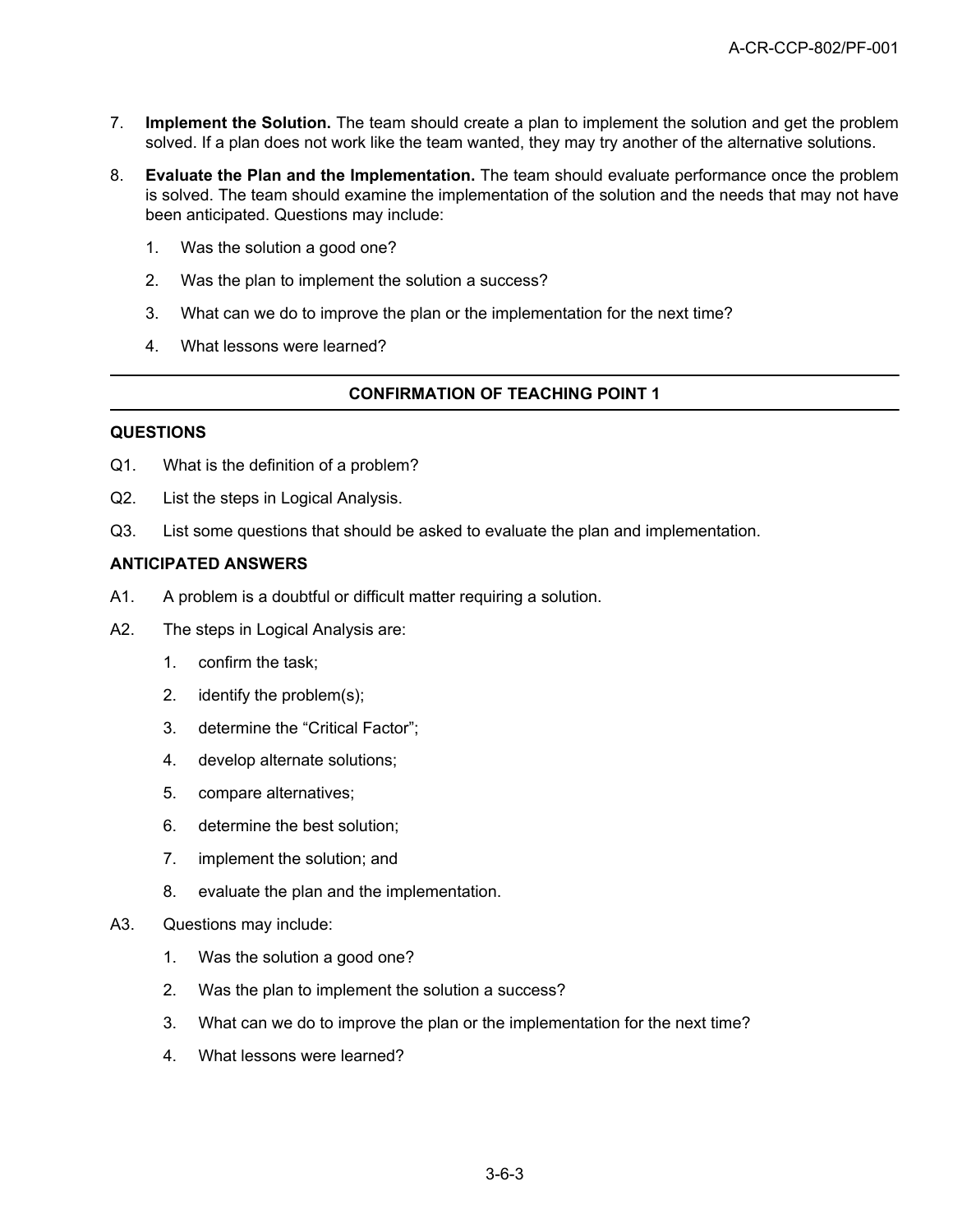7. **Implement the Solution.** The team should create a plan to implement the solution and get the problem solved. If a plan does not work like the team wanted, they may try another of the alternative solutions.

8. **Evaluate the Plan and the Implementation.** The team should evaluate performance once the problem is solved. The team should examine the implementation of the solution and the needs that may not have been anticipated. Questions may include:

   1. Was the solution a good one?
   2. Was the plan to implement the solution a success?
   3. What can we do to improve the plan or the implementation for the next time?
   4. What lessons were learned?

---

**CONFIRMATION OF TEACHING POINT 1**

---

**QUESTIONS**

Q1. What is the definition of a problem?

Q2. List the steps in Logical Analysis.

Q3. List some questions that should be asked to evaluate the plan and implementation.

**ANTICIPATED ANSWERS**

A1. A problem is a doubtful or difficult matter requiring a solution.

A2. The steps in Logical Analysis are:

1. confirm the task;
2. identify the problem(s);
3. determine the "Critical Factor";
4. develop alternate solutions;
5. compare alternatives;
6. determine the best solution;
7. implement the solution; and
8. evaluate the plan and the implementation.

A3. Questions may include:

1. Was the solution a good one?
2. Was the plan to implement the solution a success?
3. What can we do to improve the plan or the implementation for the next time?
4. What lessons were learned?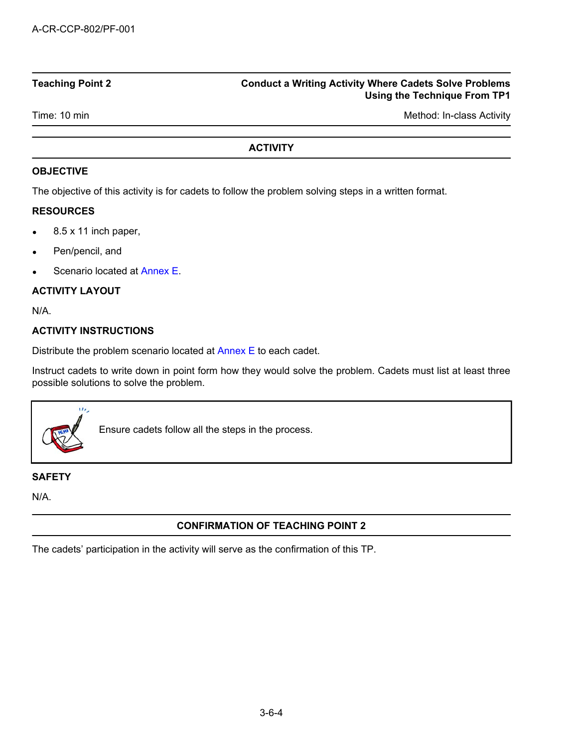**Teaching Point 2** — **Conduct a Writing Activity Where Cadets Solve Problems Using the Technique From TP1**

Time: 10 min — Method: In-class Activity

## ACTIVITY

### OBJECTIVE

The objective of this activity is for cadets to follow the problem solving steps in a written format.

### RESOURCES

- 8.5 x 11 inch paper,
- Pen/pencil, and
- Scenario located at Annex E.

### ACTIVITY LAYOUT

N/A.

### ACTIVITY INSTRUCTIONS

Distribute the problem scenario located at Annex E to each cadet.

Instruct cadets to write down in point form how they would solve the problem. Cadets must list at least three possible solutions to solve the problem.

> Ensure cadets follow all the steps in the process.

### SAFETY

N/A.

## CONFIRMATION OF TEACHING POINT 2

The cadets' participation in the activity will serve as the confirmation of this TP.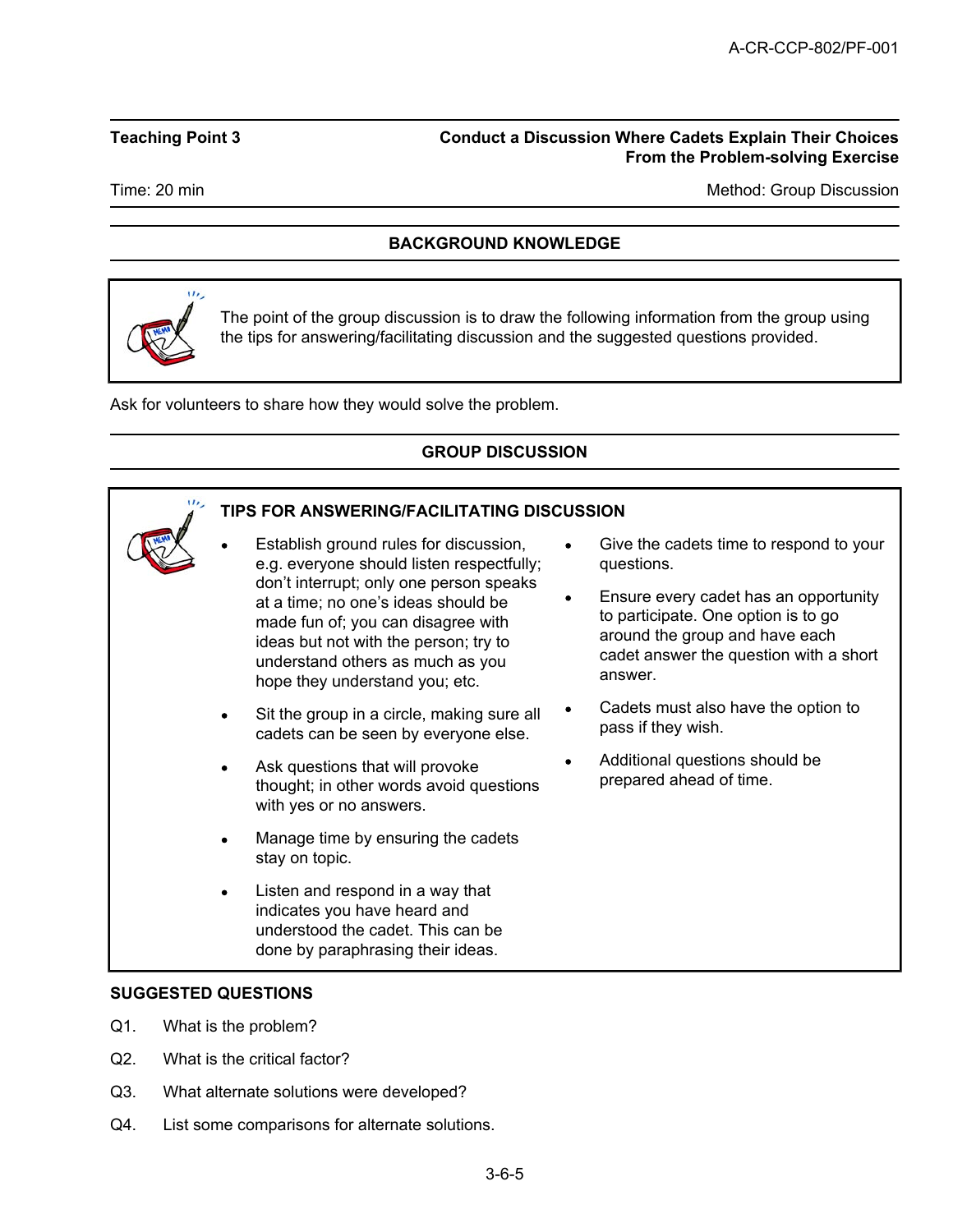**Teaching Point 3** — **Conduct a Discussion Where Cadets Explain Their Choices From the Problem-solving Exercise**

Time: 20 min — Method: Group Discussion

## BACKGROUND KNOWLEDGE

The point of the group discussion is to draw the following information from the group using the tips for answering/facilitating discussion and the suggested questions provided.

Ask for volunteers to share how they would solve the problem.

## GROUP DISCUSSION

**TIPS FOR ANSWERING/FACILITATING DISCUSSION**

- Establish ground rules for discussion, e.g. everyone should listen respectfully; don't interrupt; only one person speaks at a time; no one's ideas should be made fun of; you can disagree with ideas but not with the person; try to understand others as much as you hope they understand you; etc.
- Sit the group in a circle, making sure all cadets can be seen by everyone else.
- Ask questions that will provoke thought; in other words avoid questions with yes or no answers.
- Manage time by ensuring the cadets stay on topic.
- Listen and respond in a way that indicates you have heard and understood the cadet. This can be done by paraphrasing their ideas.
- Give the cadets time to respond to your questions.
- Ensure every cadet has an opportunity to participate. One option is to go around the group and have each cadet answer the question with a short answer.
- Cadets must also have the option to pass if they wish.
- Additional questions should be prepared ahead of time.

**SUGGESTED QUESTIONS**

Q1. What is the problem?

Q2. What is the critical factor?

Q3. What alternate solutions were developed?

Q4. List some comparisons for alternate solutions.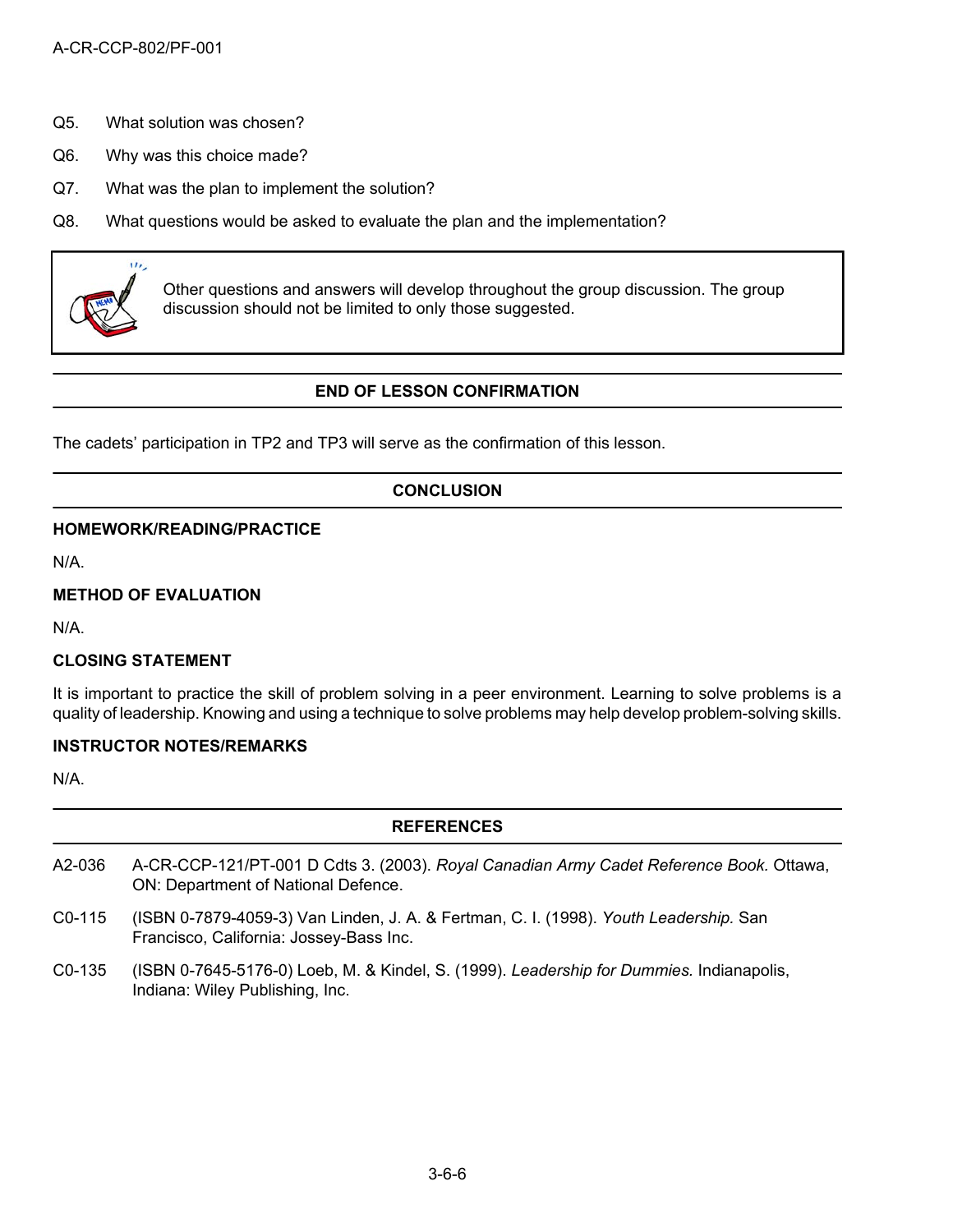Q5. What solution was chosen?

Q6. Why was this choice made?

Q7. What was the plan to implement the solution?

Q8. What questions would be asked to evaluate the plan and the implementation?

> Other questions and answers will develop throughout the group discussion. The group discussion should not be limited to only those suggested.

## END OF LESSON CONFIRMATION

The cadets' participation in TP2 and TP3 will serve as the confirmation of this lesson.

## CONCLUSION

### HOMEWORK/READING/PRACTICE

N/A.

### METHOD OF EVALUATION

N/A.

### CLOSING STATEMENT

It is important to practice the skill of problem solving in a peer environment. Learning to solve problems is a quality of leadership. Knowing and using a technique to solve problems may help develop problem-solving skills.

### INSTRUCTOR NOTES/REMARKS

N/A.

## REFERENCES

A2-036 A-CR-CCP-121/PT-001 D Cdts 3. (2003). *Royal Canadian Army Cadet Reference Book.* Ottawa, ON: Department of National Defence.

C0-115 (ISBN 0-7879-4059-3) Van Linden, J. A. & Fertman, C. I. (1998). *Youth Leadership.* San Francisco, California: Jossey-Bass Inc.

C0-135 (ISBN 0-7645-5176-0) Loeb, M. & Kindel, S. (1999). *Leadership for Dummies.* Indianapolis, Indiana: Wiley Publishing, Inc.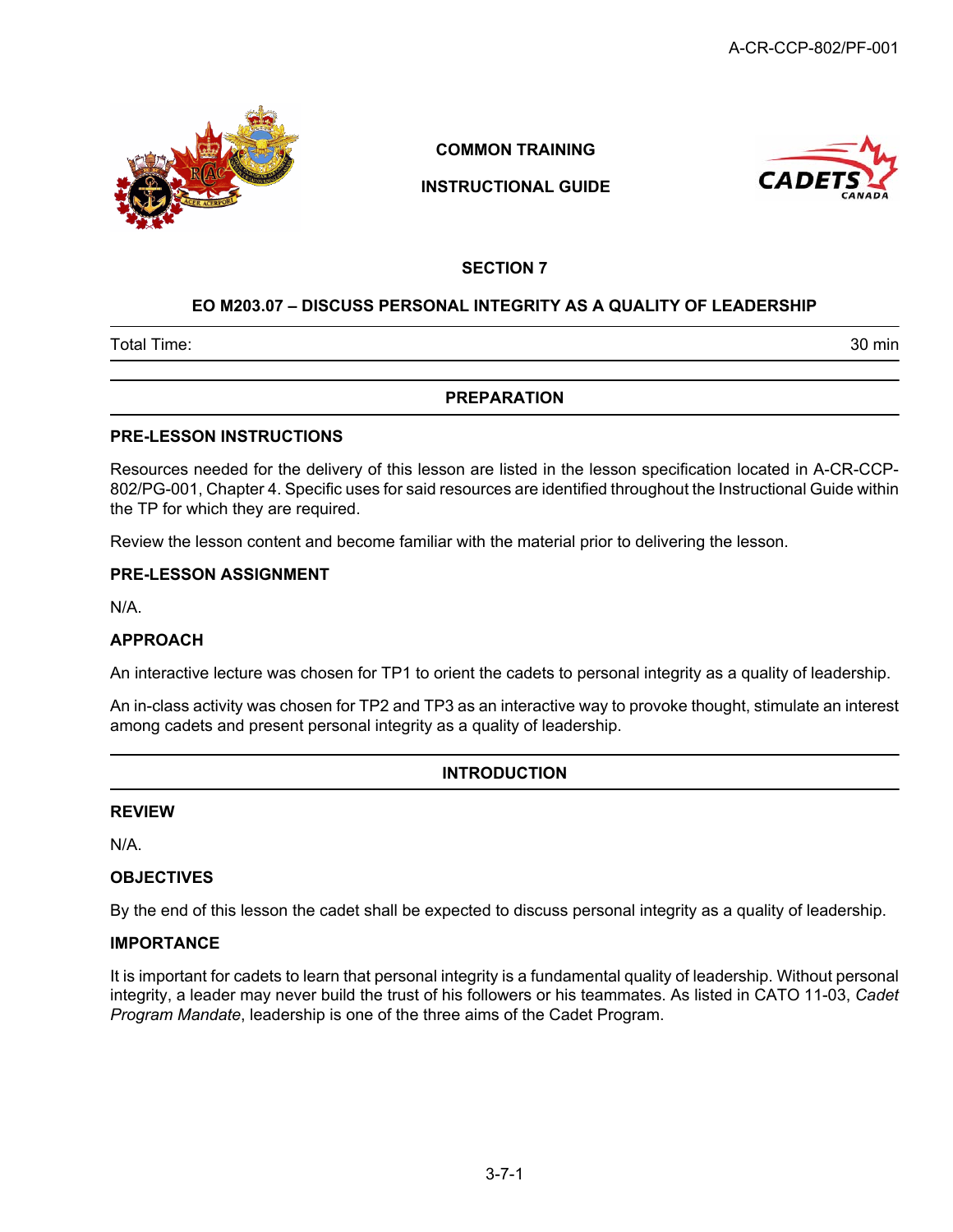COMMON TRAINING

INSTRUCTIONAL GUIDE

## SECTION 7

## EO M203.07 – DISCUSS PERSONAL INTEGRITY AS A QUALITY OF LEADERSHIP

| Total Time: | 30 min |
|---|---|

## PREPARATION

### PRE-LESSON INSTRUCTIONS

Resources needed for the delivery of this lesson are listed in the lesson specification located in A-CR-CCP-802/PG-001, Chapter 4. Specific uses for said resources are identified throughout the Instructional Guide within the TP for which they are required.

Review the lesson content and become familiar with the material prior to delivering the lesson.

### PRE-LESSON ASSIGNMENT

N/A.

### APPROACH

An interactive lecture was chosen for TP1 to orient the cadets to personal integrity as a quality of leadership.

An in-class activity was chosen for TP2 and TP3 as an interactive way to provoke thought, stimulate an interest among cadets and present personal integrity as a quality of leadership.

## INTRODUCTION

### REVIEW

N/A.

### OBJECTIVES

By the end of this lesson the cadet shall be expected to discuss personal integrity as a quality of leadership.

### IMPORTANCE

It is important for cadets to learn that personal integrity is a fundamental quality of leadership. Without personal integrity, a leader may never build the trust of his followers or his teammates. As listed in CATO 11-03, *Cadet Program Mandate*, leadership is one of the three aims of the Cadet Program.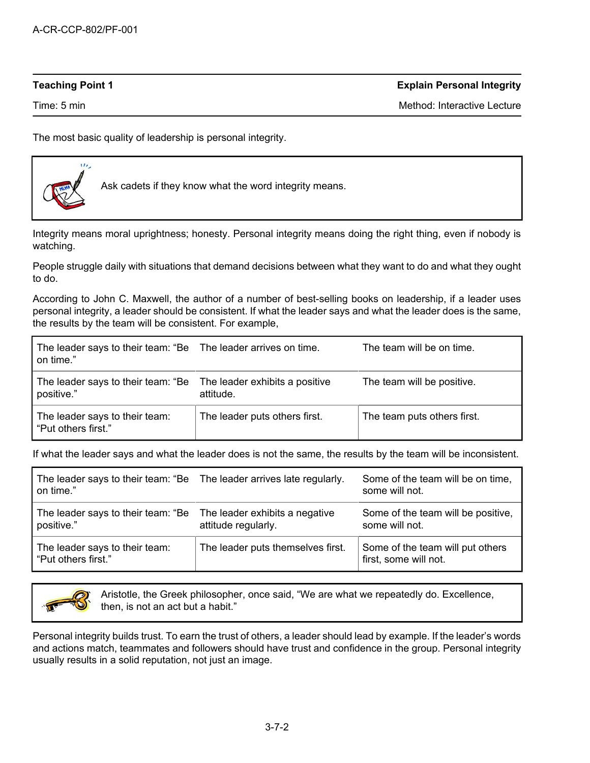| Teaching Point 1 | Explain Personal Integrity |
| --- | --- |
| Time: 5 min | Method: Interactive Lecture |

The most basic quality of leadership is personal integrity.

> Ask cadets if they know what the word integrity means.

Integrity means moral uprightness; honesty. Personal integrity means doing the right thing, even if nobody is watching.

People struggle daily with situations that demand decisions between what they want to do and what they ought to do.

According to John C. Maxwell, the author of a number of best-selling books on leadership, if a leader uses personal integrity, a leader should be consistent. If what the leader says and what the leader does is the same, the results by the team will be consistent. For example,

| | | |
| --- | --- | --- |
| The leader says to their team: "Be on time." | The leader arrives on time. | The team will be on time. |
| The leader says to their team: "Be positive." | The leader exhibits a positive attitude. | The team will be positive. |
| The leader says to their team: "Put others first." | The leader puts others first. | The team puts others first. |

If what the leader says and what the leader does is not the same, the results by the team will be inconsistent.

| | | |
| --- | --- | --- |
| The leader says to their team: "Be on time." | The leader arrives late regularly. | Some of the team will be on time, some will not. |
| The leader says to their team: "Be positive." | The leader exhibits a negative attitude regularly. | Some of the team will be positive, some will not. |
| The leader says to their team: "Put others first." | The leader puts themselves first. | Some of the team will put others first, some will not. |

> Aristotle, the Greek philosopher, once said, "We are what we repeatedly do. Excellence, then, is not an act but a habit."

Personal integrity builds trust. To earn the trust of others, a leader should lead by example. If the leader's words and actions match, teammates and followers should have trust and confidence in the group. Personal integrity usually results in a solid reputation, not just an image.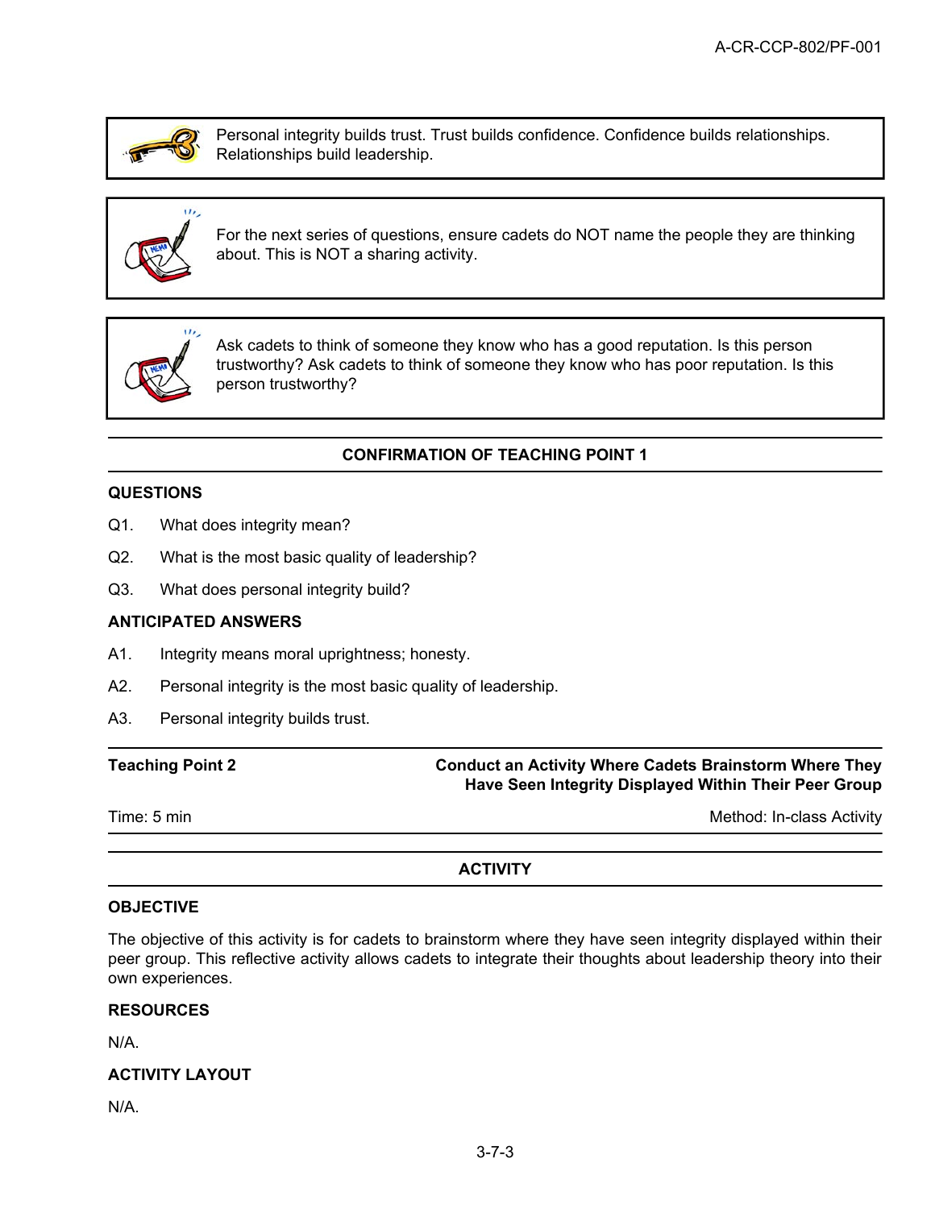Personal integrity builds trust. Trust builds confidence. Confidence builds relationships. Relationships build leadership.

For the next series of questions, ensure cadets do NOT name the people they are thinking about. This is NOT a sharing activity.

Ask cadets to think of someone they know who has a good reputation. Is this person trustworthy? Ask cadets to think of someone they know who has poor reputation. Is this person trustworthy?

## CONFIRMATION OF TEACHING POINT 1

### QUESTIONS

Q1. What does integrity mean?

Q2. What is the most basic quality of leadership?

Q3. What does personal integrity build?

### ANTICIPATED ANSWERS

A1. Integrity means moral uprightness; honesty.

A2. Personal integrity is the most basic quality of leadership.

A3. Personal integrity builds trust.

## Teaching Point 2 — Conduct an Activity Where Cadets Brainstorm Where They Have Seen Integrity Displayed Within Their Peer Group

Time: 5 min — Method: In-class Activity

## ACTIVITY

### OBJECTIVE

The objective of this activity is for cadets to brainstorm where they have seen integrity displayed within their peer group. This reflective activity allows cadets to integrate their thoughts about leadership theory into their own experiences.

### RESOURCES

N/A.

### ACTIVITY LAYOUT

N/A.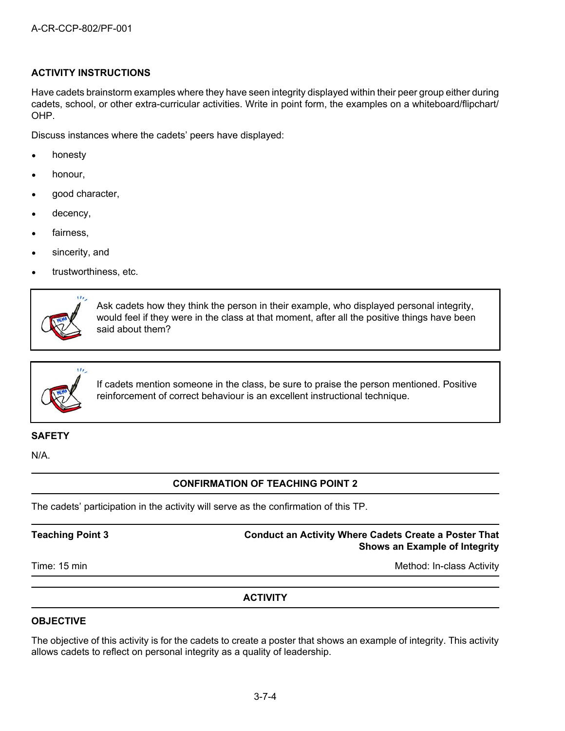### ACTIVITY INSTRUCTIONS

Have cadets brainstorm examples where they have seen integrity displayed within their peer group either during cadets, school, or other extra-curricular activities. Write in point form, the examples on a whiteboard/flipchart/OHP.

Discuss instances where the cadets' peers have displayed:

- honesty
- honour,
- good character,
- decency,
- fairness,
- sincerity, and
- trustworthiness, etc.

> Ask cadets how they think the person in their example, who displayed personal integrity, would feel if they were in the class at that moment, after all the positive things have been said about them?

> If cadets mention someone in the class, be sure to praise the person mentioned. Positive reinforcement of correct behaviour is an excellent instructional technique.

### SAFETY

N/A.

### CONFIRMATION OF TEACHING POINT 2

The cadets' participation in the activity will serve as the confirmation of this TP.

**Teaching Point 3** — **Conduct an Activity Where Cadets Create a Poster That Shows an Example of Integrity**

Time: 15 min — Method: In-class Activity

### ACTIVITY

### OBJECTIVE

The objective of this activity is for the cadets to create a poster that shows an example of integrity. This activity allows cadets to reflect on personal integrity as a quality of leadership.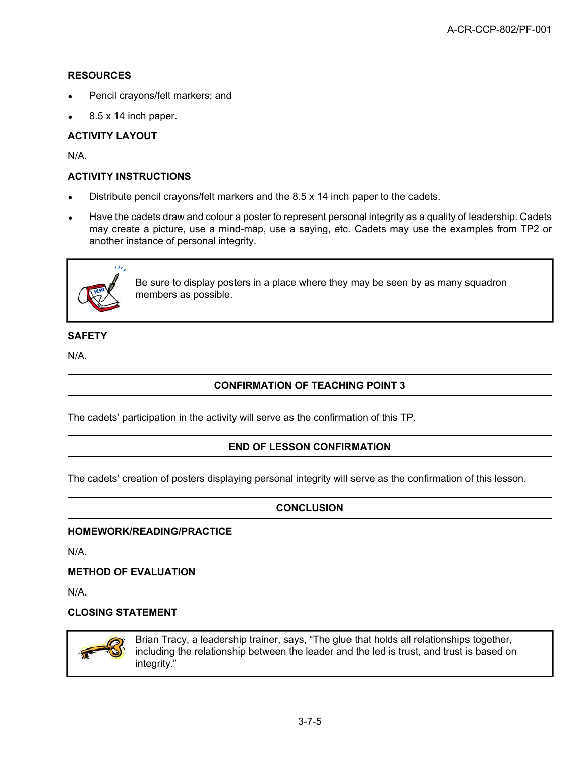**RESOURCES**

- Pencil crayons/felt markers; and
- 8.5 x 14 inch paper.

**ACTIVITY LAYOUT**

N/A.

**ACTIVITY INSTRUCTIONS**

- Distribute pencil crayons/felt markers and the 8.5 x 14 inch paper to the cadets.
- Have the cadets draw and colour a poster to represent personal integrity as a quality of leadership. Cadets may create a picture, use a mind-map, use a saying, etc. Cadets may use the examples from TP2 or another instance of personal integrity.

> Be sure to display posters in a place where they may be seen by as many squadron members as possible.

**SAFETY**

N/A.

## CONFIRMATION OF TEACHING POINT 3

The cadets' participation in the activity will serve as the confirmation of this TP.

## END OF LESSON CONFIRMATION

The cadets' creation of posters displaying personal integrity will serve as the confirmation of this lesson.

## CONCLUSION

**HOMEWORK/READING/PRACTICE**

N/A.

**METHOD OF EVALUATION**

N/A.

**CLOSING STATEMENT**

> Brian Tracy, a leadership trainer, says, "The glue that holds all relationships together, including the relationship between the leader and the led is trust, and trust is based on integrity."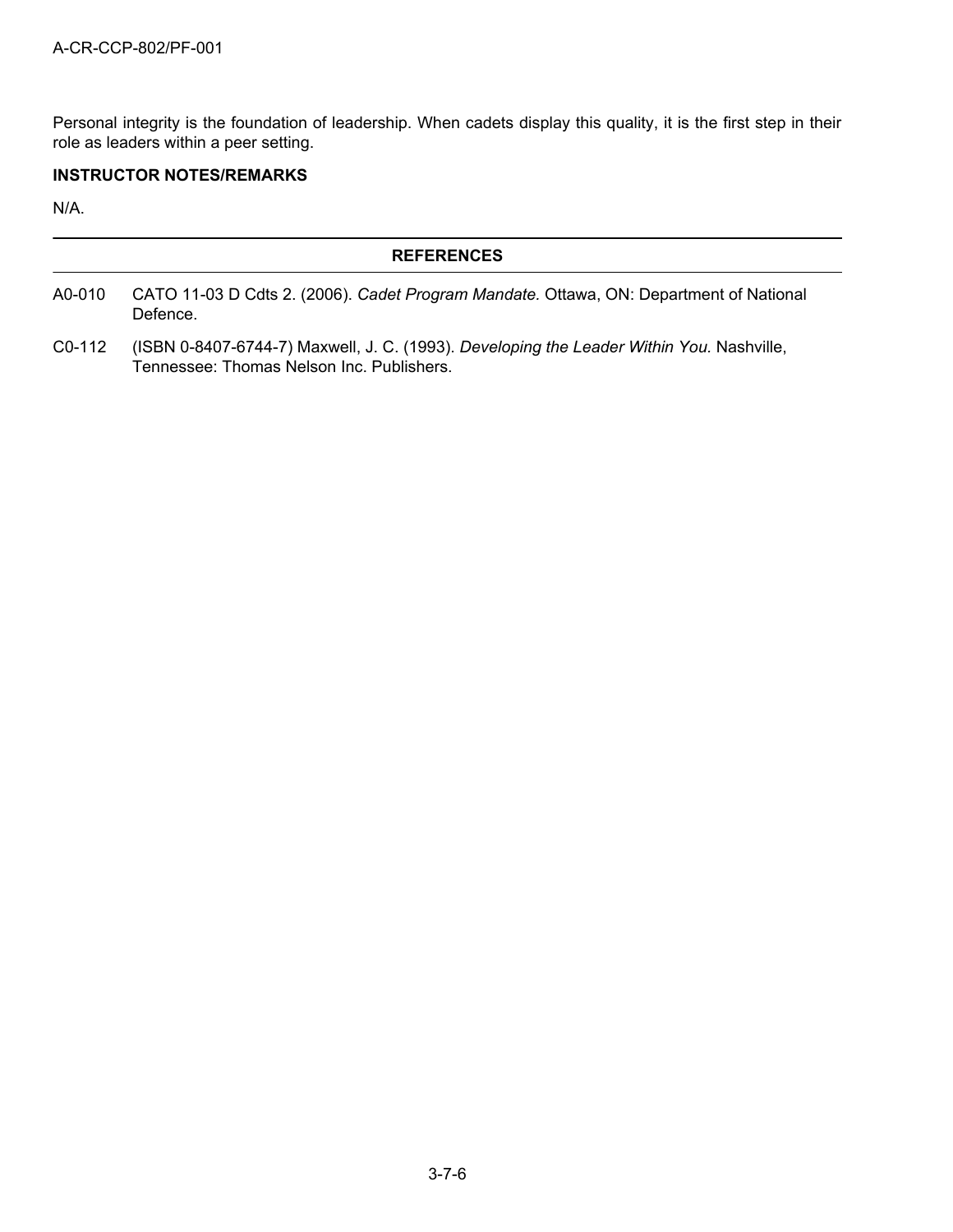Personal integrity is the foundation of leadership. When cadets display this quality, it is the first step in their role as leaders within a peer setting.

**INSTRUCTOR NOTES/REMARKS**

N/A.

## REFERENCES

A0-010 CATO 11-03 D Cdts 2. (2006). *Cadet Program Mandate.* Ottawa, ON: Department of National Defence.

C0-112 (ISBN 0-8407-6744-7) Maxwell, J. C. (1993). *Developing the Leader Within You.* Nashville, Tennessee: Thomas Nelson Inc. Publishers.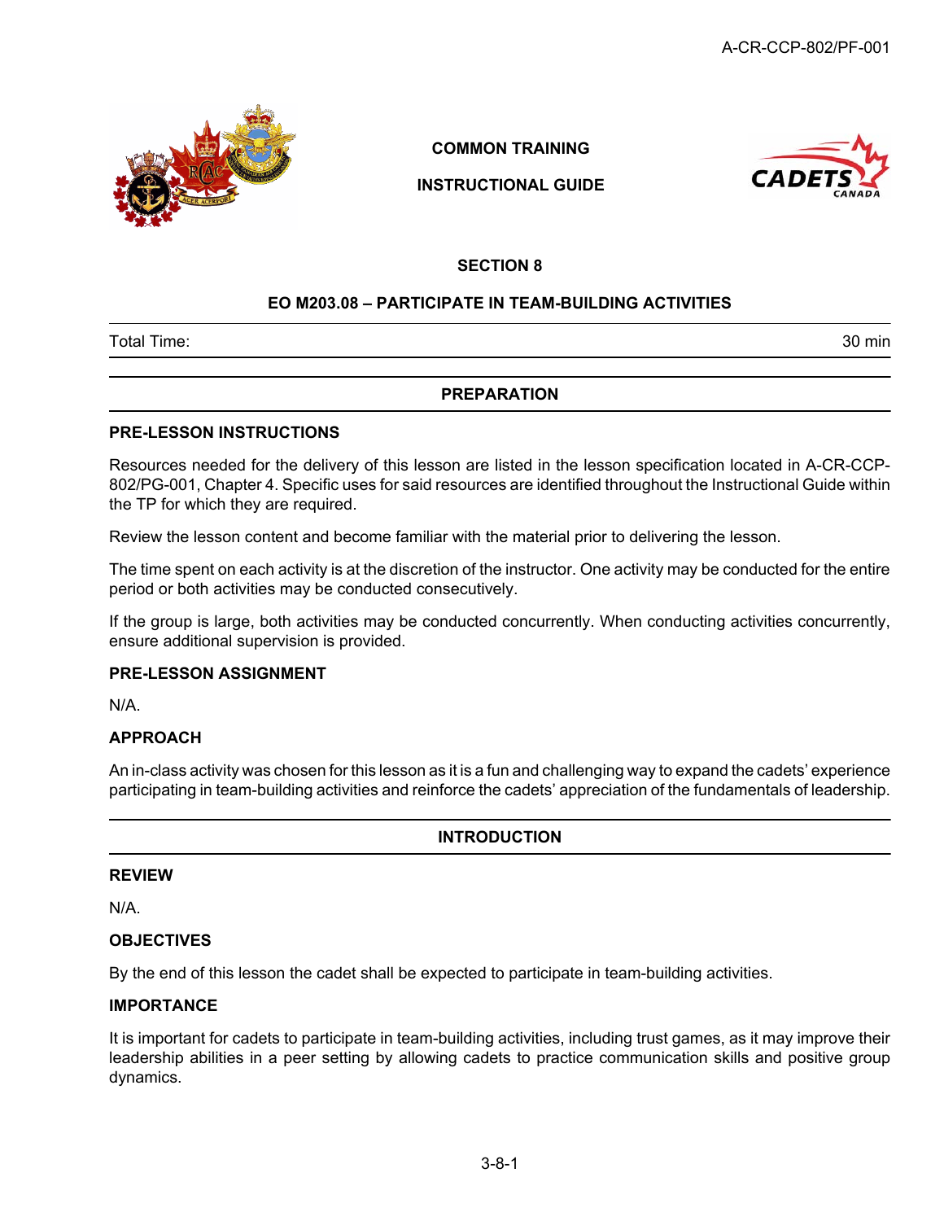**COMMON TRAINING**

**INSTRUCTIONAL GUIDE**

## SECTION 8

## EO M203.08 – PARTICIPATE IN TEAM-BUILDING ACTIVITIES

| Total Time: | 30 min |
|---|---|

## PREPARATION

### PRE-LESSON INSTRUCTIONS

Resources needed for the delivery of this lesson are listed in the lesson specification located in A-CR-CCP-802/PG-001, Chapter 4. Specific uses for said resources are identified throughout the Instructional Guide within the TP for which they are required.

Review the lesson content and become familiar with the material prior to delivering the lesson.

The time spent on each activity is at the discretion of the instructor. One activity may be conducted for the entire period or both activities may be conducted consecutively.

If the group is large, both activities may be conducted concurrently. When conducting activities concurrently, ensure additional supervision is provided.

### PRE-LESSON ASSIGNMENT

N/A.

### APPROACH

An in-class activity was chosen for this lesson as it is a fun and challenging way to expand the cadets' experience participating in team-building activities and reinforce the cadets' appreciation of the fundamentals of leadership.

## INTRODUCTION

### REVIEW

N/A.

### OBJECTIVES

By the end of this lesson the cadet shall be expected to participate in team-building activities.

### IMPORTANCE

It is important for cadets to participate in team-building activities, including trust games, as it may improve their leadership abilities in a peer setting by allowing cadets to practice communication skills and positive group dynamics.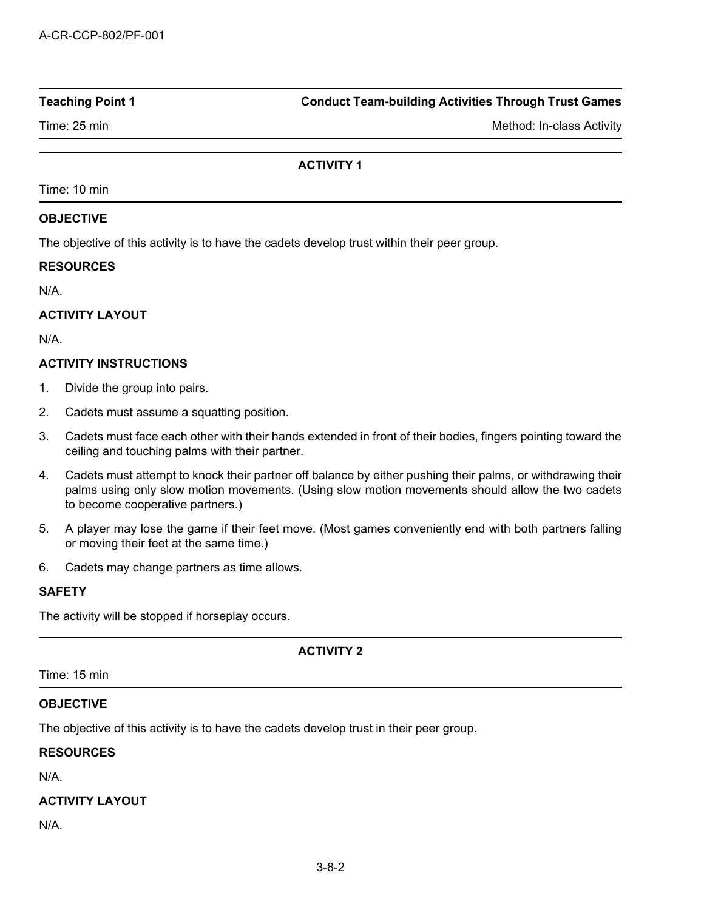| Teaching Point 1 | Conduct Team-building Activities Through Trust Games |
|---|---|
| Time: 25 min | Method: In-class Activity |

## ACTIVITY 1

Time: 10 min

### OBJECTIVE

The objective of this activity is to have the cadets develop trust within their peer group.

### RESOURCES

N/A.

### ACTIVITY LAYOUT

N/A.

### ACTIVITY INSTRUCTIONS

1. Divide the group into pairs.
2. Cadets must assume a squatting position.
3. Cadets must face each other with their hands extended in front of their bodies, fingers pointing toward the ceiling and touching palms with their partner.
4. Cadets must attempt to knock their partner off balance by either pushing their palms, or withdrawing their palms using only slow motion movements. (Using slow motion movements should allow the two cadets to become cooperative partners.)
5. A player may lose the game if their feet move. (Most games conveniently end with both partners falling or moving their feet at the same time.)
6. Cadets may change partners as time allows.

### SAFETY

The activity will be stopped if horseplay occurs.

## ACTIVITY 2

Time: 15 min

### OBJECTIVE

The objective of this activity is to have the cadets develop trust in their peer group.

### RESOURCES

N/A.

### ACTIVITY LAYOUT

N/A.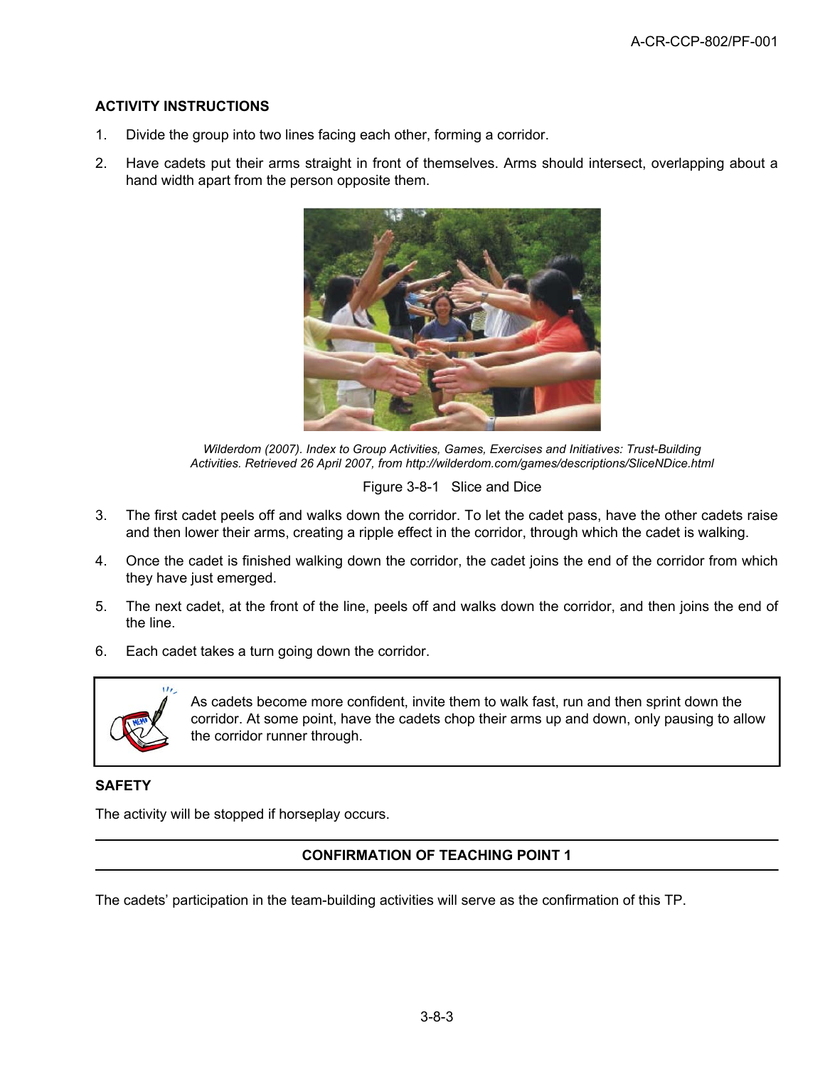### ACTIVITY INSTRUCTIONS

1. Divide the group into two lines facing each other, forming a corridor.
2. Have cadets put their arms straight in front of themselves. Arms should intersect, overlapping about a hand width apart from the person opposite them.

*Wilderdom (2007). Index to Group Activities, Games, Exercises and Initiatives: Trust-Building Activities. Retrieved 26 April 2007, from http://wilderdom.com/games/descriptions/SliceNDice.html*

Figure 3-8-1 Slice and Dice

3. The first cadet peels off and walks down the corridor. To let the cadet pass, have the other cadets raise and then lower their arms, creating a ripple effect in the corridor, through which the cadet is walking.
4. Once the cadet is finished walking down the corridor, the cadet joins the end of the corridor from which they have just emerged.
5. The next cadet, at the front of the line, peels off and walks down the corridor, and then joins the end of the line.
6. Each cadet takes a turn going down the corridor.

> As cadets become more confident, invite them to walk fast, run and then sprint down the corridor. At some point, have the cadets chop their arms up and down, only pausing to allow the corridor runner through.

### SAFETY

The activity will be stopped if horseplay occurs.

### CONFIRMATION OF TEACHING POINT 1

The cadets' participation in the team-building activities will serve as the confirmation of this TP.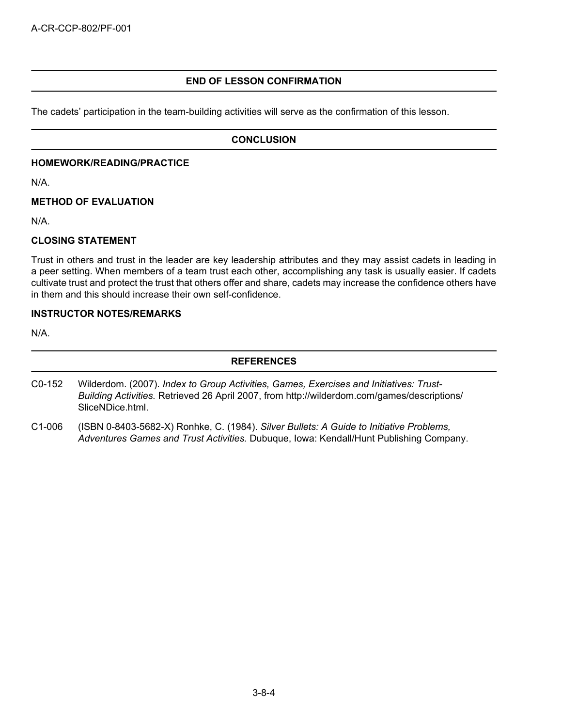## END OF LESSON CONFIRMATION

The cadets' participation in the team-building activities will serve as the confirmation of this lesson.

## CONCLUSION

### HOMEWORK/READING/PRACTICE

N/A.

### METHOD OF EVALUATION

N/A.

### CLOSING STATEMENT

Trust in others and trust in the leader are key leadership attributes and they may assist cadets in leading in a peer setting. When members of a team trust each other, accomplishing any task is usually easier. If cadets cultivate trust and protect the trust that others offer and share, cadets may increase the confidence others have in them and this should increase their own self-confidence.

### INSTRUCTOR NOTES/REMARKS

N/A.

## REFERENCES

C0-152 Wilderdom. (2007). *Index to Group Activities, Games, Exercises and Initiatives: Trust-Building Activities.* Retrieved 26 April 2007, from http://wilderdom.com/games/descriptions/SliceNDice.html.

C1-006 (ISBN 0-8403-5682-X) Ronhke, C. (1984). *Silver Bullets: A Guide to Initiative Problems, Adventures Games and Trust Activities.* Dubuque, Iowa: Kendall/Hunt Publishing Company.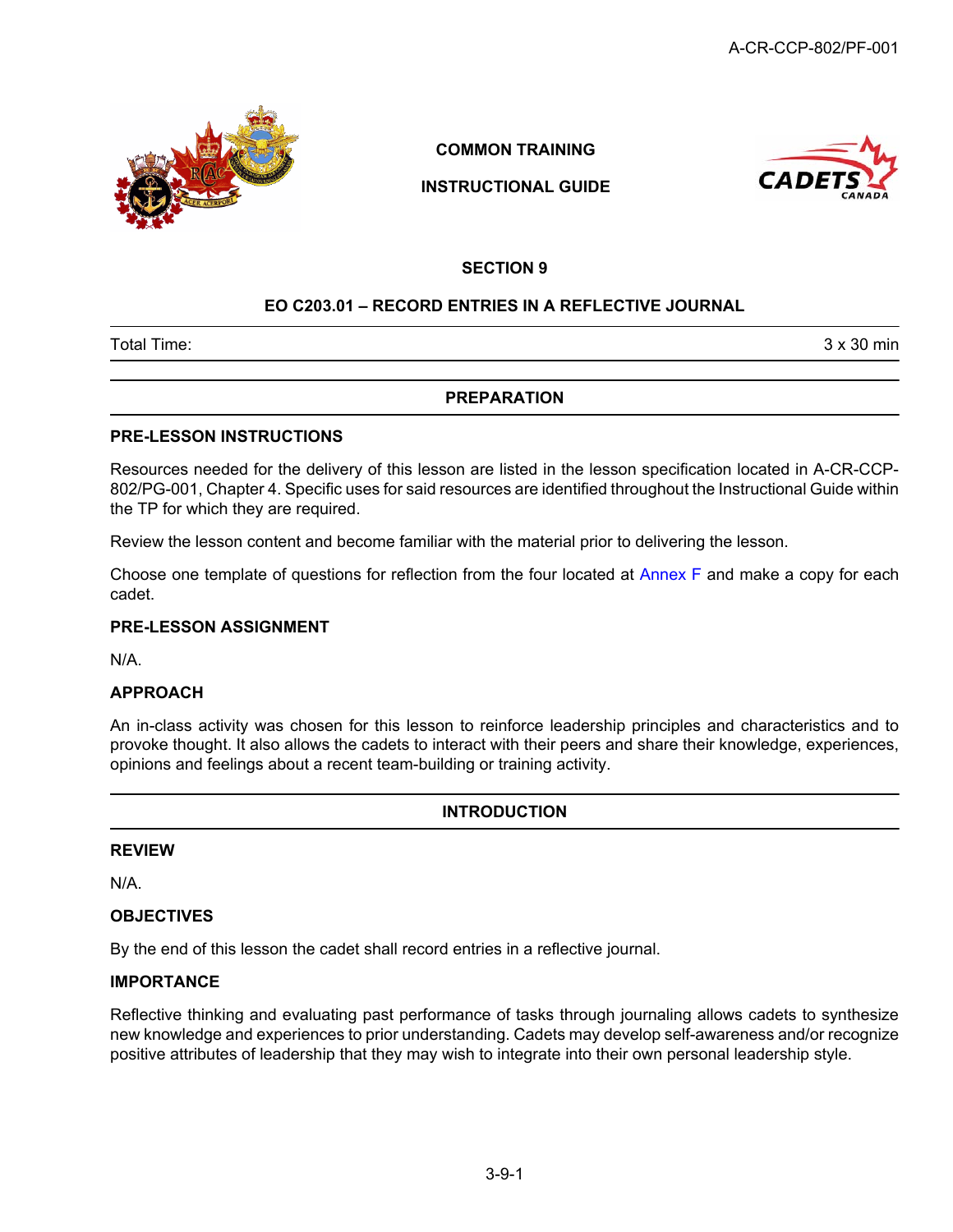COMMON TRAINING

INSTRUCTIONAL GUIDE

## SECTION 9

## EO C203.01 – RECORD ENTRIES IN A REFLECTIVE JOURNAL

| Total Time: | 3 x 30 min |
|---|---|

## PREPARATION

### PRE-LESSON INSTRUCTIONS

Resources needed for the delivery of this lesson are listed in the lesson specification located in A-CR-CCP-802/PG-001, Chapter 4. Specific uses for said resources are identified throughout the Instructional Guide within the TP for which they are required.

Review the lesson content and become familiar with the material prior to delivering the lesson.

Choose one template of questions for reflection from the four located at Annex F and make a copy for each cadet.

### PRE-LESSON ASSIGNMENT

N/A.

### APPROACH

An in-class activity was chosen for this lesson to reinforce leadership principles and characteristics and to provoke thought. It also allows the cadets to interact with their peers and share their knowledge, experiences, opinions and feelings about a recent team-building or training activity.

## INTRODUCTION

### REVIEW

N/A.

### OBJECTIVES

By the end of this lesson the cadet shall record entries in a reflective journal.

### IMPORTANCE

Reflective thinking and evaluating past performance of tasks through journaling allows cadets to synthesize new knowledge and experiences to prior understanding. Cadets may develop self-awareness and/or recognize positive attributes of leadership that they may wish to integrate into their own personal leadership style.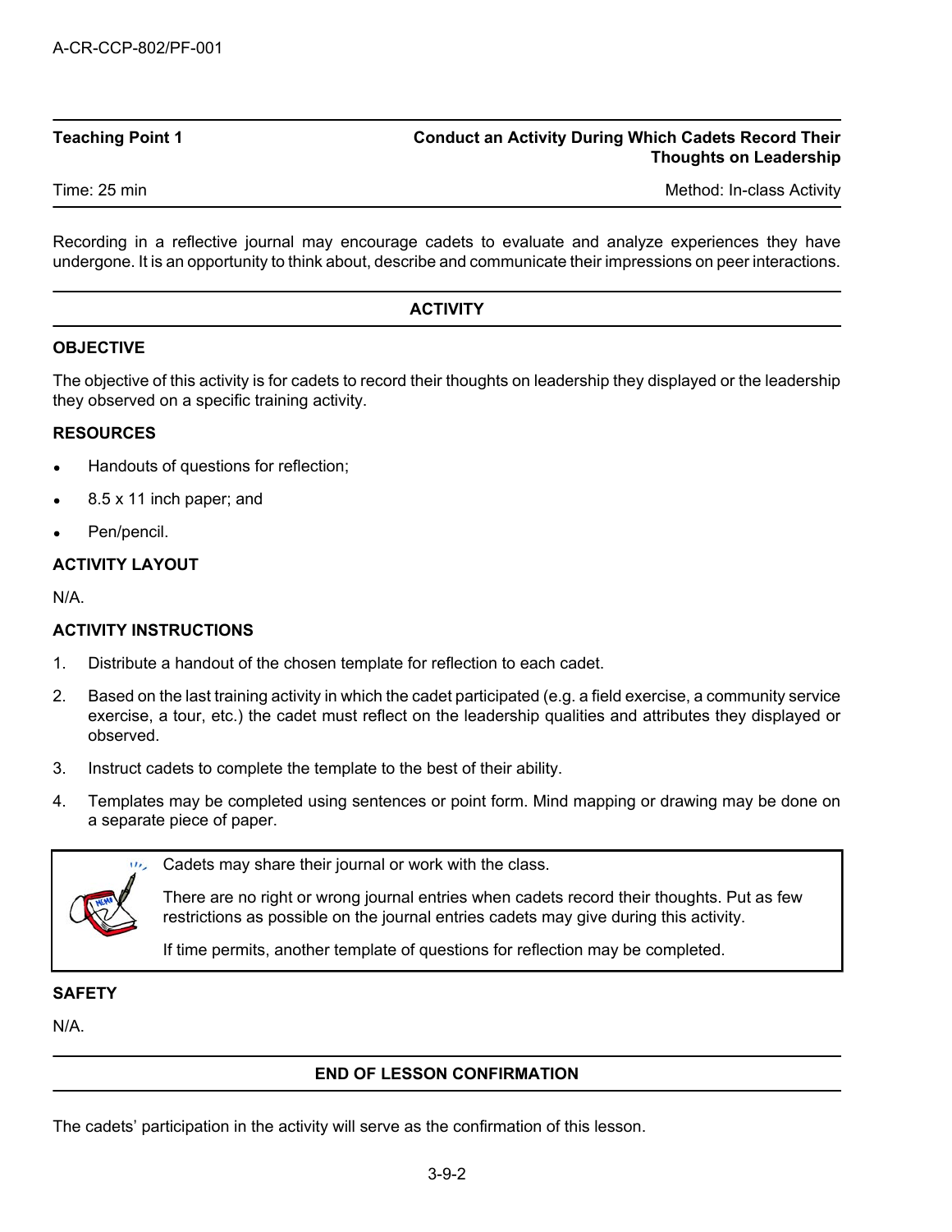**Teaching Point 1** — **Conduct an Activity During Which Cadets Record Their Thoughts on Leadership**

Time: 25 min — Method: In-class Activity

Recording in a reflective journal may encourage cadets to evaluate and analyze experiences they have undergone. It is an opportunity to think about, describe and communicate their impressions on peer interactions.

## ACTIVITY

### OBJECTIVE

The objective of this activity is for cadets to record their thoughts on leadership they displayed or the leadership they observed on a specific training activity.

### RESOURCES

- Handouts of questions for reflection;
- 8.5 x 11 inch paper; and
- Pen/pencil.

### ACTIVITY LAYOUT

N/A.

### ACTIVITY INSTRUCTIONS

1. Distribute a handout of the chosen template for reflection to each cadet.
2. Based on the last training activity in which the cadet participated (e.g. a field exercise, a community service exercise, a tour, etc.) the cadet must reflect on the leadership qualities and attributes they displayed or observed.
3. Instruct cadets to complete the template to the best of their ability.
4. Templates may be completed using sentences or point form. Mind mapping or drawing may be done on a separate piece of paper.

> Cadets may share their journal or work with the class.
>
> There are no right or wrong journal entries when cadets record their thoughts. Put as few restrictions as possible on the journal entries cadets may give during this activity.
>
> If time permits, another template of questions for reflection may be completed.

### SAFETY

N/A.

## END OF LESSON CONFIRMATION

The cadets' participation in the activity will serve as the confirmation of this lesson.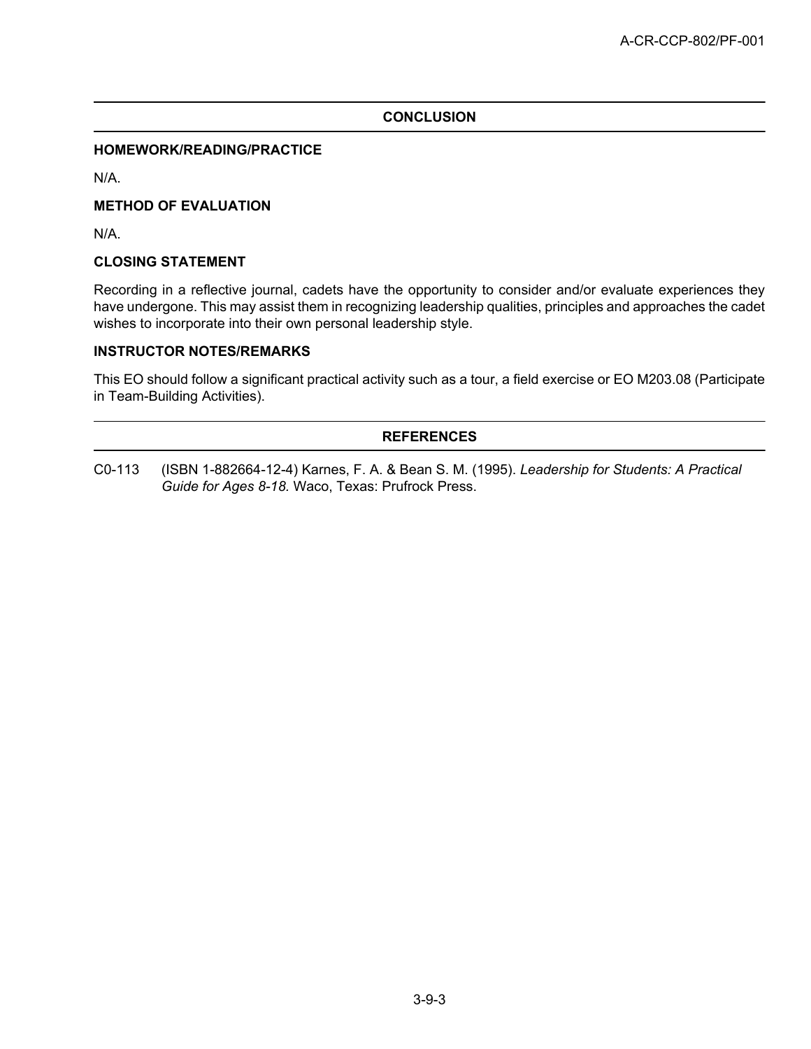## CONCLUSION

### HOMEWORK/READING/PRACTICE

N/A.

### METHOD OF EVALUATION

N/A.

### CLOSING STATEMENT

Recording in a reflective journal, cadets have the opportunity to consider and/or evaluate experiences they have undergone. This may assist them in recognizing leadership qualities, principles and approaches the cadet wishes to incorporate into their own personal leadership style.

### INSTRUCTOR NOTES/REMARKS

This EO should follow a significant practical activity such as a tour, a field exercise or EO M203.08 (Participate in Team-Building Activities).

## REFERENCES

C0-113 (ISBN 1-882664-12-4) Karnes, F. A. & Bean S. M. (1995). *Leadership for Students: A Practical Guide for Ages 8-18.* Waco, Texas: Prufrock Press.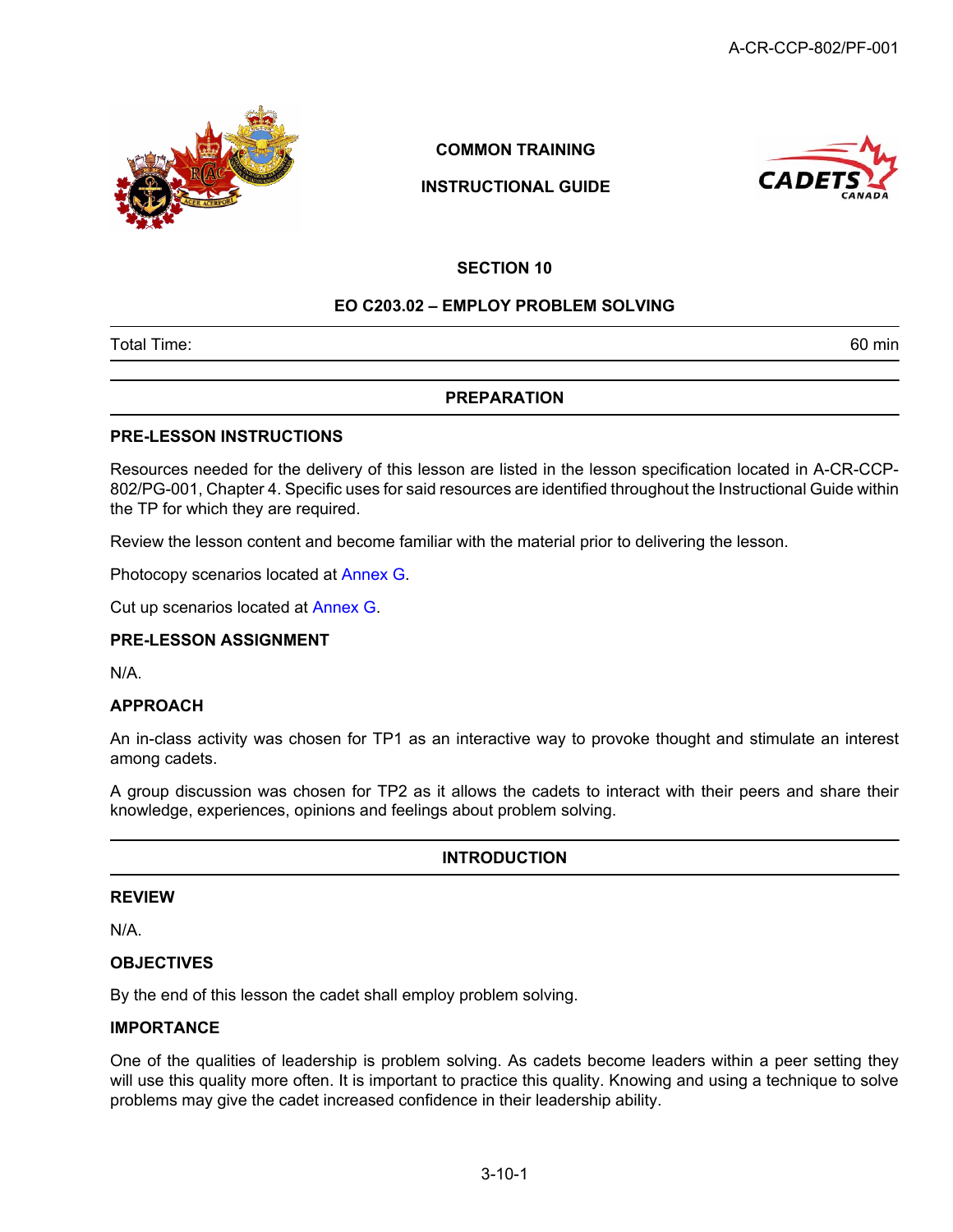COMMON TRAINING

INSTRUCTIONAL GUIDE

## SECTION 10

## EO C203.02 – EMPLOY PROBLEM SOLVING

| Total Time: | 60 min |
|---|---|

## PREPARATION

### PRE-LESSON INSTRUCTIONS

Resources needed for the delivery of this lesson are listed in the lesson specification located in A-CR-CCP-802/PG-001, Chapter 4. Specific uses for said resources are identified throughout the Instructional Guide within the TP for which they are required.

Review the lesson content and become familiar with the material prior to delivering the lesson.

Photocopy scenarios located at Annex G.

Cut up scenarios located at Annex G.

### PRE-LESSON ASSIGNMENT

N/A.

### APPROACH

An in-class activity was chosen for TP1 as an interactive way to provoke thought and stimulate an interest among cadets.

A group discussion was chosen for TP2 as it allows the cadets to interact with their peers and share their knowledge, experiences, opinions and feelings about problem solving.

## INTRODUCTION

### REVIEW

N/A.

### OBJECTIVES

By the end of this lesson the cadet shall employ problem solving.

### IMPORTANCE

One of the qualities of leadership is problem solving. As cadets become leaders within a peer setting they will use this quality more often. It is important to practice this quality. Knowing and using a technique to solve problems may give the cadet increased confidence in their leadership ability.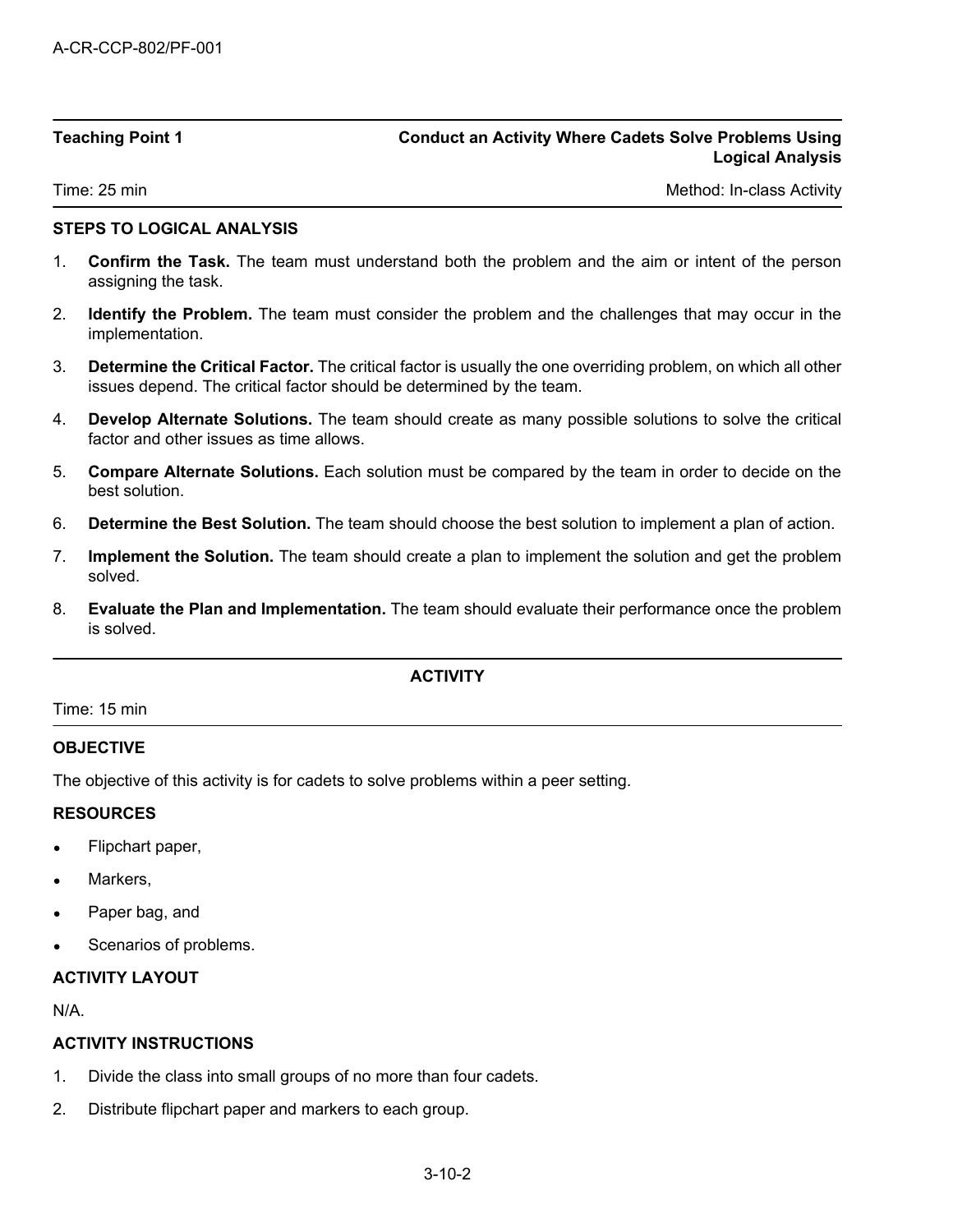**Teaching Point 1** — **Conduct an Activity Where Cadets Solve Problems Using Logical Analysis**

Time: 25 min — Method: In-class Activity

**STEPS TO LOGICAL ANALYSIS**

1. **Confirm the Task.** The team must understand both the problem and the aim or intent of the person assigning the task.
2. **Identify the Problem.** The team must consider the problem and the challenges that may occur in the implementation.
3. **Determine the Critical Factor.** The critical factor is usually the one overriding problem, on which all other issues depend. The critical factor should be determined by the team.
4. **Develop Alternate Solutions.** The team should create as many possible solutions to solve the critical factor and other issues as time allows.
5. **Compare Alternate Solutions.** Each solution must be compared by the team in order to decide on the best solution.
6. **Determine the Best Solution.** The team should choose the best solution to implement a plan of action.
7. **Implement the Solution.** The team should create a plan to implement the solution and get the problem solved.
8. **Evaluate the Plan and Implementation.** The team should evaluate their performance once the problem is solved.

**ACTIVITY**

Time: 15 min

**OBJECTIVE**

The objective of this activity is for cadets to solve problems within a peer setting.

**RESOURCES**

- Flipchart paper,
- Markers,
- Paper bag, and
- Scenarios of problems.

**ACTIVITY LAYOUT**

N/A.

**ACTIVITY INSTRUCTIONS**

1. Divide the class into small groups of no more than four cadets.
2. Distribute flipchart paper and markers to each group.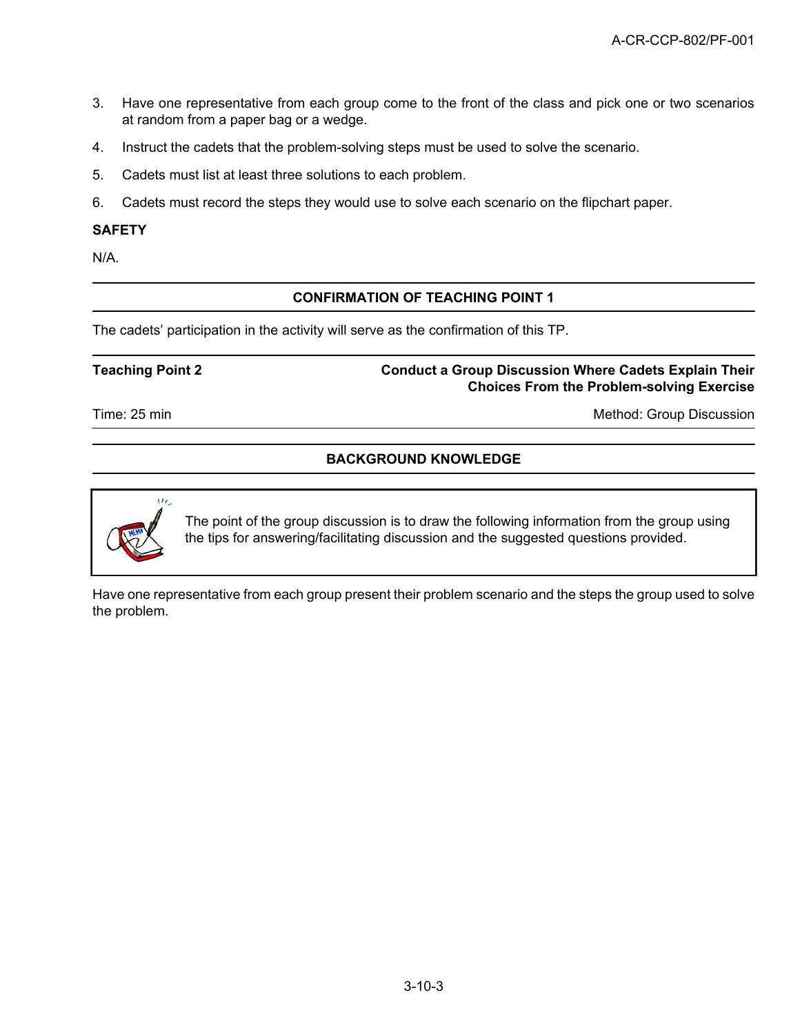3. Have one representative from each group come to the front of the class and pick one or two scenarios at random from a paper bag or a wedge.
4. Instruct the cadets that the problem-solving steps must be used to solve the scenario.
5. Cadets must list at least three solutions to each problem.
6. Cadets must record the steps they would use to solve each scenario on the flipchart paper.

**SAFETY**

N/A.

---

**CONFIRMATION OF TEACHING POINT 1**

---

The cadets' participation in the activity will serve as the confirmation of this TP.

---

**Teaching Point 2** — **Conduct a Group Discussion Where Cadets Explain Their Choices From the Problem-solving Exercise**

Time: 25 min — Method: Group Discussion

---

**BACKGROUND KNOWLEDGE**

---

> The point of the group discussion is to draw the following information from the group using the tips for answering/facilitating discussion and the suggested questions provided.

Have one representative from each group present their problem scenario and the steps the group used to solve the problem.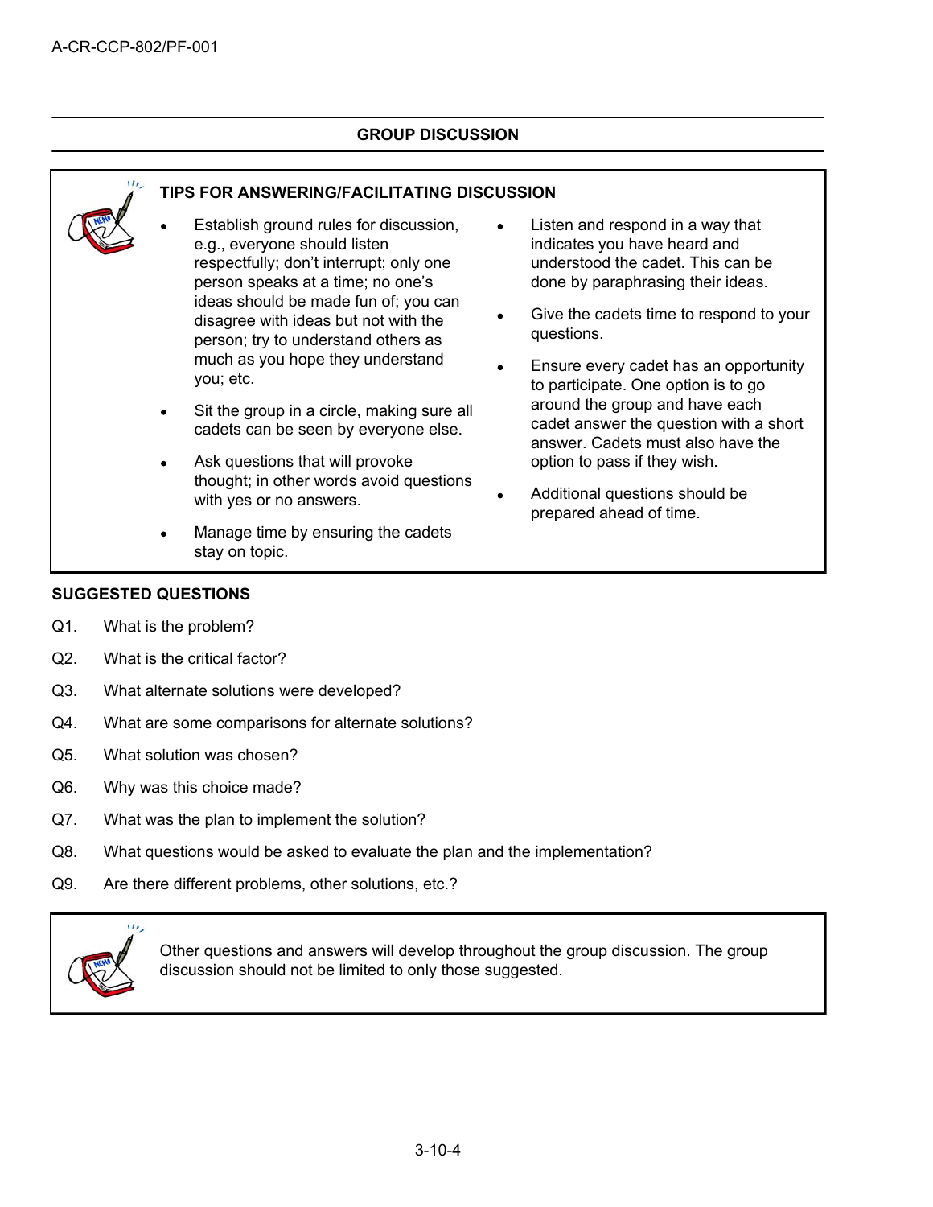## GROUP DISCUSSION

**TIPS FOR ANSWERING/FACILITATING DISCUSSION**

- Establish ground rules for discussion, e.g., everyone should listen respectfully; don't interrupt; only one person speaks at a time; no one's ideas should be made fun of; you can disagree with ideas but not with the person; try to understand others as much as you hope they understand you; etc.
- Sit the group in a circle, making sure all cadets can be seen by everyone else.
- Ask questions that will provoke thought; in other words avoid questions with yes or no answers.
- Manage time by ensuring the cadets stay on topic.
- Listen and respond in a way that indicates you have heard and understood the cadet. This can be done by paraphrasing their ideas.
- Give the cadets time to respond to your questions.
- Ensure every cadet has an opportunity to participate. One option is to go around the group and have each cadet answer the question with a short answer. Cadets must also have the option to pass if they wish.
- Additional questions should be prepared ahead of time.

**SUGGESTED QUESTIONS**

Q1. What is the problem?

Q2. What is the critical factor?

Q3. What alternate solutions were developed?

Q4. What are some comparisons for alternate solutions?

Q5. What solution was chosen?

Q6. Why was this choice made?

Q7. What was the plan to implement the solution?

Q8. What questions would be asked to evaluate the plan and the implementation?

Q9. Are there different problems, other solutions, etc.?

Other questions and answers will develop throughout the group discussion. The group discussion should not be limited to only those suggested.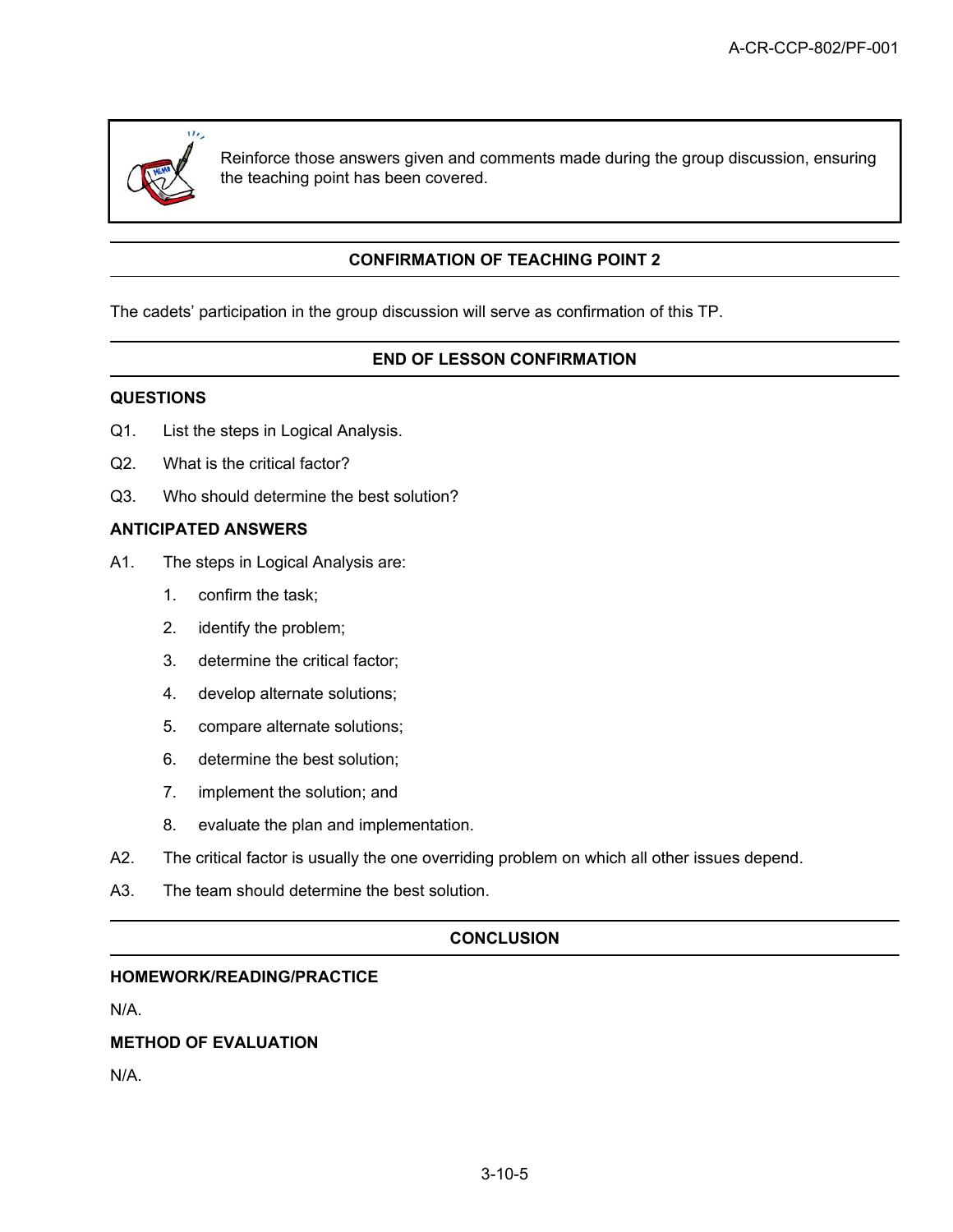Reinforce those answers given and comments made during the group discussion, ensuring the teaching point has been covered.

## CONFIRMATION OF TEACHING POINT 2

The cadets' participation in the group discussion will serve as confirmation of this TP.

## END OF LESSON CONFIRMATION

**QUESTIONS**

Q1. List the steps in Logical Analysis.

Q2. What is the critical factor?

Q3. Who should determine the best solution?

**ANTICIPATED ANSWERS**

A1. The steps in Logical Analysis are:

1. confirm the task;
2. identify the problem;
3. determine the critical factor;
4. develop alternate solutions;
5. compare alternate solutions;
6. determine the best solution;
7. implement the solution; and
8. evaluate the plan and implementation.

A2. The critical factor is usually the one overriding problem on which all other issues depend.

A3. The team should determine the best solution.

## CONCLUSION

**HOMEWORK/READING/PRACTICE**

N/A.

**METHOD OF EVALUATION**

N/A.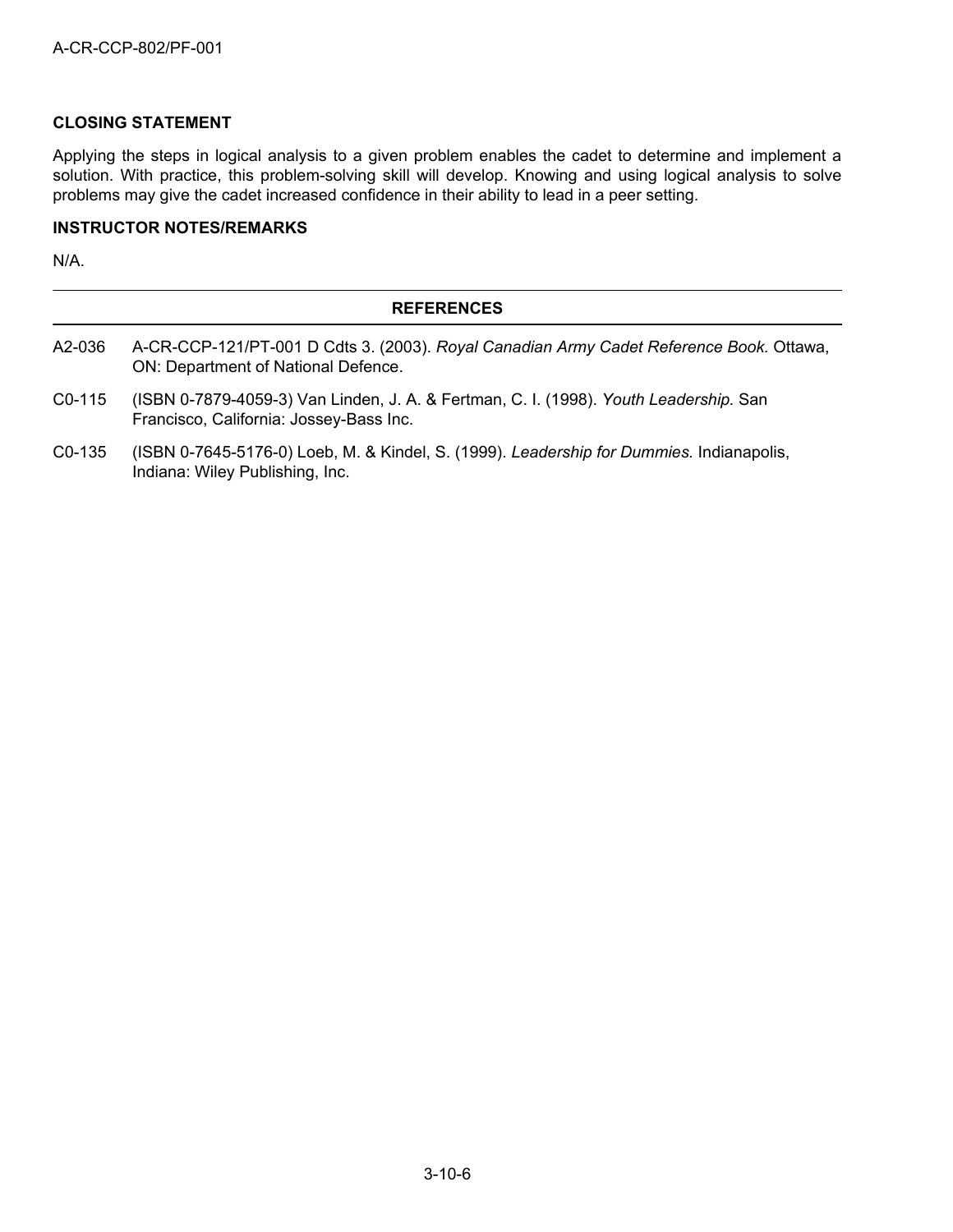**CLOSING STATEMENT**

Applying the steps in logical analysis to a given problem enables the cadet to determine and implement a solution. With practice, this problem-solving skill will develop. Knowing and using logical analysis to solve problems may give the cadet increased confidence in their ability to lead in a peer setting.

**INSTRUCTOR NOTES/REMARKS**

N/A.

---

**REFERENCES**

---

A2-036 A-CR-CCP-121/PT-001 D Cdts 3. (2003). *Royal Canadian Army Cadet Reference Book*. Ottawa, ON: Department of National Defence.

C0-115 (ISBN 0-7879-4059-3) Van Linden, J. A. & Fertman, C. I. (1998). *Youth Leadership*. San Francisco, California: Jossey-Bass Inc.

C0-135 (ISBN 0-7645-5176-0) Loeb, M. & Kindel, S. (1999). *Leadership for Dummies*. Indianapolis, Indiana: Wiley Publishing, Inc.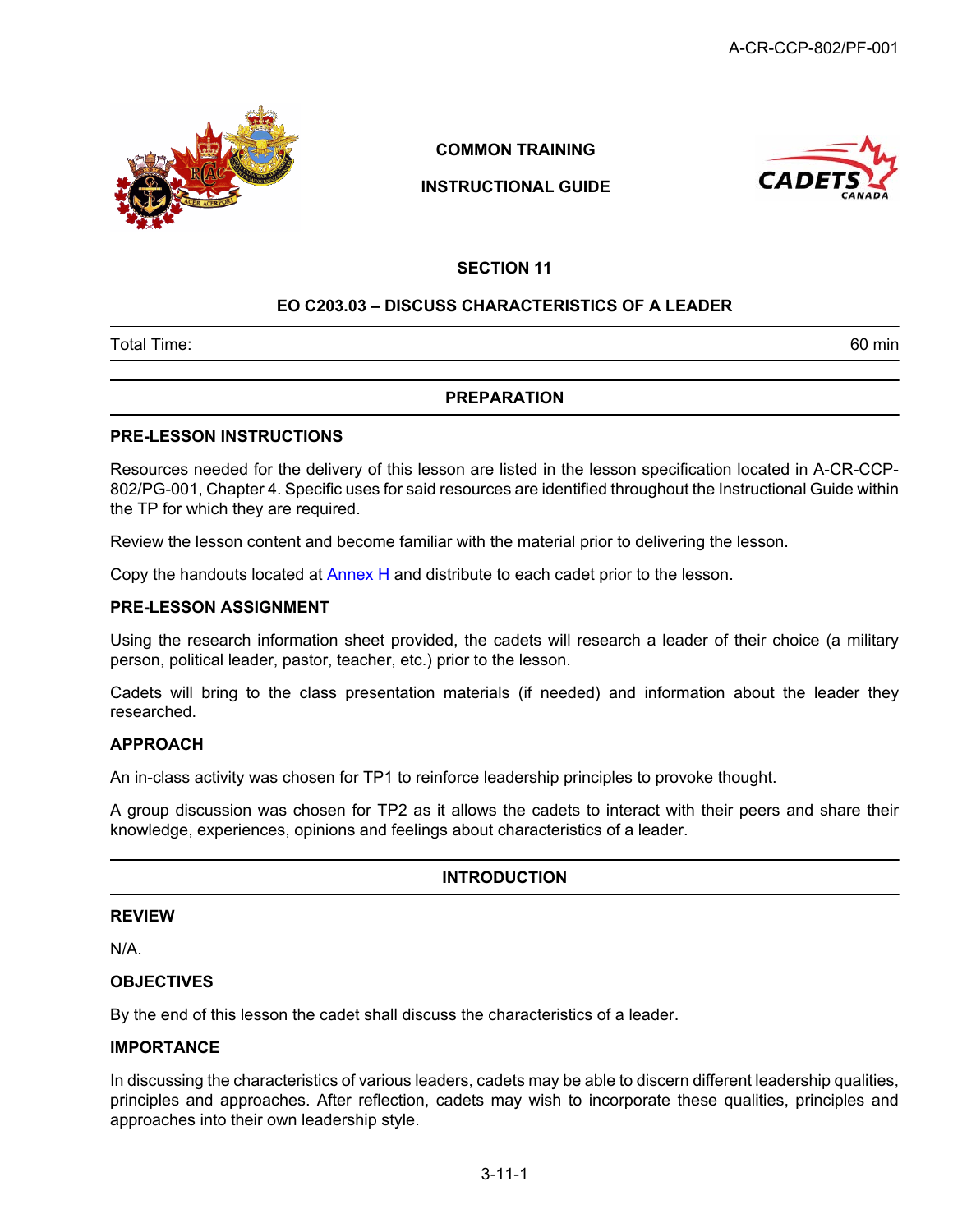COMMON TRAINING

INSTRUCTIONAL GUIDE

## SECTION 11

## EO C203.03 – DISCUSS CHARACTERISTICS OF A LEADER

| Total Time: | 60 min |
|---|---|

## PREPARATION

### PRE-LESSON INSTRUCTIONS

Resources needed for the delivery of this lesson are listed in the lesson specification located in A-CR-CCP-802/PG-001, Chapter 4. Specific uses for said resources are identified throughout the Instructional Guide within the TP for which they are required.

Review the lesson content and become familiar with the material prior to delivering the lesson.

Copy the handouts located at Annex H and distribute to each cadet prior to the lesson.

### PRE-LESSON ASSIGNMENT

Using the research information sheet provided, the cadets will research a leader of their choice (a military person, political leader, pastor, teacher, etc.) prior to the lesson.

Cadets will bring to the class presentation materials (if needed) and information about the leader they researched.

### APPROACH

An in-class activity was chosen for TP1 to reinforce leadership principles to provoke thought.

A group discussion was chosen for TP2 as it allows the cadets to interact with their peers and share their knowledge, experiences, opinions and feelings about characteristics of a leader.

## INTRODUCTION

### REVIEW

N/A.

### OBJECTIVES

By the end of this lesson the cadet shall discuss the characteristics of a leader.

### IMPORTANCE

In discussing the characteristics of various leaders, cadets may be able to discern different leadership qualities, principles and approaches. After reflection, cadets may wish to incorporate these qualities, principles and approaches into their own leadership style.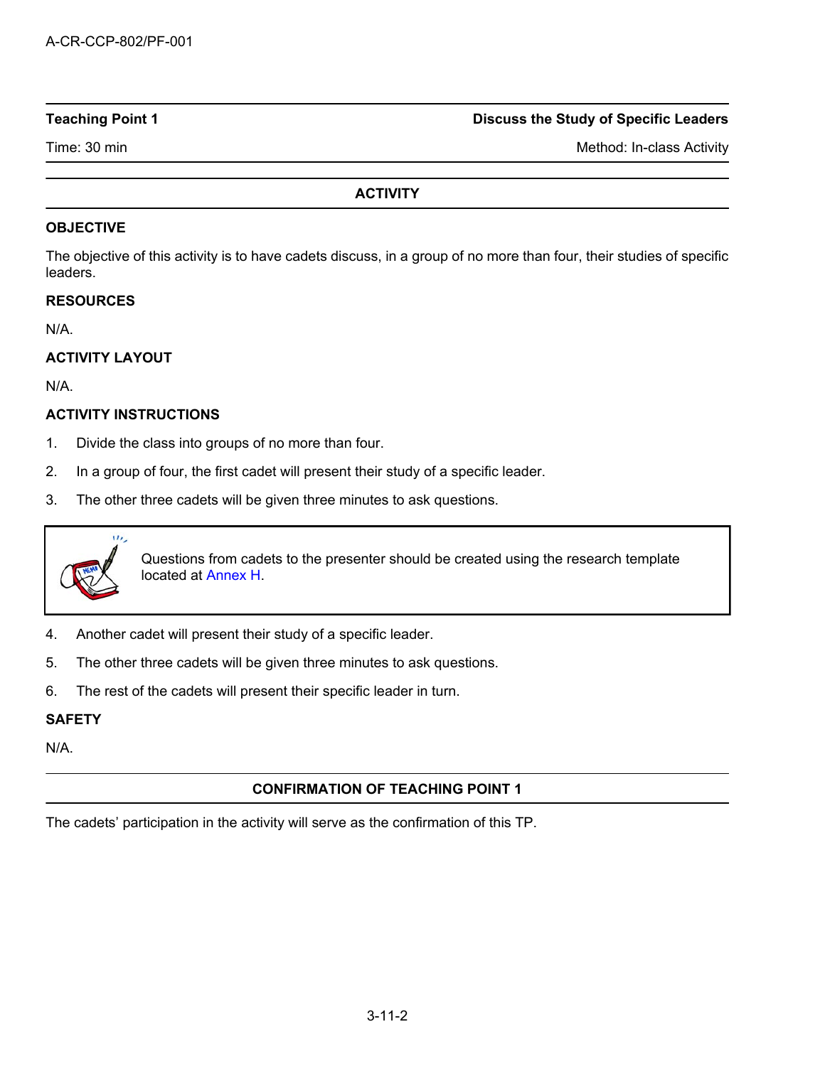**Teaching Point 1** | **Discuss the Study of Specific Leaders**

Time: 30 min | Method: In-class Activity

## ACTIVITY

### OBJECTIVE

The objective of this activity is to have cadets discuss, in a group of no more than four, their studies of specific leaders.

### RESOURCES

N/A.

### ACTIVITY LAYOUT

N/A.

### ACTIVITY INSTRUCTIONS

1. Divide the class into groups of no more than four.
2. In a group of four, the first cadet will present their study of a specific leader.
3. The other three cadets will be given three minutes to ask questions.

> Questions from cadets to the presenter should be created using the research template located at Annex H.

4. Another cadet will present their study of a specific leader.
5. The other three cadets will be given three minutes to ask questions.
6. The rest of the cadets will present their specific leader in turn.

### SAFETY

N/A.

## CONFIRMATION OF TEACHING POINT 1

The cadets' participation in the activity will serve as the confirmation of this TP.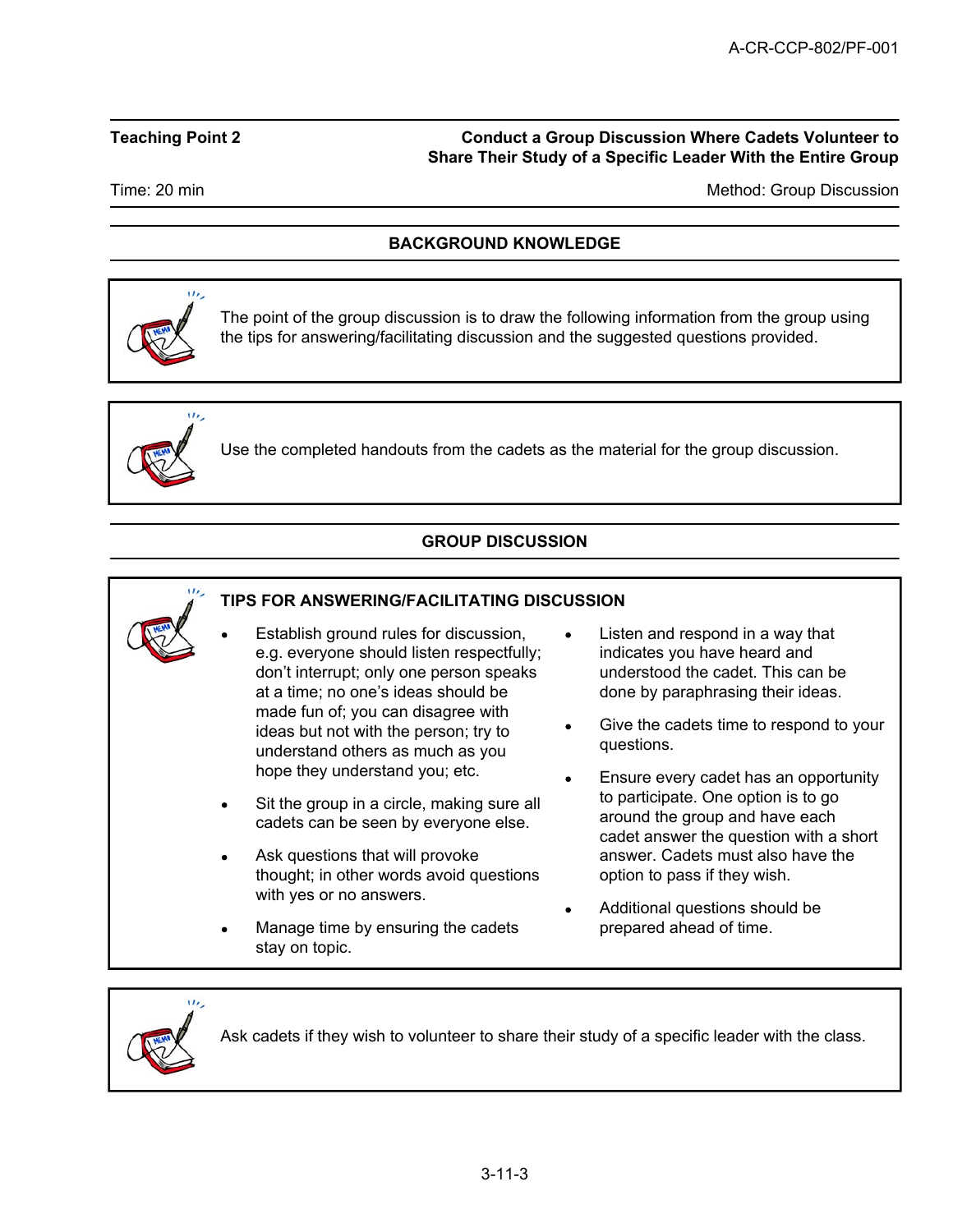**Teaching Point 2** — **Conduct a Group Discussion Where Cadets Volunteer to Share Their Study of a Specific Leader With the Entire Group**

Time: 20 min — Method: Group Discussion

## BACKGROUND KNOWLEDGE

The point of the group discussion is to draw the following information from the group using the tips for answering/facilitating discussion and the suggested questions provided.

Use the completed handouts from the cadets as the material for the group discussion.

## GROUP DISCUSSION

**TIPS FOR ANSWERING/FACILITATING DISCUSSION**

- Establish ground rules for discussion, e.g. everyone should listen respectfully; don't interrupt; only one person speaks at a time; no one's ideas should be made fun of; you can disagree with ideas but not with the person; try to understand others as much as you hope they understand you; etc.
- Sit the group in a circle, making sure all cadets can be seen by everyone else.
- Ask questions that will provoke thought; in other words avoid questions with yes or no answers.
- Manage time by ensuring the cadets stay on topic.
- Listen and respond in a way that indicates you have heard and understood the cadet. This can be done by paraphrasing their ideas.
- Give the cadets time to respond to your questions.
- Ensure every cadet has an opportunity to participate. One option is to go around the group and have each cadet answer the question with a short answer. Cadets must also have the option to pass if they wish.
- Additional questions should be prepared ahead of time.

Ask cadets if they wish to volunteer to share their study of a specific leader with the class.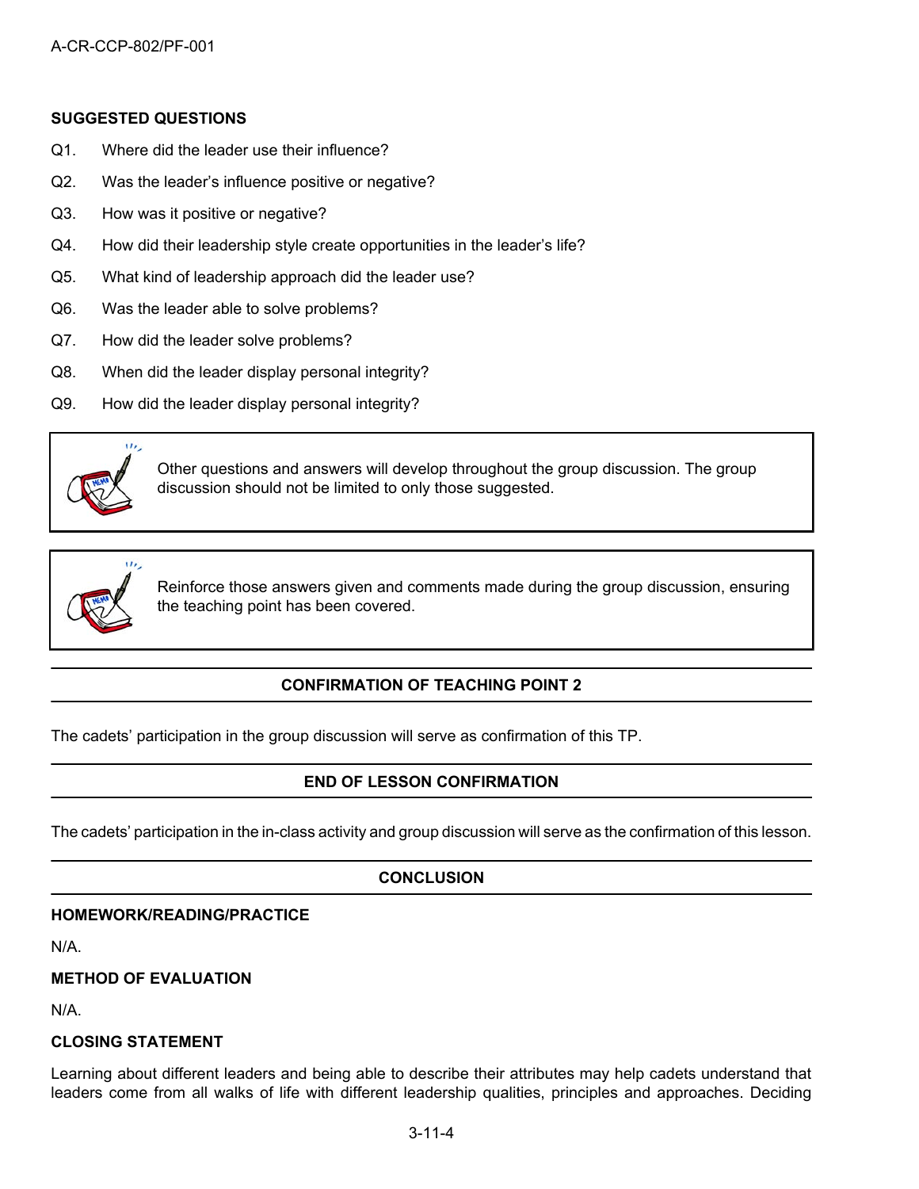**SUGGESTED QUESTIONS**

Q1. Where did the leader use their influence?

Q2. Was the leader's influence positive or negative?

Q3. How was it positive or negative?

Q4. How did their leadership style create opportunities in the leader's life?

Q5. What kind of leadership approach did the leader use?

Q6. Was the leader able to solve problems?

Q7. How did the leader solve problems?

Q8. When did the leader display personal integrity?

Q9. How did the leader display personal integrity?

> Other questions and answers will develop throughout the group discussion. The group discussion should not be limited to only those suggested.

> Reinforce those answers given and comments made during the group discussion, ensuring the teaching point has been covered.

## CONFIRMATION OF TEACHING POINT 2

The cadets' participation in the group discussion will serve as confirmation of this TP.

## END OF LESSON CONFIRMATION

The cadets' participation in the in-class activity and group discussion will serve as the confirmation of this lesson.

## CONCLUSION

**HOMEWORK/READING/PRACTICE**

N/A.

**METHOD OF EVALUATION**

N/A.

**CLOSING STATEMENT**

Learning about different leaders and being able to describe their attributes may help cadets understand that leaders come from all walks of life with different leadership qualities, principles and approaches. Deciding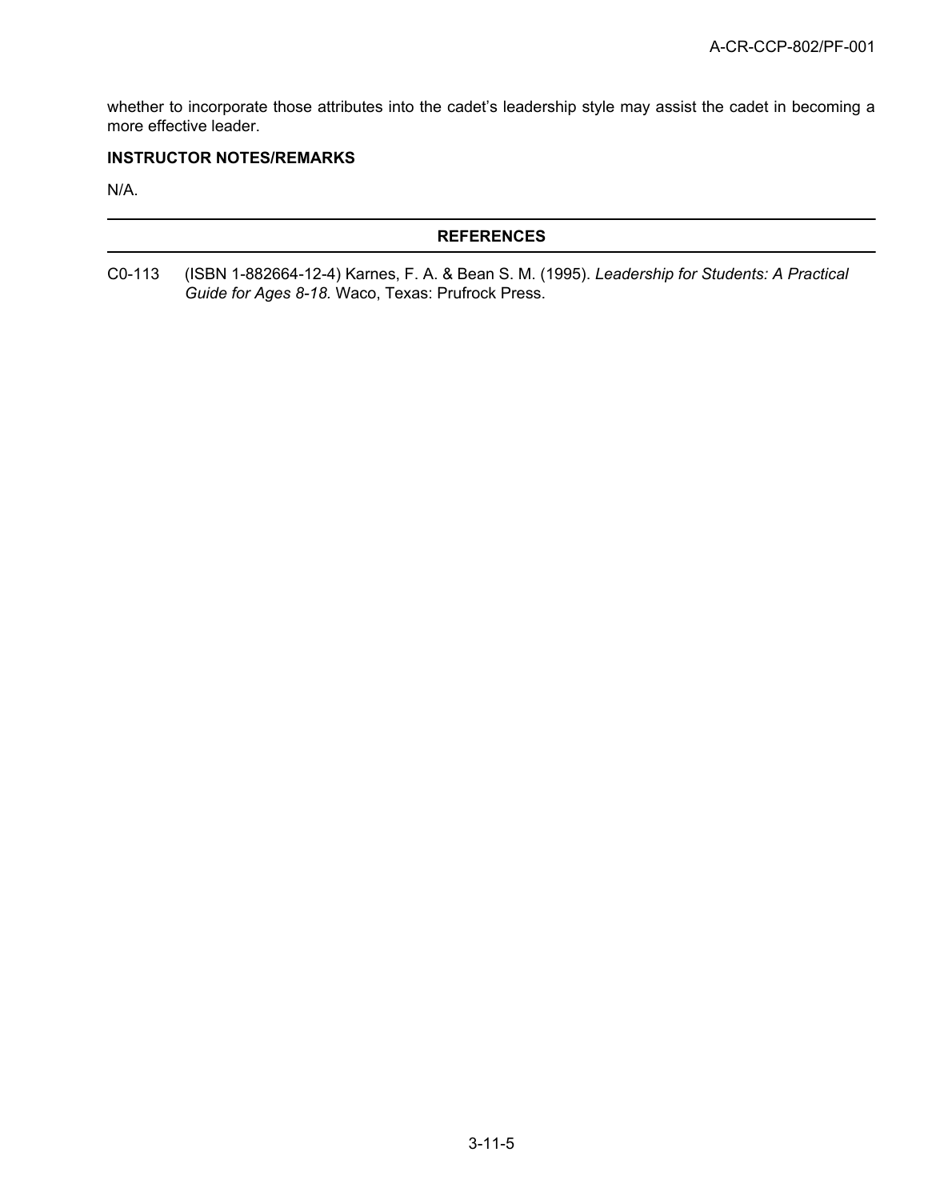whether to incorporate those attributes into the cadet's leadership style may assist the cadet in becoming a more effective leader.

**INSTRUCTOR NOTES/REMARKS**

N/A.

## REFERENCES

C0-113 (ISBN 1-882664-12-4) Karnes, F. A. & Bean S. M. (1995). *Leadership for Students: A Practical Guide for Ages 8-18*. Waco, Texas: Prufrock Press.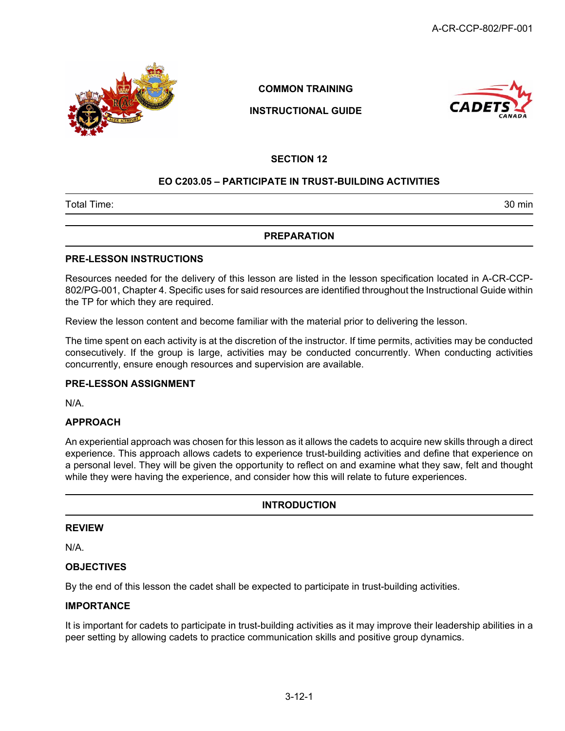**COMMON TRAINING**

**INSTRUCTIONAL GUIDE**

## SECTION 12

## EO C203.05 – PARTICIPATE IN TRUST-BUILDING ACTIVITIES

| Total Time: | 30 min |
|---|---|

## PREPARATION

### PRE-LESSON INSTRUCTIONS

Resources needed for the delivery of this lesson are listed in the lesson specification located in A-CR-CCP-802/PG-001, Chapter 4. Specific uses for said resources are identified throughout the Instructional Guide within the TP for which they are required.

Review the lesson content and become familiar with the material prior to delivering the lesson.

The time spent on each activity is at the discretion of the instructor. If time permits, activities may be conducted consecutively. If the group is large, activities may be conducted concurrently. When conducting activities concurrently, ensure enough resources and supervision are available.

### PRE-LESSON ASSIGNMENT

N/A.

### APPROACH

An experiential approach was chosen for this lesson as it allows the cadets to acquire new skills through a direct experience. This approach allows cadets to experience trust-building activities and define that experience on a personal level. They will be given the opportunity to reflect on and examine what they saw, felt and thought while they were having the experience, and consider how this will relate to future experiences.

## INTRODUCTION

### REVIEW

N/A.

### OBJECTIVES

By the end of this lesson the cadet shall be expected to participate in trust-building activities.

### IMPORTANCE

It is important for cadets to participate in trust-building activities as it may improve their leadership abilities in a peer setting by allowing cadets to practice communication skills and positive group dynamics.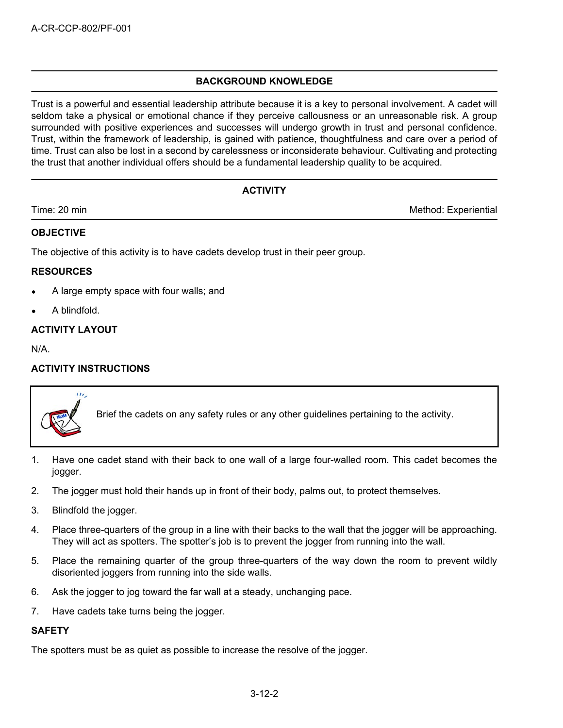## BACKGROUND KNOWLEDGE

Trust is a powerful and essential leadership attribute because it is a key to personal involvement. A cadet will seldom take a physical or emotional chance if they perceive callousness or an unreasonable risk. A group surrounded with positive experiences and successes will undergo growth in trust and personal confidence. Trust, within the framework of leadership, is gained with patience, thoughtfulness and care over a period of time. Trust can also be lost in a second by carelessness or inconsiderate behaviour. Cultivating and protecting the trust that another individual offers should be a fundamental leadership quality to be acquired.

## ACTIVITY

Time: 20 min | Method: Experiential

### OBJECTIVE

The objective of this activity is to have cadets develop trust in their peer group.

### RESOURCES

- A large empty space with four walls; and
- A blindfold.

### ACTIVITY LAYOUT

N/A.

### ACTIVITY INSTRUCTIONS

> Brief the cadets on any safety rules or any other guidelines pertaining to the activity.

1. Have one cadet stand with their back to one wall of a large four-walled room. This cadet becomes the jogger.
2. The jogger must hold their hands up in front of their body, palms out, to protect themselves.
3. Blindfold the jogger.
4. Place three-quarters of the group in a line with their backs to the wall that the jogger will be approaching. They will act as spotters. The spotter's job is to prevent the jogger from running into the wall.
5. Place the remaining quarter of the group three-quarters of the way down the room to prevent wildly disoriented joggers from running into the side walls.
6. Ask the jogger to jog toward the far wall at a steady, unchanging pace.
7. Have cadets take turns being the jogger.

### SAFETY

The spotters must be as quiet as possible to increase the resolve of the jogger.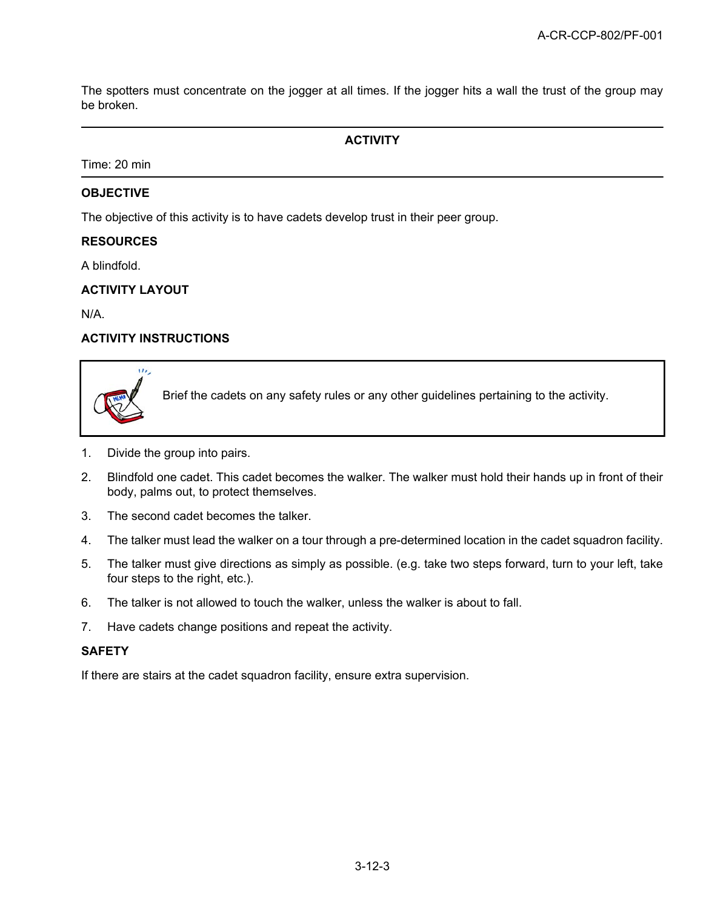The spotters must concentrate on the jogger at all times. If the jogger hits a wall the trust of the group may be broken.

---

**ACTIVITY**

Time: 20 min

---

**OBJECTIVE**

The objective of this activity is to have cadets develop trust in their peer group.

**RESOURCES**

A blindfold.

**ACTIVITY LAYOUT**

N/A.

**ACTIVITY INSTRUCTIONS**

> Brief the cadets on any safety rules or any other guidelines pertaining to the activity.

1. Divide the group into pairs.
2. Blindfold one cadet. This cadet becomes the walker. The walker must hold their hands up in front of their body, palms out, to protect themselves.
3. The second cadet becomes the talker.
4. The talker must lead the walker on a tour through a pre-determined location in the cadet squadron facility.
5. The talker must give directions as simply as possible. (e.g. take two steps forward, turn to your left, take four steps to the right, etc.).
6. The talker is not allowed to touch the walker, unless the walker is about to fall.
7. Have cadets change positions and repeat the activity.

**SAFETY**

If there are stairs at the cadet squadron facility, ensure extra supervision.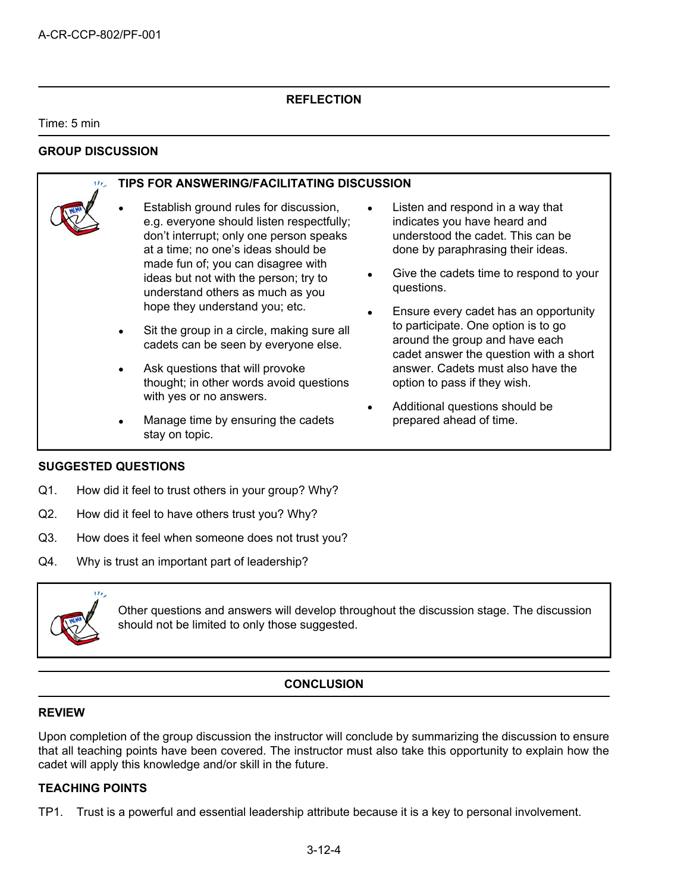## REFLECTION

Time: 5 min

### GROUP DISCUSSION

**TIPS FOR ANSWERING/FACILITATING DISCUSSION**

- Establish ground rules for discussion, e.g. everyone should listen respectfully; don't interrupt; only one person speaks at a time; no one's ideas should be made fun of; you can disagree with ideas but not with the person; try to understand others as much as you hope they understand you; etc.
- Sit the group in a circle, making sure all cadets can be seen by everyone else.
- Ask questions that will provoke thought; in other words avoid questions with yes or no answers.
- Manage time by ensuring the cadets stay on topic.
- Listen and respond in a way that indicates you have heard and understood the cadet. This can be done by paraphrasing their ideas.
- Give the cadets time to respond to your questions.
- Ensure every cadet has an opportunity to participate. One option is to go around the group and have each cadet answer the question with a short answer. Cadets must also have the option to pass if they wish.
- Additional questions should be prepared ahead of time.

### SUGGESTED QUESTIONS

Q1. How did it feel to trust others in your group? Why?

Q2. How did it feel to have others trust you? Why?

Q3. How does it feel when someone does not trust you?

Q4. Why is trust an important part of leadership?

Other questions and answers will develop throughout the discussion stage. The discussion should not be limited to only those suggested.

## CONCLUSION

### REVIEW

Upon completion of the group discussion the instructor will conclude by summarizing the discussion to ensure that all teaching points have been covered. The instructor must also take this opportunity to explain how the cadet will apply this knowledge and/or skill in the future.

### TEACHING POINTS

TP1. Trust is a powerful and essential leadership attribute because it is a key to personal involvement.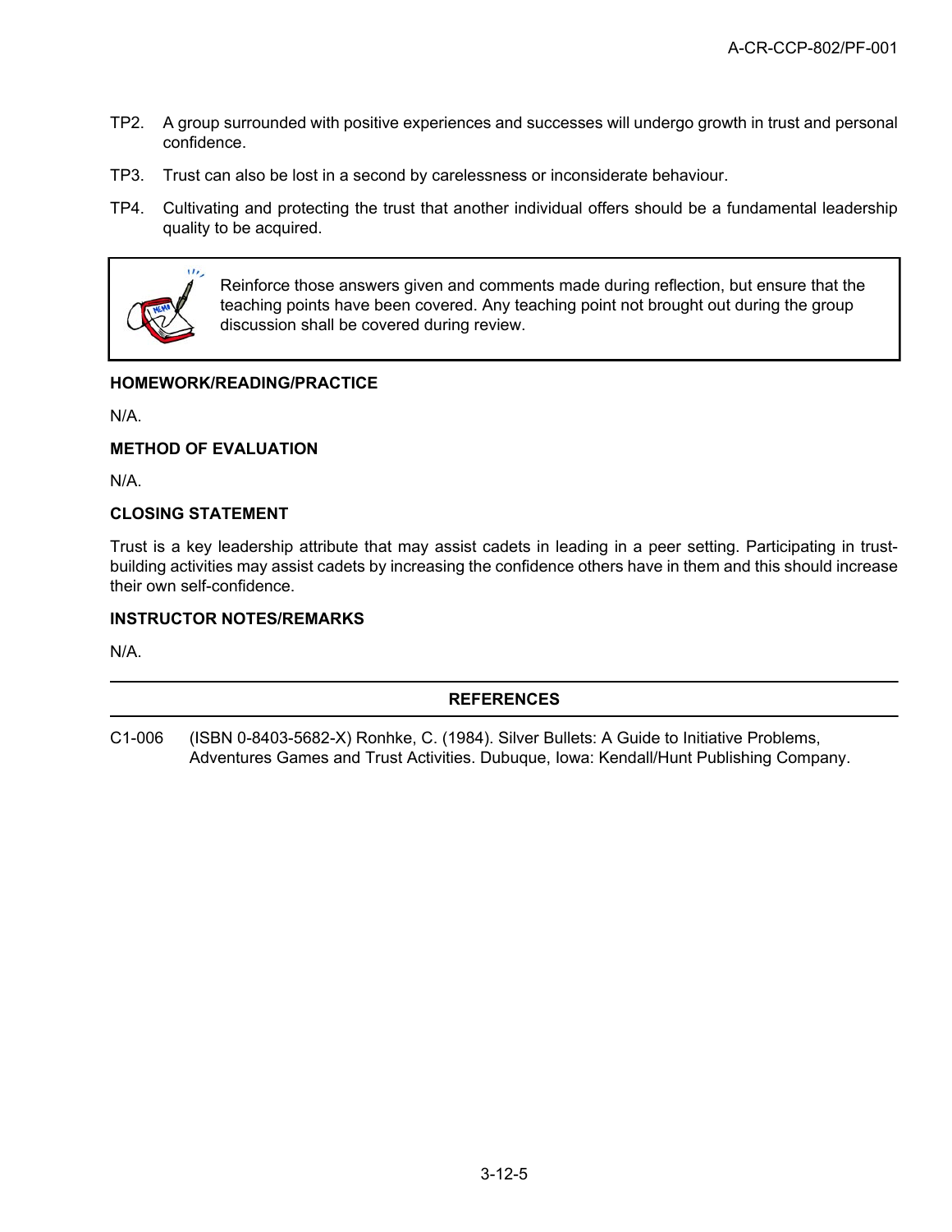TP2. A group surrounded with positive experiences and successes will undergo growth in trust and personal confidence.

TP3. Trust can also be lost in a second by carelessness or inconsiderate behaviour.

TP4. Cultivating and protecting the trust that another individual offers should be a fundamental leadership quality to be acquired.

> Reinforce those answers given and comments made during reflection, but ensure that the teaching points have been covered. Any teaching point not brought out during the group discussion shall be covered during review.

**HOMEWORK/READING/PRACTICE**

N/A.

**METHOD OF EVALUATION**

N/A.

**CLOSING STATEMENT**

Trust is a key leadership attribute that may assist cadets in leading in a peer setting. Participating in trust-building activities may assist cadets by increasing the confidence others have in them and this should increase their own self-confidence.

**INSTRUCTOR NOTES/REMARKS**

N/A.

---

**REFERENCES**

---

C1-006 (ISBN 0-8403-5682-X) Ronhke, C. (1984). Silver Bullets: A Guide to Initiative Problems, Adventures Games and Trust Activities. Dubuque, Iowa: Kendall/Hunt Publishing Company.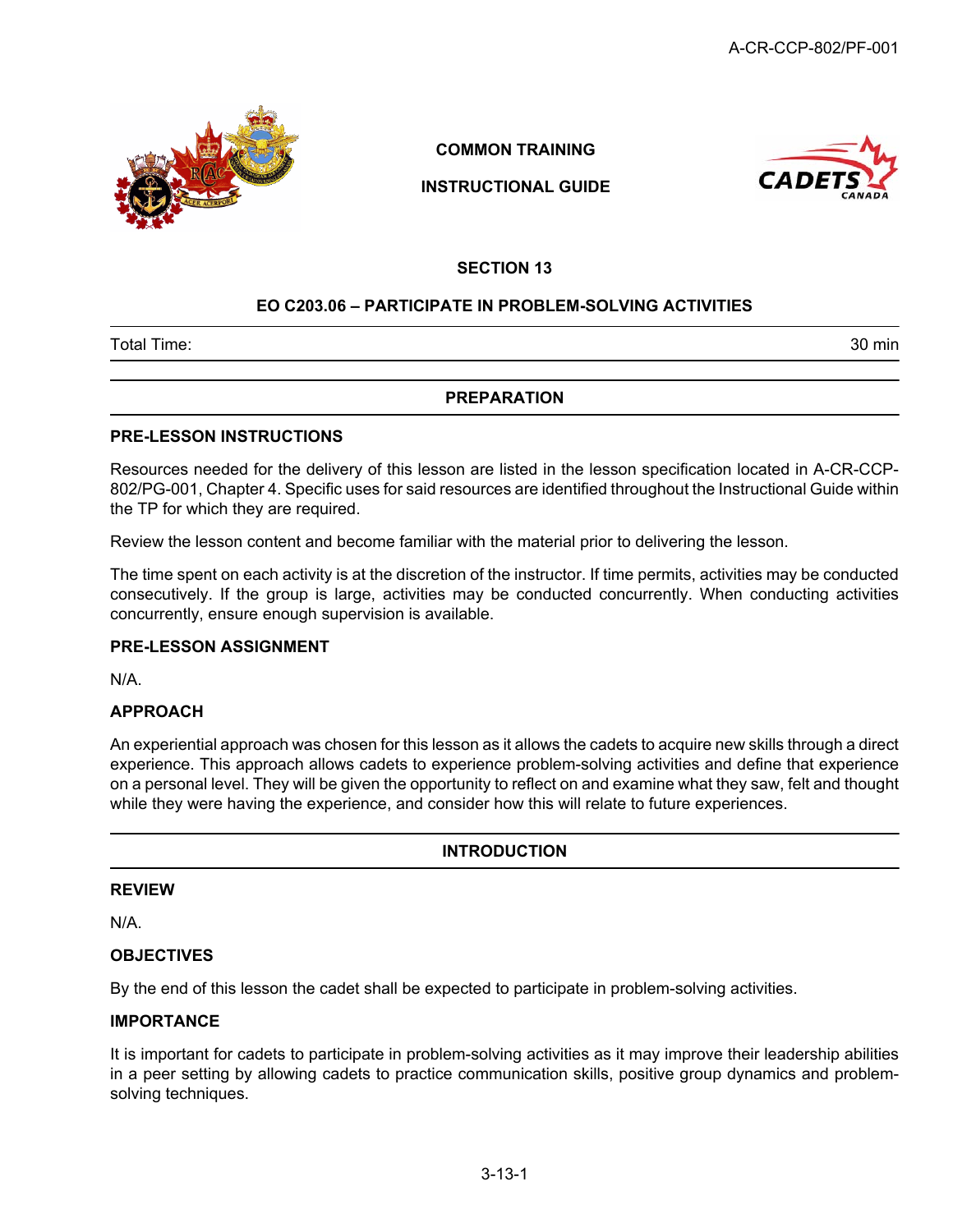COMMON TRAINING

INSTRUCTIONAL GUIDE

## SECTION 13

## EO C203.06 – PARTICIPATE IN PROBLEM-SOLVING ACTIVITIES

| Total Time: | 30 min |
|---|---|

## PREPARATION

### PRE-LESSON INSTRUCTIONS

Resources needed for the delivery of this lesson are listed in the lesson specification located in A-CR-CCP-802/PG-001, Chapter 4. Specific uses for said resources are identified throughout the Instructional Guide within the TP for which they are required.

Review the lesson content and become familiar with the material prior to delivering the lesson.

The time spent on each activity is at the discretion of the instructor. If time permits, activities may be conducted consecutively. If the group is large, activities may be conducted concurrently. When conducting activities concurrently, ensure enough supervision is available.

### PRE-LESSON ASSIGNMENT

N/A.

### APPROACH

An experiential approach was chosen for this lesson as it allows the cadets to acquire new skills through a direct experience. This approach allows cadets to experience problem-solving activities and define that experience on a personal level. They will be given the opportunity to reflect on and examine what they saw, felt and thought while they were having the experience, and consider how this will relate to future experiences.

## INTRODUCTION

### REVIEW

N/A.

### OBJECTIVES

By the end of this lesson the cadet shall be expected to participate in problem-solving activities.

### IMPORTANCE

It is important for cadets to participate in problem-solving activities as it may improve their leadership abilities in a peer setting by allowing cadets to practice communication skills, positive group dynamics and problem-solving techniques.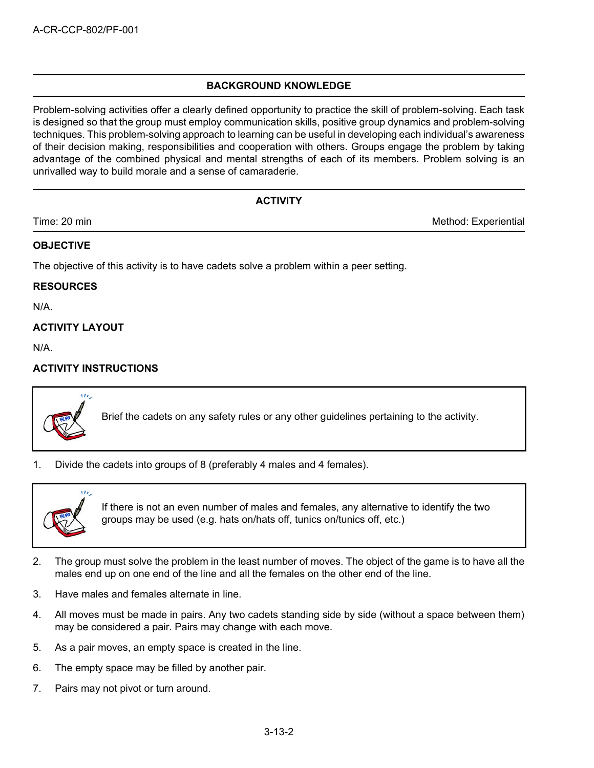## BACKGROUND KNOWLEDGE

Problem-solving activities offer a clearly defined opportunity to practice the skill of problem-solving. Each task is designed so that the group must employ communication skills, positive group dynamics and problem-solving techniques. This problem-solving approach to learning can be useful in developing each individual's awareness of their decision making, responsibilities and cooperation with others. Groups engage the problem by taking advantage of the combined physical and mental strengths of each of its members. Problem solving is an unrivalled way to build morale and a sense of camaraderie.

## ACTIVITY

Time: 20 min  Method: Experiential

### OBJECTIVE

The objective of this activity is to have cadets solve a problem within a peer setting.

### RESOURCES

N/A.

### ACTIVITY LAYOUT

N/A.

### ACTIVITY INSTRUCTIONS

> Brief the cadets on any safety rules or any other guidelines pertaining to the activity.

1. Divide the cadets into groups of 8 (preferably 4 males and 4 females).

> If there is not an even number of males and females, any alternative to identify the two groups may be used (e.g. hats on/hats off, tunics on/tunics off, etc.)

2. The group must solve the problem in the least number of moves. The object of the game is to have all the males end up on one end of the line and all the females on the other end of the line.
3. Have males and females alternate in line.
4. All moves must be made in pairs. Any two cadets standing side by side (without a space between them) may be considered a pair. Pairs may change with each move.
5. As a pair moves, an empty space is created in the line.
6. The empty space may be filled by another pair.
7. Pairs may not pivot or turn around.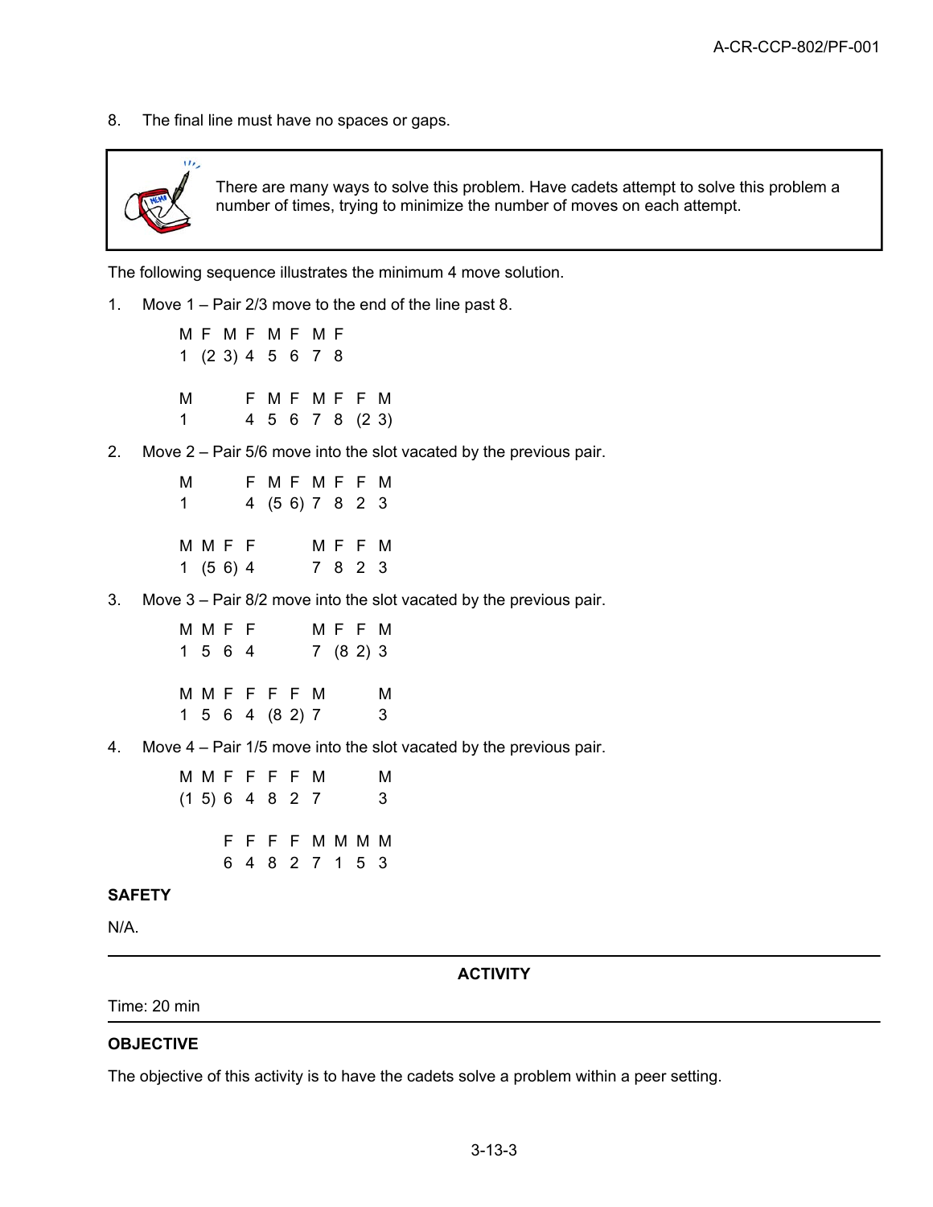8. The final line must have no spaces or gaps.

> There are many ways to solve this problem. Have cadets attempt to solve this problem a number of times, trying to minimize the number of moves on each attempt.

The following sequence illustrates the minimum 4 move solution.

1. Move 1 – Pair 2/3 move to the end of the line past 8.

```
M F  M F  M F  M F
1 (2 3) 4  5  6  7  8

M         F  M  F  M  F  F  M
1         4  5  6  7  8  (2  3)
```

2. Move 2 – Pair 5/6 move into the slot vacated by the previous pair.

```
M         F  M  F  M  F  F  M
1         4  (5  6) 7  8  2  3

M  M  F  F         M  F  F  M
1  (5  6) 4         7  8  2  3
```

3. Move 3 – Pair 8/2 move into the slot vacated by the previous pair.

```
M  M  F  F         M  F  F  M
1  5  6  4         7  (8  2) 3

M  M  F  F  F  F  M         M
1  5  6  4  (8  2) 7         3
```

4. Move 4 – Pair 1/5 move into the slot vacated by the previous pair.

```
M  M  F  F  F  F  M         M
(1  5) 6  4  8  2  7         3

      F  F  F  F  M  M  M  M
      6  4  8  2  7  1  5  3
```

**SAFETY**

N/A.

---

**ACTIVITY**

Time: 20 min

---

**OBJECTIVE**

The objective of this activity is to have the cadets solve a problem within a peer setting.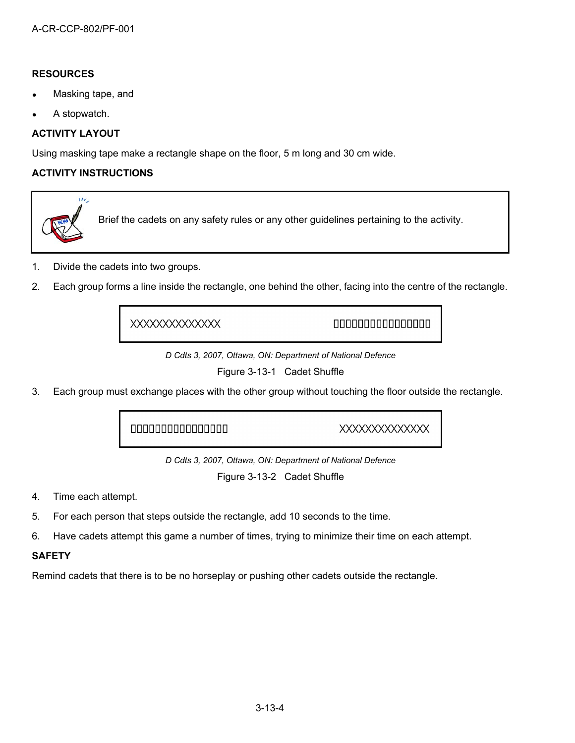### RESOURCES

- Masking tape, and
- A stopwatch.

### ACTIVITY LAYOUT

Using masking tape make a rectangle shape on the floor, 5 m long and 30 cm wide.

### ACTIVITY INSTRUCTIONS

> Brief the cadets on any safety rules or any other guidelines pertaining to the activity.

1. Divide the cadets into two groups.
2. Each group forms a line inside the rectangle, one behind the other, facing into the centre of the rectangle.

| XXXXXXXXXXXXX | □□□□□□□□□□□□□□□□□ |
| --- | --- |

*D Cdts 3, 2007, Ottawa, ON: Department of National Defence*

Figure 3-13-1 Cadet Shuffle

3. Each group must exchange places with the other group without touching the floor outside the rectangle.

| □□□□□□□□□□□□□□□□□ | XXXXXXXXXXXXX |
| --- | --- |

*D Cdts 3, 2007, Ottawa, ON: Department of National Defence*

Figure 3-13-2 Cadet Shuffle

4. Time each attempt.
5. For each person that steps outside the rectangle, add 10 seconds to the time.
6. Have cadets attempt this game a number of times, trying to minimize their time on each attempt.

### SAFETY

Remind cadets that there is to be no horseplay or pushing other cadets outside the rectangle.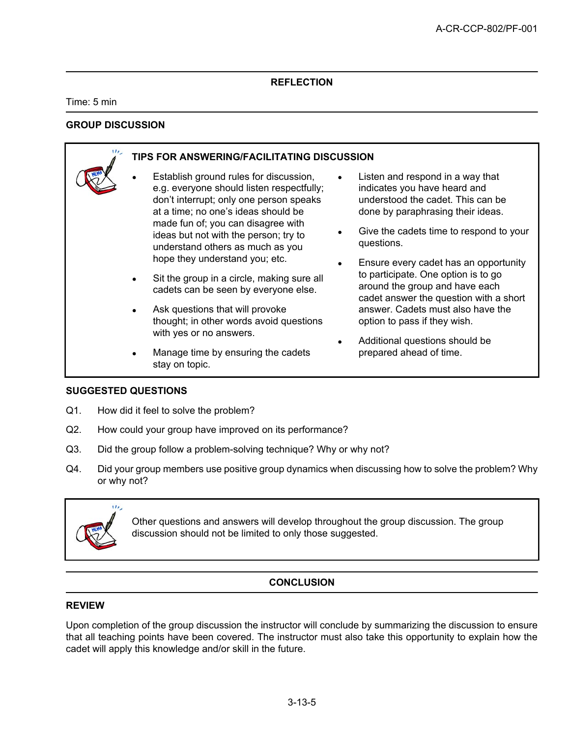## REFLECTION

Time: 5 min

### GROUP DISCUSSION

**TIPS FOR ANSWERING/FACILITATING DISCUSSION**

- Establish ground rules for discussion, e.g. everyone should listen respectfully; don't interrupt; only one person speaks at a time; no one's ideas should be made fun of; you can disagree with ideas but not with the person; try to understand others as much as you hope they understand you; etc.
- Sit the group in a circle, making sure all cadets can be seen by everyone else.
- Ask questions that will provoke thought; in other words avoid questions with yes or no answers.
- Manage time by ensuring the cadets stay on topic.
- Listen and respond in a way that indicates you have heard and understood the cadet. This can be done by paraphrasing their ideas.
- Give the cadets time to respond to your questions.
- Ensure every cadet has an opportunity to participate. One option is to go around the group and have each cadet answer the question with a short answer. Cadets must also have the option to pass if they wish.
- Additional questions should be prepared ahead of time.

### SUGGESTED QUESTIONS

Q1. How did it feel to solve the problem?

Q2. How could your group have improved on its performance?

Q3. Did the group follow a problem-solving technique? Why or why not?

Q4. Did your group members use positive group dynamics when discussing how to solve the problem? Why or why not?

Other questions and answers will develop throughout the group discussion. The group discussion should not be limited to only those suggested.

## CONCLUSION

### REVIEW

Upon completion of the group discussion the instructor will conclude by summarizing the discussion to ensure that all teaching points have been covered. The instructor must also take this opportunity to explain how the cadet will apply this knowledge and/or skill in the future.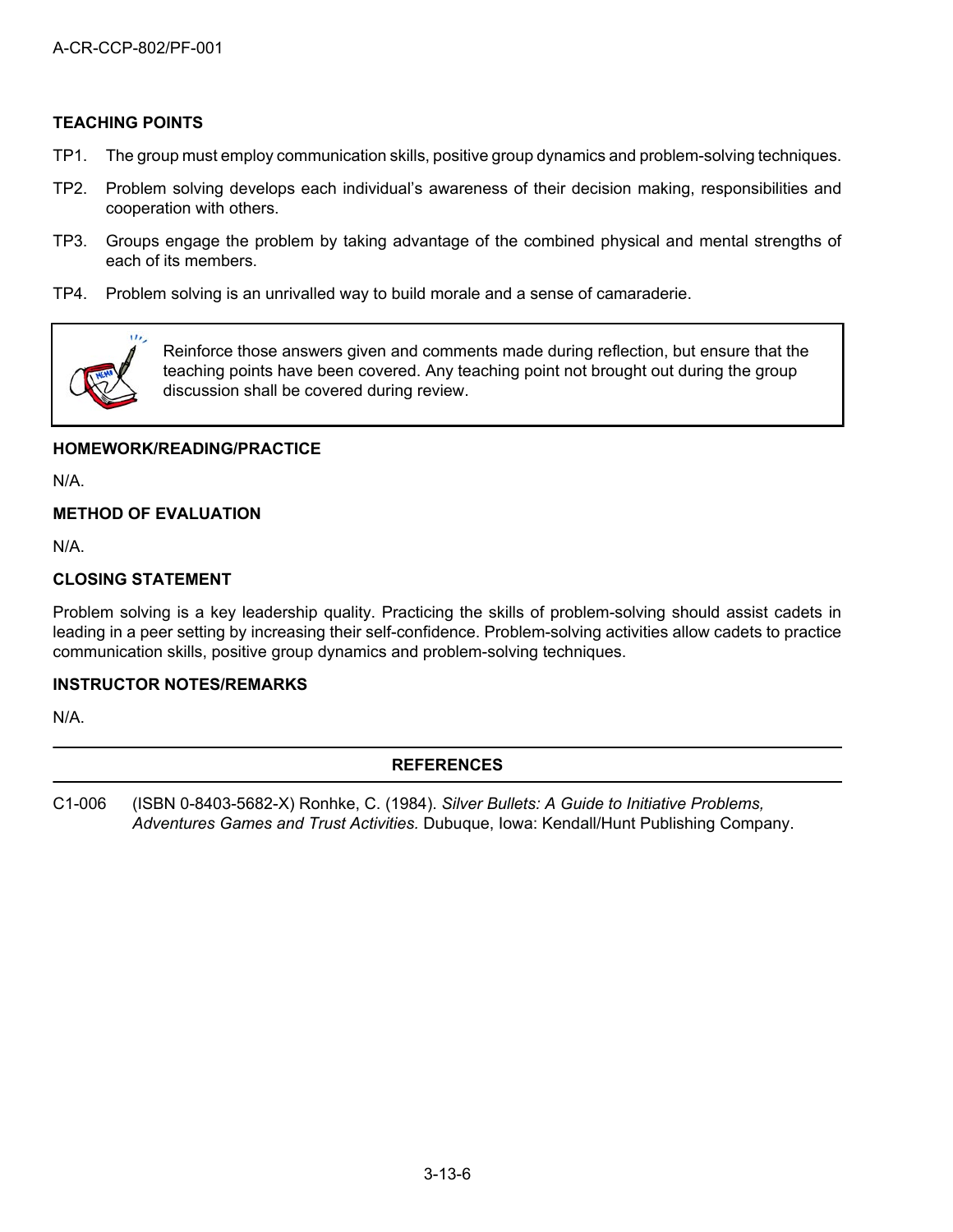### TEACHING POINTS

TP1. The group must employ communication skills, positive group dynamics and problem-solving techniques.

TP2. Problem solving develops each individual's awareness of their decision making, responsibilities and cooperation with others.

TP3. Groups engage the problem by taking advantage of the combined physical and mental strengths of each of its members.

TP4. Problem solving is an unrivalled way to build morale and a sense of camaraderie.

> Reinforce those answers given and comments made during reflection, but ensure that the teaching points have been covered. Any teaching point not brought out during the group discussion shall be covered during review.

### HOMEWORK/READING/PRACTICE

N/A.

### METHOD OF EVALUATION

N/A.

### CLOSING STATEMENT

Problem solving is a key leadership quality. Practicing the skills of problem-solving should assist cadets in leading in a peer setting by increasing their self-confidence. Problem-solving activities allow cadets to practice communication skills, positive group dynamics and problem-solving techniques.

### INSTRUCTOR NOTES/REMARKS

N/A.

---

### REFERENCES

---

C1-006 (ISBN 0-8403-5682-X) Ronhke, C. (1984). *Silver Bullets: A Guide to Initiative Problems, Adventures Games and Trust Activities.* Dubuque, Iowa: Kendall/Hunt Publishing Company.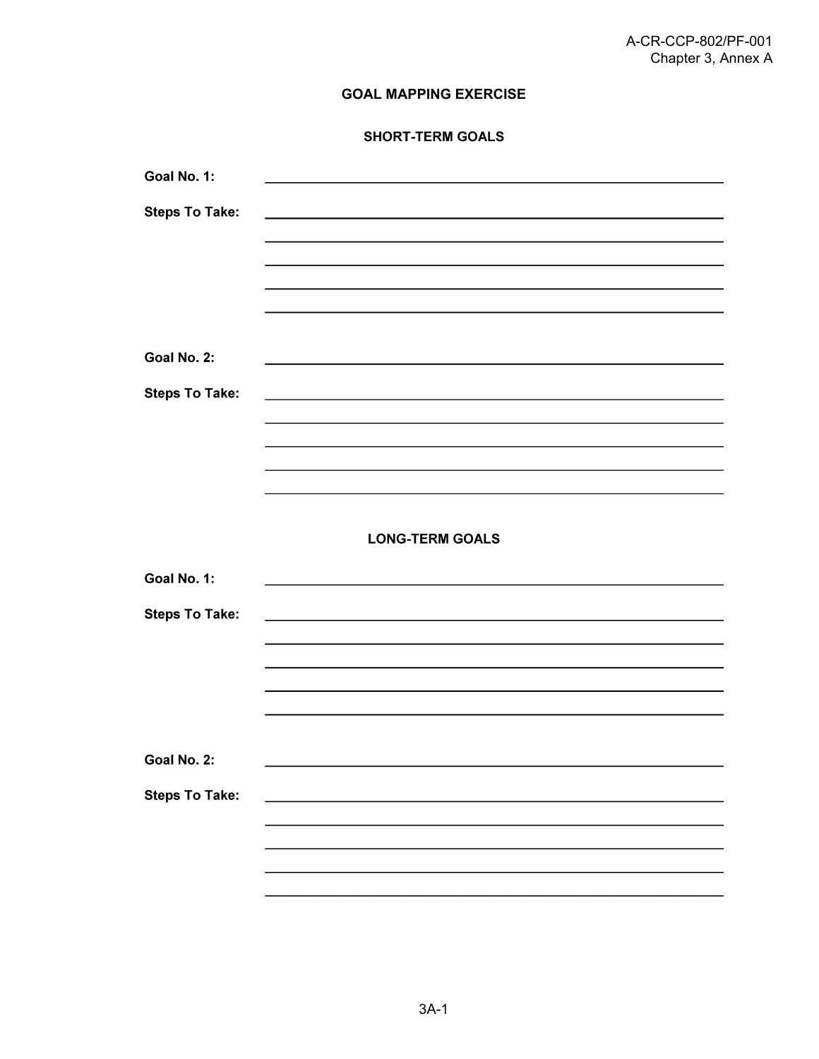# GOAL MAPPING EXERCISE

## SHORT-TERM GOALS

**Goal No. 1:** ______________________________________________

**Steps To Take:** ______________________________________________

______________________________________________

______________________________________________

______________________________________________

______________________________________________

**Goal No. 2:** ______________________________________________

**Steps To Take:** ______________________________________________

______________________________________________

______________________________________________

______________________________________________

______________________________________________

## LONG-TERM GOALS

**Goal No. 1:** ______________________________________________

**Steps To Take:** ______________________________________________

______________________________________________

______________________________________________

______________________________________________

______________________________________________

**Goal No. 2:** ______________________________________________

**Steps To Take:** ______________________________________________

______________________________________________

______________________________________________

______________________________________________

______________________________________________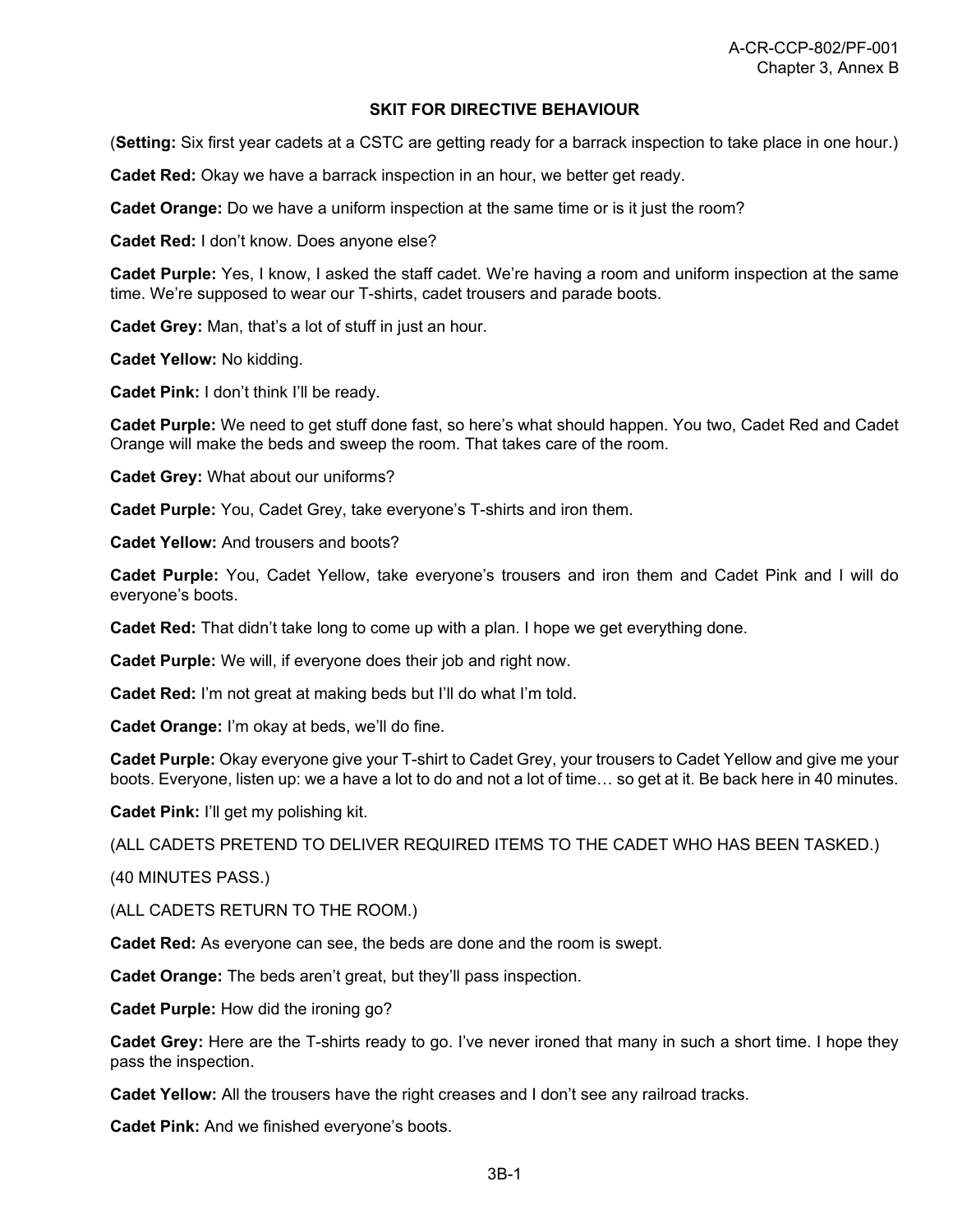**SKIT FOR DIRECTIVE BEHAVIOUR**

(**Setting:** Six first year cadets at a CSTC are getting ready for a barrack inspection to take place in one hour.)

**Cadet Red:** Okay we have a barrack inspection in an hour, we better get ready.

**Cadet Orange:** Do we have a uniform inspection at the same time or is it just the room?

**Cadet Red:** I don't know. Does anyone else?

**Cadet Purple:** Yes, I know, I asked the staff cadet. We're having a room and uniform inspection at the same time. We're supposed to wear our T-shirts, cadet trousers and parade boots.

**Cadet Grey:** Man, that's a lot of stuff in just an hour.

**Cadet Yellow:** No kidding.

**Cadet Pink:** I don't think I'll be ready.

**Cadet Purple:** We need to get stuff done fast, so here's what should happen. You two, Cadet Red and Cadet Orange will make the beds and sweep the room. That takes care of the room.

**Cadet Grey:** What about our uniforms?

**Cadet Purple:** You, Cadet Grey, take everyone's T-shirts and iron them.

**Cadet Yellow:** And trousers and boots?

**Cadet Purple:** You, Cadet Yellow, take everyone's trousers and iron them and Cadet Pink and I will do everyone's boots.

**Cadet Red:** That didn't take long to come up with a plan. I hope we get everything done.

**Cadet Purple:** We will, if everyone does their job and right now.

**Cadet Red:** I'm not great at making beds but I'll do what I'm told.

**Cadet Orange:** I'm okay at beds, we'll do fine.

**Cadet Purple:** Okay everyone give your T-shirt to Cadet Grey, your trousers to Cadet Yellow and give me your boots. Everyone, listen up: we a have a lot to do and not a lot of time… so get at it. Be back here in 40 minutes.

**Cadet Pink:** I'll get my polishing kit.

(ALL CADETS PRETEND TO DELIVER REQUIRED ITEMS TO THE CADET WHO HAS BEEN TASKED.)

(40 MINUTES PASS.)

(ALL CADETS RETURN TO THE ROOM.)

**Cadet Red:** As everyone can see, the beds are done and the room is swept.

**Cadet Orange:** The beds aren't great, but they'll pass inspection.

**Cadet Purple:** How did the ironing go?

**Cadet Grey:** Here are the T-shirts ready to go. I've never ironed that many in such a short time. I hope they pass the inspection.

**Cadet Yellow:** All the trousers have the right creases and I don't see any railroad tracks.

**Cadet Pink:** And we finished everyone's boots.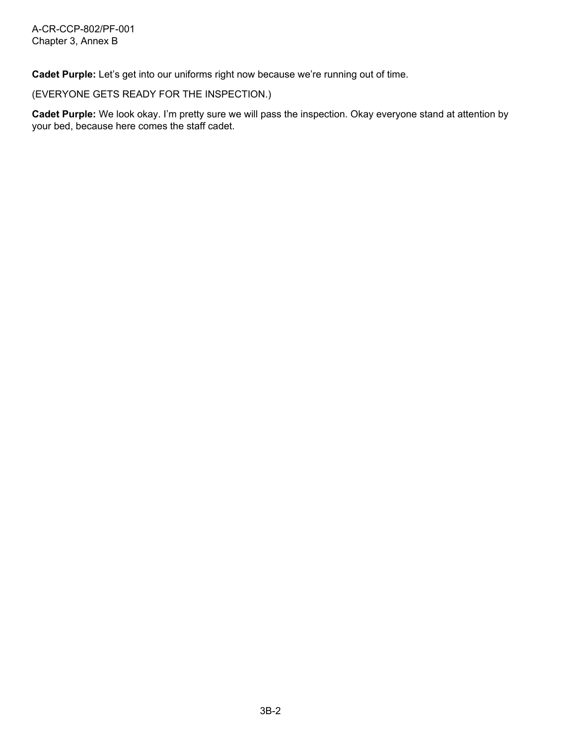**Cadet Purple:** Let's get into our uniforms right now because we're running out of time.

(EVERYONE GETS READY FOR THE INSPECTION.)

**Cadet Purple:** We look okay. I'm pretty sure we will pass the inspection. Okay everyone stand at attention by your bed, because here comes the staff cadet.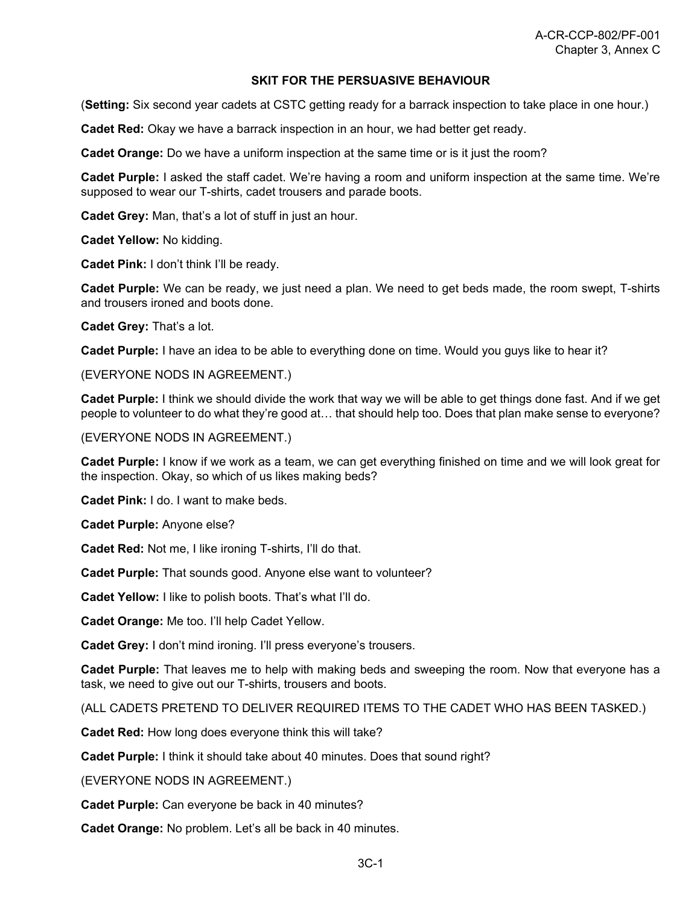## SKIT FOR THE PERSUASIVE BEHAVIOUR

(**Setting:** Six second year cadets at CSTC getting ready for a barrack inspection to take place in one hour.)

**Cadet Red:** Okay we have a barrack inspection in an hour, we had better get ready.

**Cadet Orange:** Do we have a uniform inspection at the same time or is it just the room?

**Cadet Purple:** I asked the staff cadet. We're having a room and uniform inspection at the same time. We're supposed to wear our T-shirts, cadet trousers and parade boots.

**Cadet Grey:** Man, that's a lot of stuff in just an hour.

**Cadet Yellow:** No kidding.

**Cadet Pink:** I don't think I'll be ready.

**Cadet Purple:** We can be ready, we just need a plan. We need to get beds made, the room swept, T-shirts and trousers ironed and boots done.

**Cadet Grey:** That's a lot.

**Cadet Purple:** I have an idea to be able to everything done on time. Would you guys like to hear it?

(EVERYONE NODS IN AGREEMENT.)

**Cadet Purple:** I think we should divide the work that way we will be able to get things done fast. And if we get people to volunteer to do what they're good at… that should help too. Does that plan make sense to everyone?

(EVERYONE NODS IN AGREEMENT.)

**Cadet Purple:** I know if we work as a team, we can get everything finished on time and we will look great for the inspection. Okay, so which of us likes making beds?

**Cadet Pink:** I do. I want to make beds.

**Cadet Purple:** Anyone else?

**Cadet Red:** Not me, I like ironing T-shirts, I'll do that.

**Cadet Purple:** That sounds good. Anyone else want to volunteer?

**Cadet Yellow:** I like to polish boots. That's what I'll do.

**Cadet Orange:** Me too. I'll help Cadet Yellow.

**Cadet Grey:** I don't mind ironing. I'll press everyone's trousers.

**Cadet Purple:** That leaves me to help with making beds and sweeping the room. Now that everyone has a task, we need to give out our T-shirts, trousers and boots.

(ALL CADETS PRETEND TO DELIVER REQUIRED ITEMS TO THE CADET WHO HAS BEEN TASKED.)

**Cadet Red:** How long does everyone think this will take?

**Cadet Purple:** I think it should take about 40 minutes. Does that sound right?

(EVERYONE NODS IN AGREEMENT.)

**Cadet Purple:** Can everyone be back in 40 minutes?

**Cadet Orange:** No problem. Let's all be back in 40 minutes.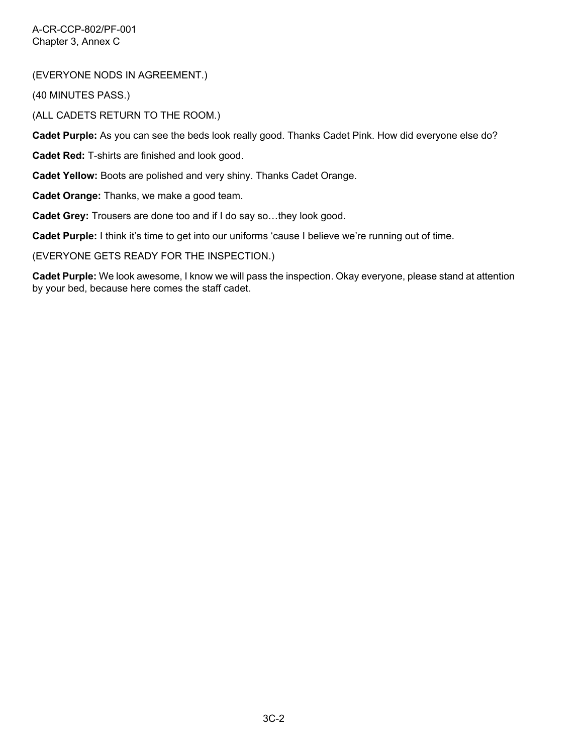(EVERYONE NODS IN AGREEMENT.)

(40 MINUTES PASS.)

(ALL CADETS RETURN TO THE ROOM.)

**Cadet Purple:** As you can see the beds look really good. Thanks Cadet Pink. How did everyone else do?

**Cadet Red:** T-shirts are finished and look good.

**Cadet Yellow:** Boots are polished and very shiny. Thanks Cadet Orange.

**Cadet Orange:** Thanks, we make a good team.

**Cadet Grey:** Trousers are done too and if I do say so…they look good.

**Cadet Purple:** I think it's time to get into our uniforms 'cause I believe we're running out of time.

(EVERYONE GETS READY FOR THE INSPECTION.)

**Cadet Purple:** We look awesome, I know we will pass the inspection. Okay everyone, please stand at attention by your bed, because here comes the staff cadet.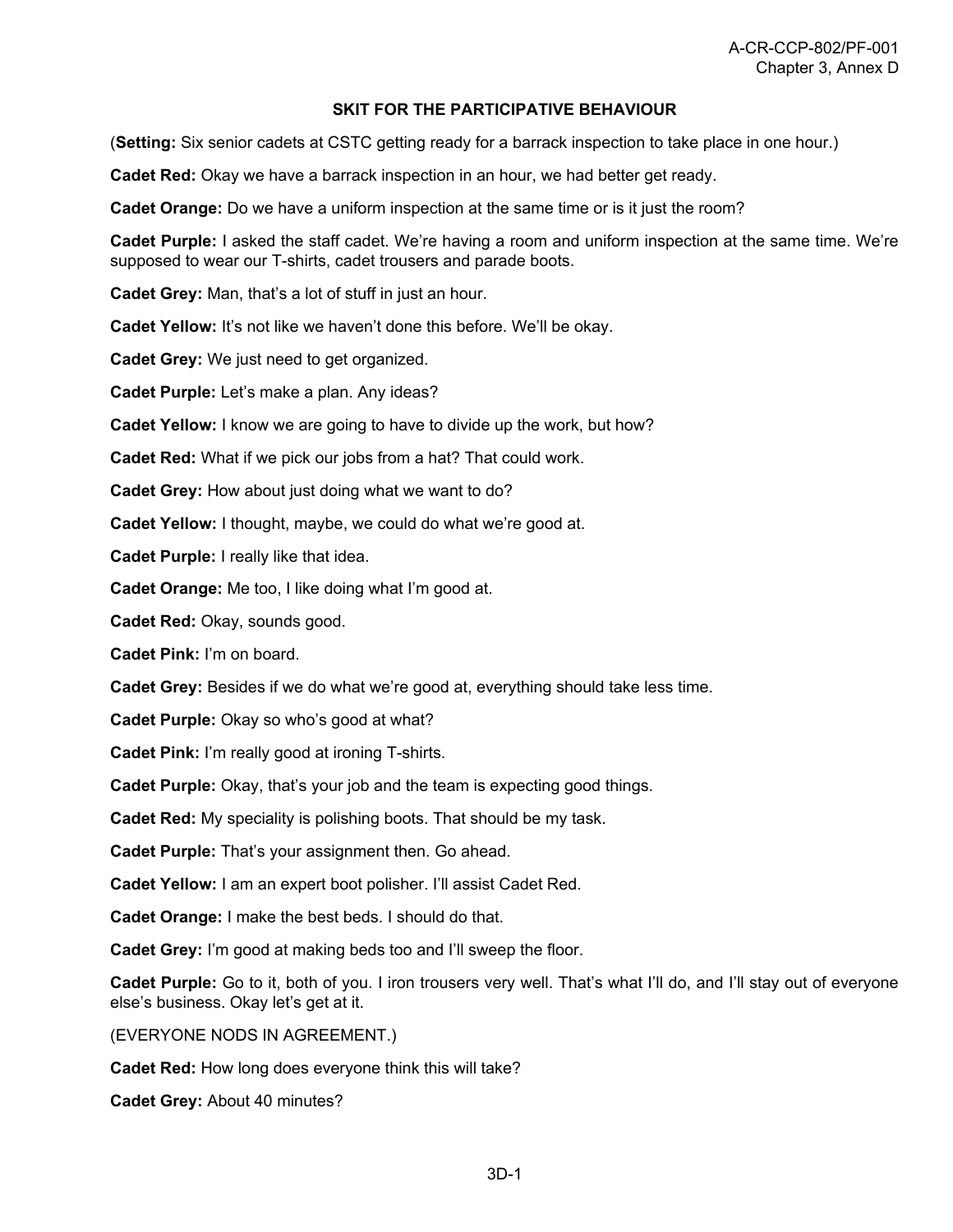## SKIT FOR THE PARTICIPATIVE BEHAVIOUR

(**Setting:** Six senior cadets at CSTC getting ready for a barrack inspection to take place in one hour.)

**Cadet Red:** Okay we have a barrack inspection in an hour, we had better get ready.

**Cadet Orange:** Do we have a uniform inspection at the same time or is it just the room?

**Cadet Purple:** I asked the staff cadet. We're having a room and uniform inspection at the same time. We're supposed to wear our T-shirts, cadet trousers and parade boots.

**Cadet Grey:** Man, that's a lot of stuff in just an hour.

**Cadet Yellow:** It's not like we haven't done this before. We'll be okay.

**Cadet Grey:** We just need to get organized.

**Cadet Purple:** Let's make a plan. Any ideas?

**Cadet Yellow:** I know we are going to have to divide up the work, but how?

**Cadet Red:** What if we pick our jobs from a hat? That could work.

**Cadet Grey:** How about just doing what we want to do?

**Cadet Yellow:** I thought, maybe, we could do what we're good at.

**Cadet Purple:** I really like that idea.

**Cadet Orange:** Me too, I like doing what I'm good at.

**Cadet Red:** Okay, sounds good.

**Cadet Pink:** I'm on board.

**Cadet Grey:** Besides if we do what we're good at, everything should take less time.

**Cadet Purple:** Okay so who's good at what?

**Cadet Pink:** I'm really good at ironing T-shirts.

**Cadet Purple:** Okay, that's your job and the team is expecting good things.

**Cadet Red:** My speciality is polishing boots. That should be my task.

**Cadet Purple:** That's your assignment then. Go ahead.

**Cadet Yellow:** I am an expert boot polisher. I'll assist Cadet Red.

**Cadet Orange:** I make the best beds. I should do that.

**Cadet Grey:** I'm good at making beds too and I'll sweep the floor.

**Cadet Purple:** Go to it, both of you. I iron trousers very well. That's what I'll do, and I'll stay out of everyone else's business. Okay let's get at it.

(EVERYONE NODS IN AGREEMENT.)

**Cadet Red:** How long does everyone think this will take?

**Cadet Grey:** About 40 minutes?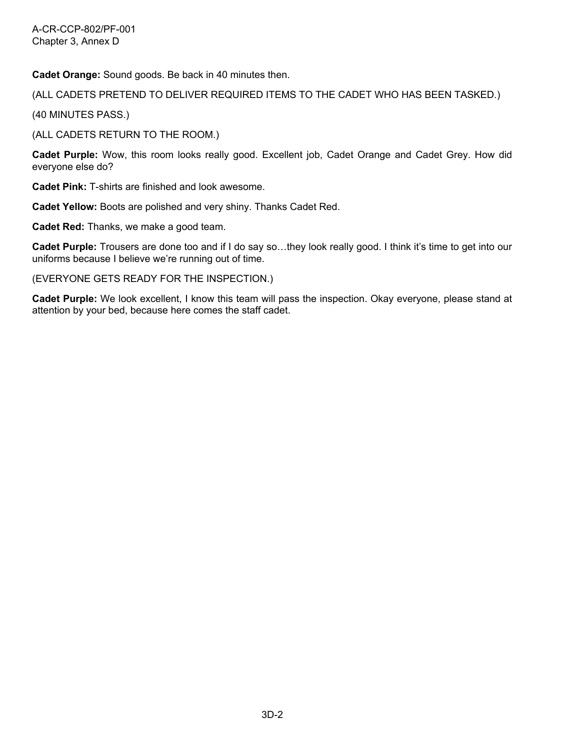**Cadet Orange:** Sound goods. Be back in 40 minutes then.

(ALL CADETS PRETEND TO DELIVER REQUIRED ITEMS TO THE CADET WHO HAS BEEN TASKED.)

(40 MINUTES PASS.)

(ALL CADETS RETURN TO THE ROOM.)

**Cadet Purple:** Wow, this room looks really good. Excellent job, Cadet Orange and Cadet Grey. How did everyone else do?

**Cadet Pink:** T-shirts are finished and look awesome.

**Cadet Yellow:** Boots are polished and very shiny. Thanks Cadet Red.

**Cadet Red:** Thanks, we make a good team.

**Cadet Purple:** Trousers are done too and if I do say so…they look really good. I think it's time to get into our uniforms because I believe we're running out of time.

(EVERYONE GETS READY FOR THE INSPECTION.)

**Cadet Purple:** We look excellent, I know this team will pass the inspection. Okay everyone, please stand at attention by your bed, because here comes the staff cadet.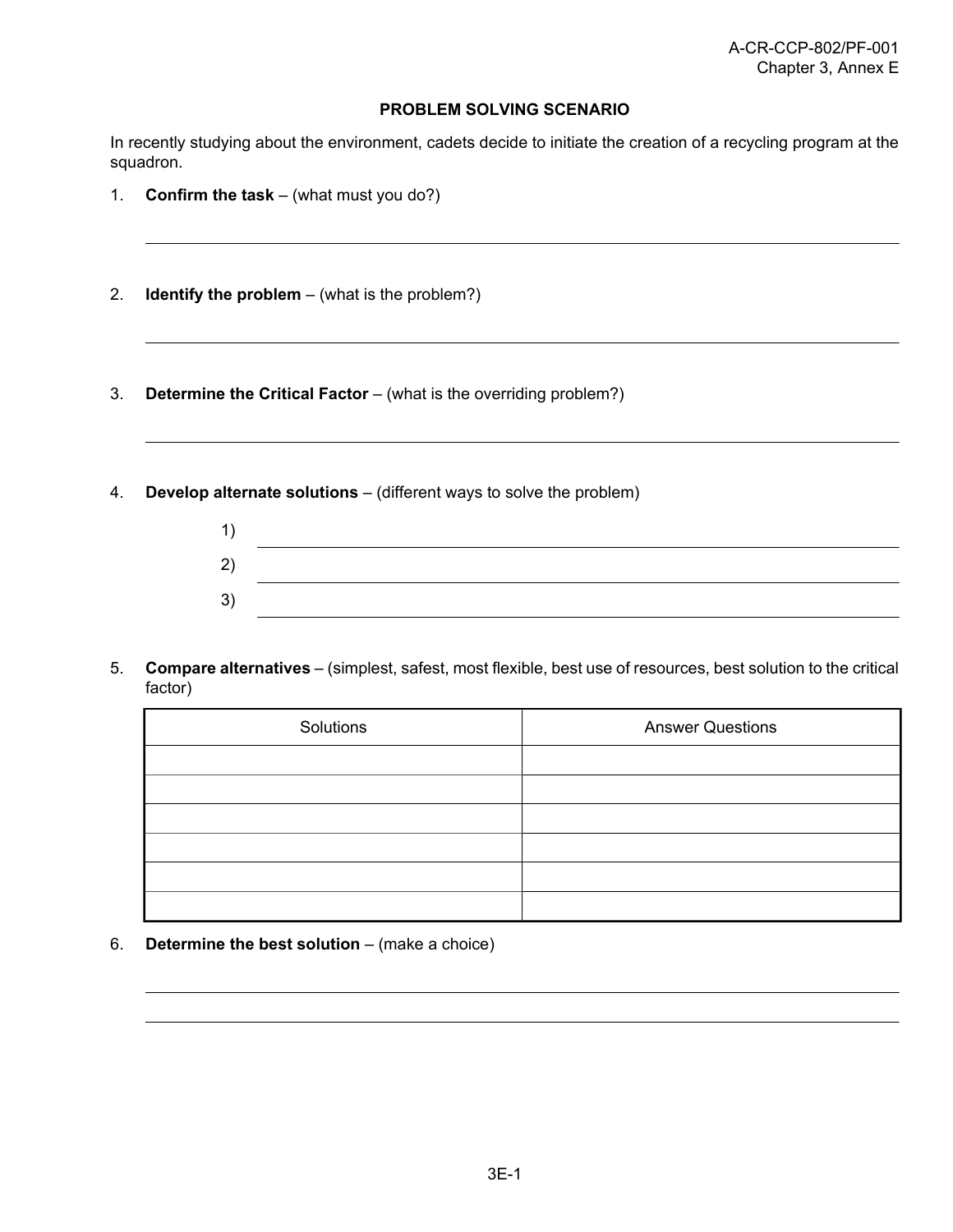## PROBLEM SOLVING SCENARIO

In recently studying about the environment, cadets decide to initiate the creation of a recycling program at the squadron.

1. **Confirm the task** – (what must you do?)

   ______________________________________________

2. **Identify the problem** – (what is the problem?)

   ______________________________________________

3. **Determine the Critical Factor** – (what is the overriding problem?)

   ______________________________________________

4. **Develop alternate solutions** – (different ways to solve the problem)

   1) ______________________________________________

   2) ______________________________________________

   3) ______________________________________________

5. **Compare alternatives** – (simplest, safest, most flexible, best use of resources, best solution to the critical factor)

| Solutions | Answer Questions |
|---|---|
| | |
| | |
| | |
| | |
| | |
| | |

6. **Determine the best solution** – (make a choice)

   ______________________________________________

   ______________________________________________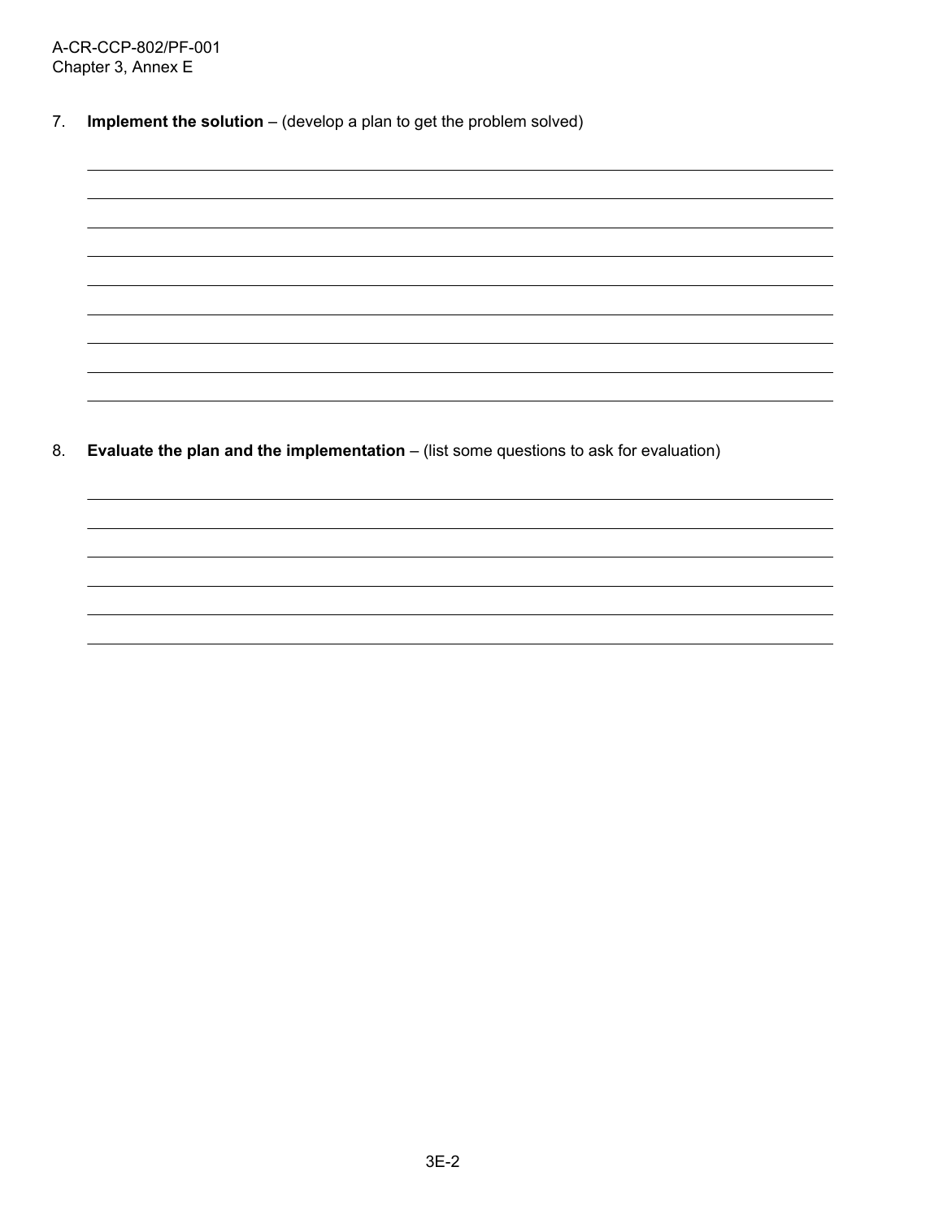7. **Implement the solution** – (develop a plan to get the problem solved)

8. **Evaluate the plan and the implementation** – (list some questions to ask for evaluation)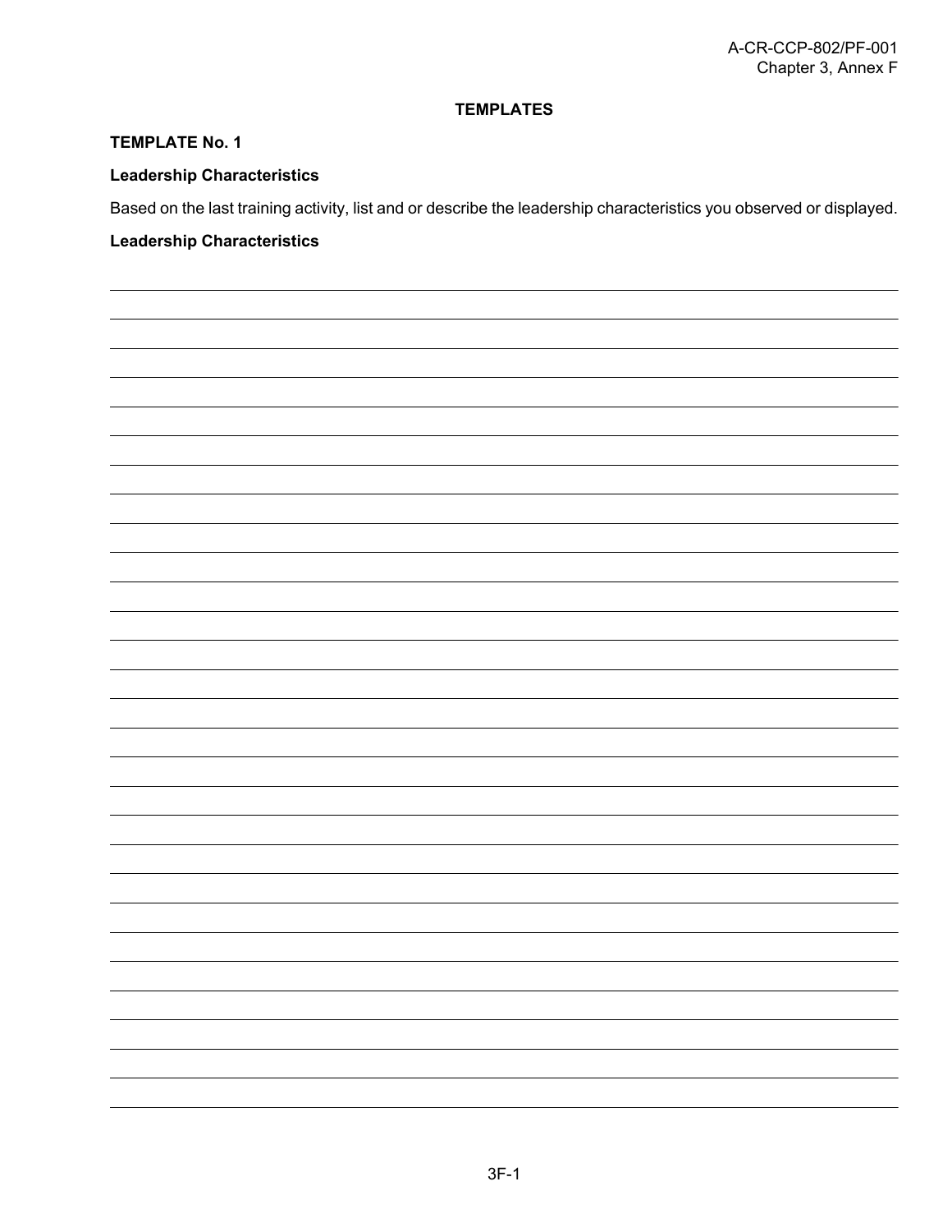# TEMPLATES

## TEMPLATE No. 1

### Leadership Characteristics

Based on the last training activity, list and or describe the leadership characteristics you observed or displayed.

**Leadership Characteristics**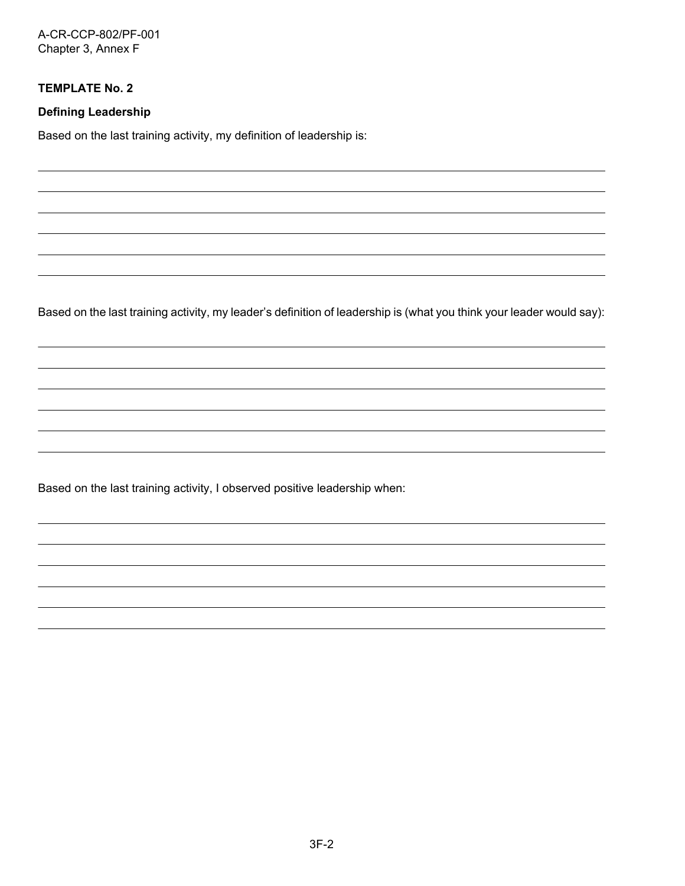**TEMPLATE No. 2**

**Defining Leadership**

Based on the last training activity, my definition of leadership is:

______________________________________________________________________________

______________________________________________________________________________

______________________________________________________________________________

______________________________________________________________________________

______________________________________________________________________________

______________________________________________________________________________

Based on the last training activity, my leader's definition of leadership is (what you think your leader would say):

______________________________________________________________________________

______________________________________________________________________________

______________________________________________________________________________

______________________________________________________________________________

______________________________________________________________________________

______________________________________________________________________________

Based on the last training activity, I observed positive leadership when:

______________________________________________________________________________

______________________________________________________________________________

______________________________________________________________________________

______________________________________________________________________________

______________________________________________________________________________

______________________________________________________________________________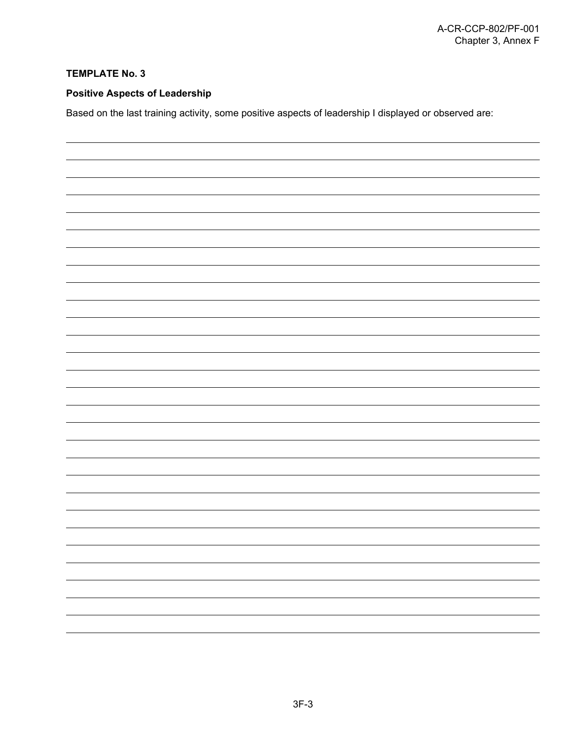**TEMPLATE No. 3**

**Positive Aspects of Leadership**

Based on the last training activity, some positive aspects of leadership I displayed or observed are: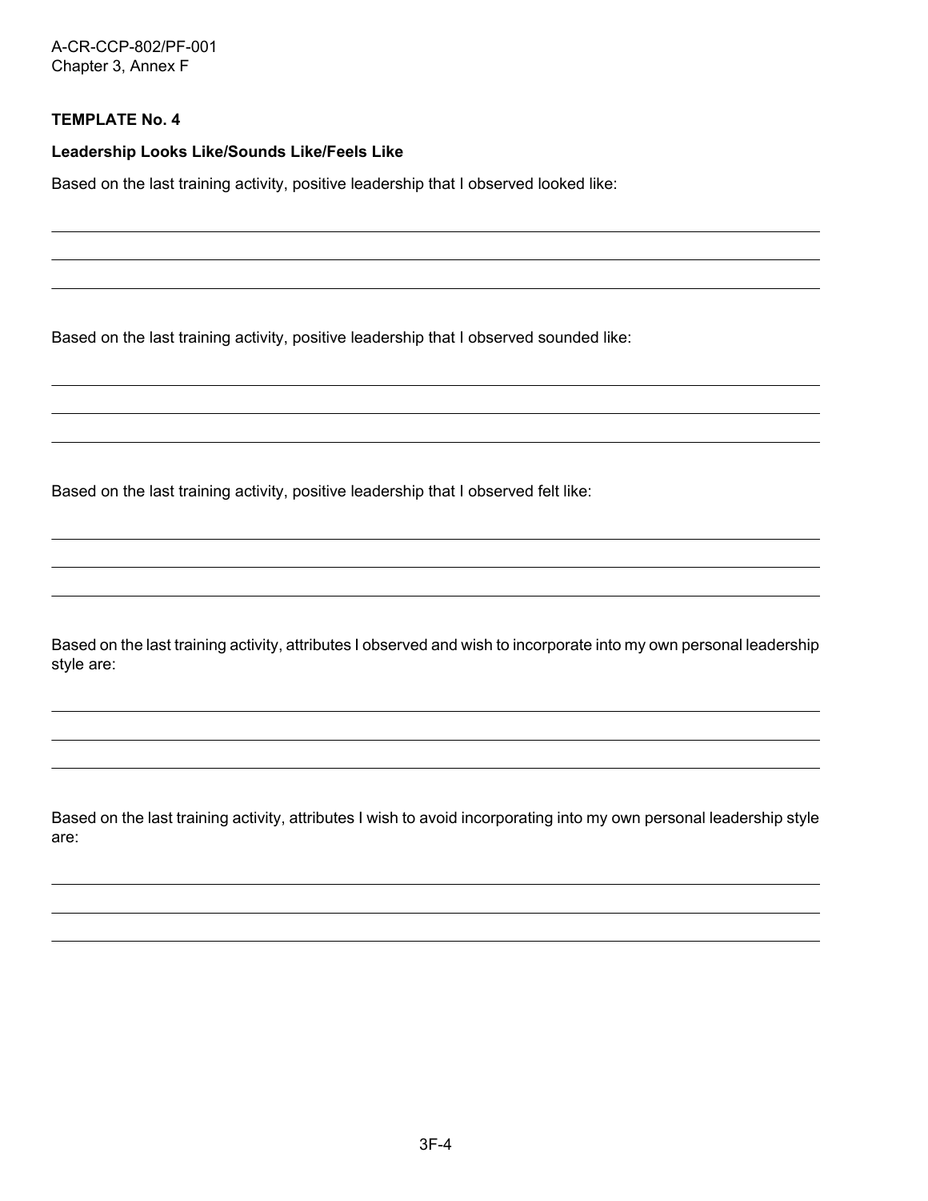**TEMPLATE No. 4**

**Leadership Looks Like/Sounds Like/Feels Like**

Based on the last training activity, positive leadership that I observed looked like:

\_\_\_\_\_\_\_\_\_\_\_\_\_\_\_\_\_\_\_\_\_\_\_\_\_\_\_\_\_\_\_\_\_\_\_\_\_\_\_\_\_\_\_\_\_\_\_\_\_\_\_\_\_\_\_\_\_\_\_\_\_\_\_\_\_\_\_\_\_\_\_\_

\_\_\_\_\_\_\_\_\_\_\_\_\_\_\_\_\_\_\_\_\_\_\_\_\_\_\_\_\_\_\_\_\_\_\_\_\_\_\_\_\_\_\_\_\_\_\_\_\_\_\_\_\_\_\_\_\_\_\_\_\_\_\_\_\_\_\_\_\_\_\_\_

\_\_\_\_\_\_\_\_\_\_\_\_\_\_\_\_\_\_\_\_\_\_\_\_\_\_\_\_\_\_\_\_\_\_\_\_\_\_\_\_\_\_\_\_\_\_\_\_\_\_\_\_\_\_\_\_\_\_\_\_\_\_\_\_\_\_\_\_\_\_\_\_

Based on the last training activity, positive leadership that I observed sounded like:

\_\_\_\_\_\_\_\_\_\_\_\_\_\_\_\_\_\_\_\_\_\_\_\_\_\_\_\_\_\_\_\_\_\_\_\_\_\_\_\_\_\_\_\_\_\_\_\_\_\_\_\_\_\_\_\_\_\_\_\_\_\_\_\_\_\_\_\_\_\_\_\_

\_\_\_\_\_\_\_\_\_\_\_\_\_\_\_\_\_\_\_\_\_\_\_\_\_\_\_\_\_\_\_\_\_\_\_\_\_\_\_\_\_\_\_\_\_\_\_\_\_\_\_\_\_\_\_\_\_\_\_\_\_\_\_\_\_\_\_\_\_\_\_\_

\_\_\_\_\_\_\_\_\_\_\_\_\_\_\_\_\_\_\_\_\_\_\_\_\_\_\_\_\_\_\_\_\_\_\_\_\_\_\_\_\_\_\_\_\_\_\_\_\_\_\_\_\_\_\_\_\_\_\_\_\_\_\_\_\_\_\_\_\_\_\_\_

Based on the last training activity, positive leadership that I observed felt like:

\_\_\_\_\_\_\_\_\_\_\_\_\_\_\_\_\_\_\_\_\_\_\_\_\_\_\_\_\_\_\_\_\_\_\_\_\_\_\_\_\_\_\_\_\_\_\_\_\_\_\_\_\_\_\_\_\_\_\_\_\_\_\_\_\_\_\_\_\_\_\_\_

\_\_\_\_\_\_\_\_\_\_\_\_\_\_\_\_\_\_\_\_\_\_\_\_\_\_\_\_\_\_\_\_\_\_\_\_\_\_\_\_\_\_\_\_\_\_\_\_\_\_\_\_\_\_\_\_\_\_\_\_\_\_\_\_\_\_\_\_\_\_\_\_

\_\_\_\_\_\_\_\_\_\_\_\_\_\_\_\_\_\_\_\_\_\_\_\_\_\_\_\_\_\_\_\_\_\_\_\_\_\_\_\_\_\_\_\_\_\_\_\_\_\_\_\_\_\_\_\_\_\_\_\_\_\_\_\_\_\_\_\_\_\_\_\_

Based on the last training activity, attributes I observed and wish to incorporate into my own personal leadership style are:

\_\_\_\_\_\_\_\_\_\_\_\_\_\_\_\_\_\_\_\_\_\_\_\_\_\_\_\_\_\_\_\_\_\_\_\_\_\_\_\_\_\_\_\_\_\_\_\_\_\_\_\_\_\_\_\_\_\_\_\_\_\_\_\_\_\_\_\_\_\_\_\_

\_\_\_\_\_\_\_\_\_\_\_\_\_\_\_\_\_\_\_\_\_\_\_\_\_\_\_\_\_\_\_\_\_\_\_\_\_\_\_\_\_\_\_\_\_\_\_\_\_\_\_\_\_\_\_\_\_\_\_\_\_\_\_\_\_\_\_\_\_\_\_\_

\_\_\_\_\_\_\_\_\_\_\_\_\_\_\_\_\_\_\_\_\_\_\_\_\_\_\_\_\_\_\_\_\_\_\_\_\_\_\_\_\_\_\_\_\_\_\_\_\_\_\_\_\_\_\_\_\_\_\_\_\_\_\_\_\_\_\_\_\_\_\_\_

Based on the last training activity, attributes I wish to avoid incorporating into my own personal leadership style are:

\_\_\_\_\_\_\_\_\_\_\_\_\_\_\_\_\_\_\_\_\_\_\_\_\_\_\_\_\_\_\_\_\_\_\_\_\_\_\_\_\_\_\_\_\_\_\_\_\_\_\_\_\_\_\_\_\_\_\_\_\_\_\_\_\_\_\_\_\_\_\_\_

\_\_\_\_\_\_\_\_\_\_\_\_\_\_\_\_\_\_\_\_\_\_\_\_\_\_\_\_\_\_\_\_\_\_\_\_\_\_\_\_\_\_\_\_\_\_\_\_\_\_\_\_\_\_\_\_\_\_\_\_\_\_\_\_\_\_\_\_\_\_\_\_

\_\_\_\_\_\_\_\_\_\_\_\_\_\_\_\_\_\_\_\_\_\_\_\_\_\_\_\_\_\_\_\_\_\_\_\_\_\_\_\_\_\_\_\_\_\_\_\_\_\_\_\_\_\_\_\_\_\_\_\_\_\_\_\_\_\_\_\_\_\_\_\_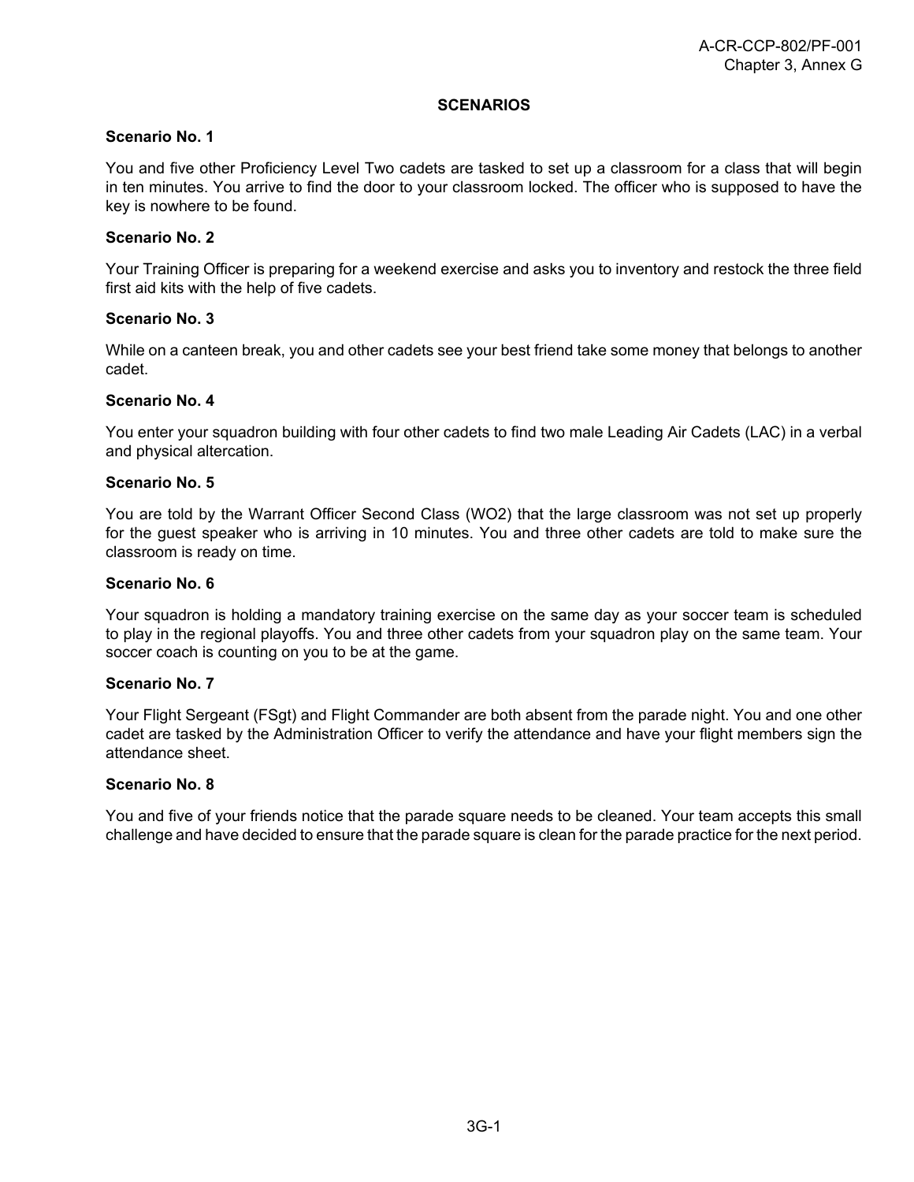# SCENARIOS

**Scenario No. 1**

You and five other Proficiency Level Two cadets are tasked to set up a classroom for a class that will begin in ten minutes. You arrive to find the door to your classroom locked. The officer who is supposed to have the key is nowhere to be found.

**Scenario No. 2**

Your Training Officer is preparing for a weekend exercise and asks you to inventory and restock the three field first aid kits with the help of five cadets.

**Scenario No. 3**

While on a canteen break, you and other cadets see your best friend take some money that belongs to another cadet.

**Scenario No. 4**

You enter your squadron building with four other cadets to find two male Leading Air Cadets (LAC) in a verbal and physical altercation.

**Scenario No. 5**

You are told by the Warrant Officer Second Class (WO2) that the large classroom was not set up properly for the guest speaker who is arriving in 10 minutes. You and three other cadets are told to make sure the classroom is ready on time.

**Scenario No. 6**

Your squadron is holding a mandatory training exercise on the same day as your soccer team is scheduled to play in the regional playoffs. You and three other cadets from your squadron play on the same team. Your soccer coach is counting on you to be at the game.

**Scenario No. 7**

Your Flight Sergeant (FSgt) and Flight Commander are both absent from the parade night. You and one other cadet are tasked by the Administration Officer to verify the attendance and have your flight members sign the attendance sheet.

**Scenario No. 8**

You and five of your friends notice that the parade square needs to be cleaned. Your team accepts this small challenge and have decided to ensure that the parade square is clean for the parade practice for the next period.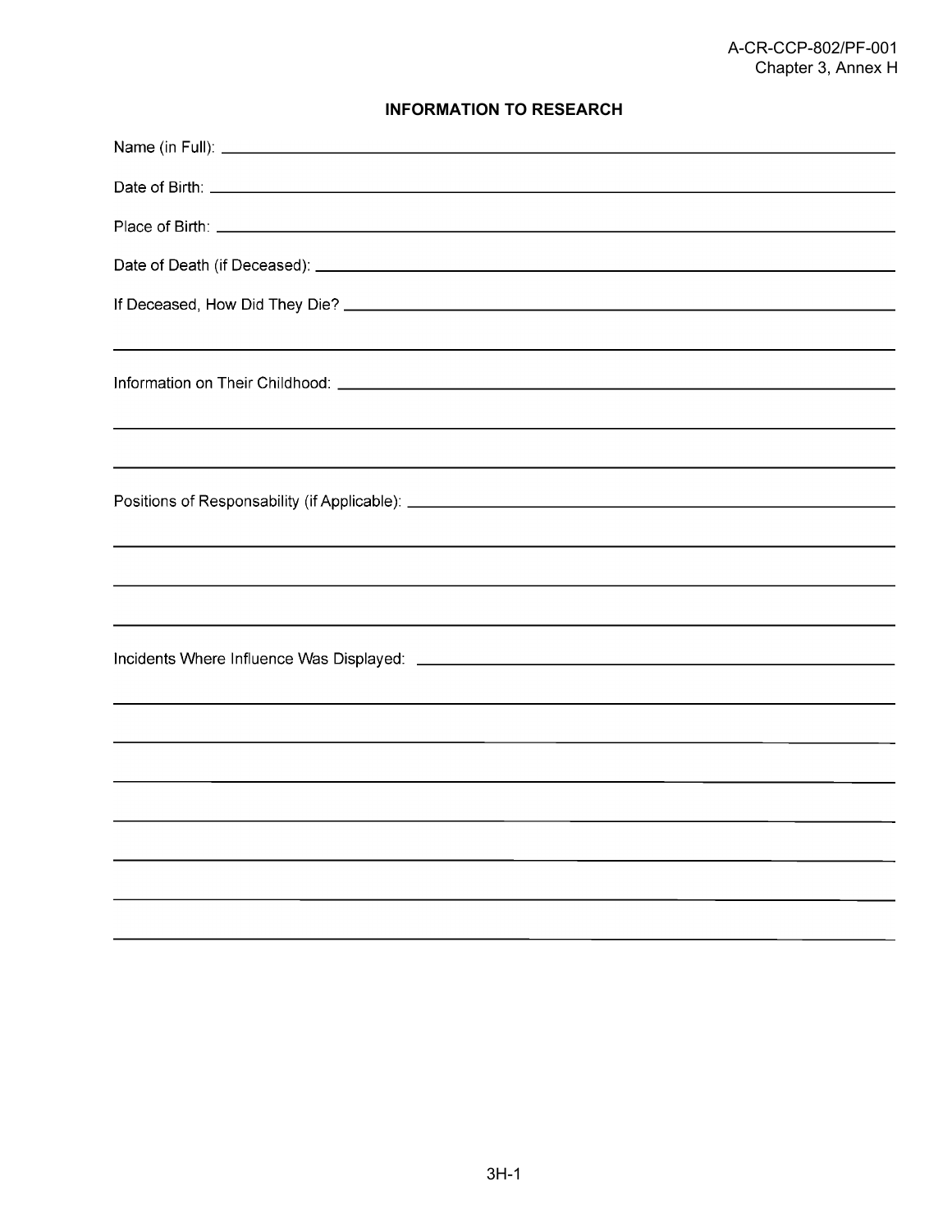# INFORMATION TO RESEARCH

Name (in Full): ______________________________________________

Date of Birth: ______________________________________________

Place of Birth: ______________________________________________

Date of Death (if Deceased): ______________________________________________

If Deceased, How Did They Die? ______________________________________________

______________________________________________

Information on Their Childhood: ______________________________________________

______________________________________________

______________________________________________

Positions of Responsability (if Applicable): ______________________________________________

______________________________________________

______________________________________________

______________________________________________

Incidents Where Influence Was Displayed: ______________________________________________

______________________________________________

______________________________________________

______________________________________________

______________________________________________

______________________________________________

______________________________________________

______________________________________________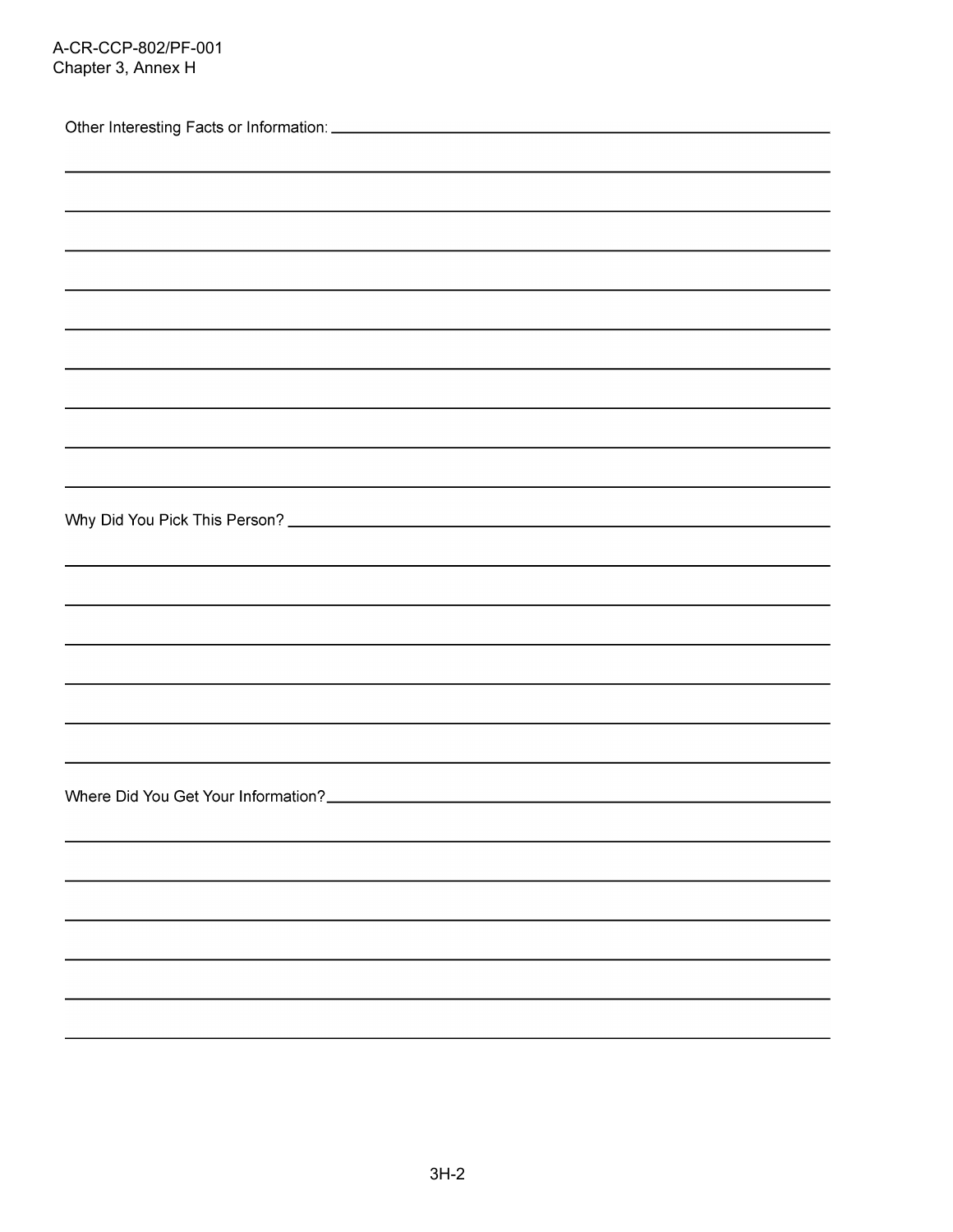Other Interesting Facts or Information: \_\_\_\_\_\_\_\_\_\_\_\_\_\_\_\_\_\_\_\_\_\_\_\_\_\_\_\_\_\_\_\_\_\_\_\_\_\_\_\_

Why Did You Pick This Person? \_\_\_\_\_\_\_\_\_\_\_\_\_\_\_\_\_\_\_\_\_\_\_\_\_\_\_\_\_\_\_\_\_\_\_\_\_\_\_\_

Where Did You Get Your Information? \_\_\_\_\_\_\_\_\_\_\_\_\_\_\_\_\_\_\_\_\_\_\_\_\_\_\_\_\_\_\_\_\_\_\_\_\_\_\_\_